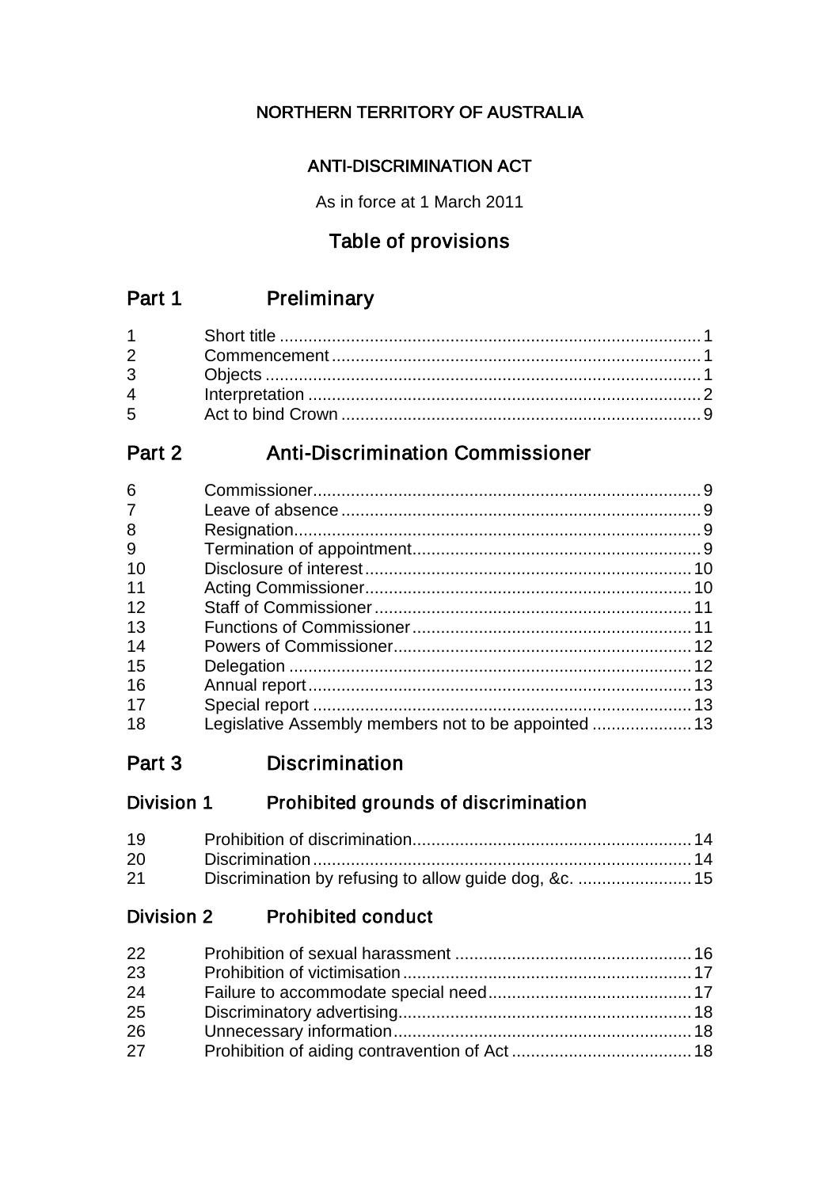# NORTHERN TERRITORY OF AUSTRALIA

## ANTI-DISCRIMINATION ACT

As in force at 1 March 2011

## Table of provisions

## Part 1 Preliminary

| | | |
|---|---|---|
| 1 | Short title | 1 |
| 2 | Commencement | 1 |
| 3 | Objects | 1 |
| 4 | Interpretation | 2 |
| 5 | Act to bind Crown | 9 |

## Part 2 Anti-Discrimination Commissioner

| | | |
|---|---|---|
| 6 | Commissioner | 9 |
| 7 | Leave of absence | 9 |
| 8 | Resignation | 9 |
| 9 | Termination of appointment | 9 |
| 10 | Disclosure of interest | 10 |
| 11 | Acting Commissioner | 10 |
| 12 | Staff of Commissioner | 11 |
| 13 | Functions of Commissioner | 11 |
| 14 | Powers of Commissioner | 12 |
| 15 | Delegation | 12 |
| 16 | Annual report | 13 |
| 17 | Special report | 13 |
| 18 | Legislative Assembly members not to be appointed | 13 |

## Part 3 Discrimination

### Division 1 Prohibited grounds of discrimination

| | | |
|---|---|---|
| 19 | Prohibition of discrimination | 14 |
| 20 | Discrimination | 14 |
| 21 | Discrimination by refusing to allow guide dog, &c. | 15 |

### Division 2 Prohibited conduct

| | | |
|---|---|---|
| 22 | Prohibition of sexual harassment | 16 |
| 23 | Prohibition of victimisation | 17 |
| 24 | Failure to accommodate special need | 17 |
| 25 | Discriminatory advertising | 18 |
| 26 | Unnecessary information | 18 |
| 27 | Prohibition of aiding contravention of Act | 18 |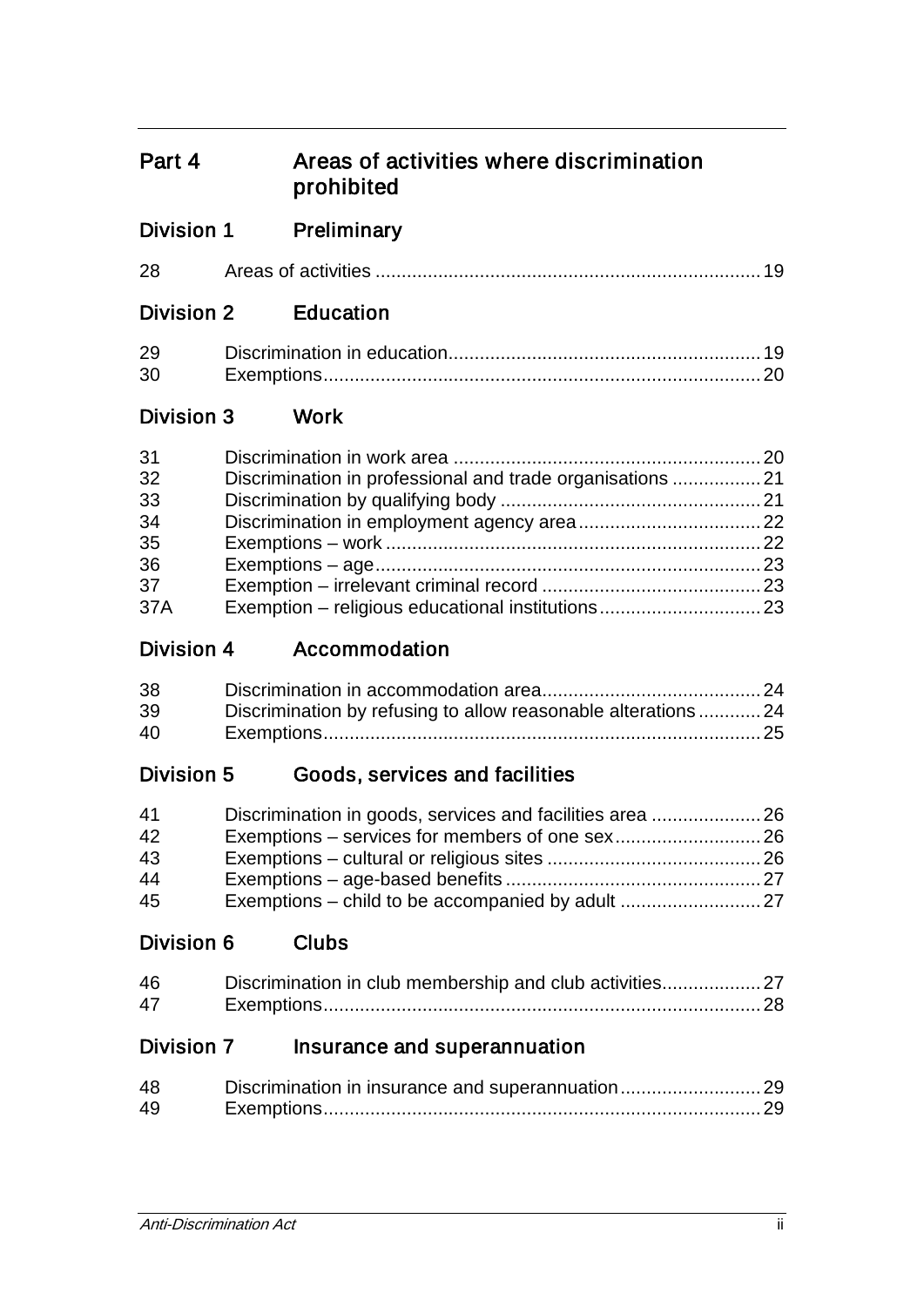## Part 4 Areas of activities where discrimination prohibited

### Division 1 Preliminary

| | | |
|---|---|---|
| 28 | Areas of activities | 19 |

### Division 2 Education

| | | |
|---|---|---|
| 29 | Discrimination in education | 19 |
| 30 | Exemptions | 20 |

### Division 3 Work

| | | |
|---|---|---|
| 31 | Discrimination in work area | 20 |
| 32 | Discrimination in professional and trade organisations | 21 |
| 33 | Discrimination by qualifying body | 21 |
| 34 | Discrimination in employment agency area | 22 |
| 35 | Exemptions – work | 22 |
| 36 | Exemptions – age | 23 |
| 37 | Exemption – irrelevant criminal record | 23 |
| 37A | Exemption – religious educational institutions | 23 |

### Division 4 Accommodation

| | | |
|---|---|---|
| 38 | Discrimination in accommodation area | 24 |
| 39 | Discrimination by refusing to allow reasonable alterations | 24 |
| 40 | Exemptions | 25 |

### Division 5 Goods, services and facilities

| | | |
|---|---|---|
| 41 | Discrimination in goods, services and facilities area | 26 |
| 42 | Exemptions – services for members of one sex | 26 |
| 43 | Exemptions – cultural or religious sites | 26 |
| 44 | Exemptions – age-based benefits | 27 |
| 45 | Exemptions – child to be accompanied by adult | 27 |

### Division 6 Clubs

| | | |
|---|---|---|
| 46 | Discrimination in club membership and club activities | 27 |
| 47 | Exemptions | 28 |

### Division 7 Insurance and superannuation

| | | |
|---|---|---|
| 48 | Discrimination in insurance and superannuation | 29 |
| 49 | Exemptions | 29 |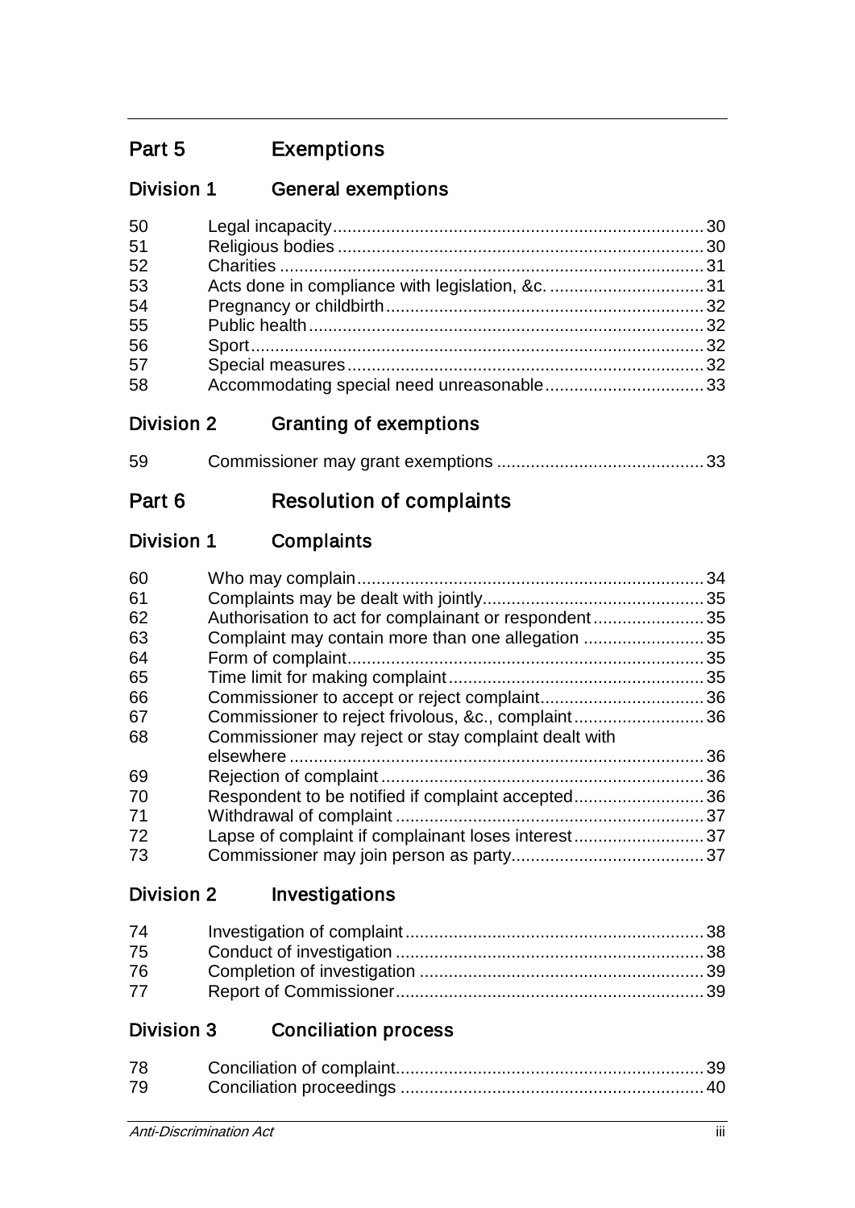## Part 5 Exemptions

### Division 1 General exemptions

| | | |
|---|---|---|
| 50 | Legal incapacity | 30 |
| 51 | Religious bodies | 30 |
| 52 | Charities | 31 |
| 53 | Acts done in compliance with legislation, &c. | 31 |
| 54 | Pregnancy or childbirth | 32 |
| 55 | Public health | 32 |
| 56 | Sport | 32 |
| 57 | Special measures | 32 |
| 58 | Accommodating special need unreasonable | 33 |

### Division 2 Granting of exemptions

| | | |
|---|---|---|
| 59 | Commissioner may grant exemptions | 33 |

## Part 6 Resolution of complaints

### Division 1 Complaints

| | | |
|---|---|---|
| 60 | Who may complain | 34 |
| 61 | Complaints may be dealt with jointly | 35 |
| 62 | Authorisation to act for complainant or respondent | 35 |
| 63 | Complaint may contain more than one allegation | 35 |
| 64 | Form of complaint | 35 |
| 65 | Time limit for making complaint | 35 |
| 66 | Commissioner to accept or reject complaint | 36 |
| 67 | Commissioner to reject frivolous, &c., complaint | 36 |
| 68 | Commissioner may reject or stay complaint dealt with elsewhere | 36 |
| 69 | Rejection of complaint | 36 |
| 70 | Respondent to be notified if complaint accepted | 36 |
| 71 | Withdrawal of complaint | 37 |
| 72 | Lapse of complaint if complainant loses interest | 37 |
| 73 | Commissioner may join person as party | 37 |

### Division 2 Investigations

| | | |
|---|---|---|
| 74 | Investigation of complaint | 38 |
| 75 | Conduct of investigation | 38 |
| 76 | Completion of investigation | 39 |
| 77 | Report of Commissioner | 39 |

### Division 3 Conciliation process

| | | |
|---|---|---|
| 78 | Conciliation of complaint | 39 |
| 79 | Conciliation proceedings | 40 |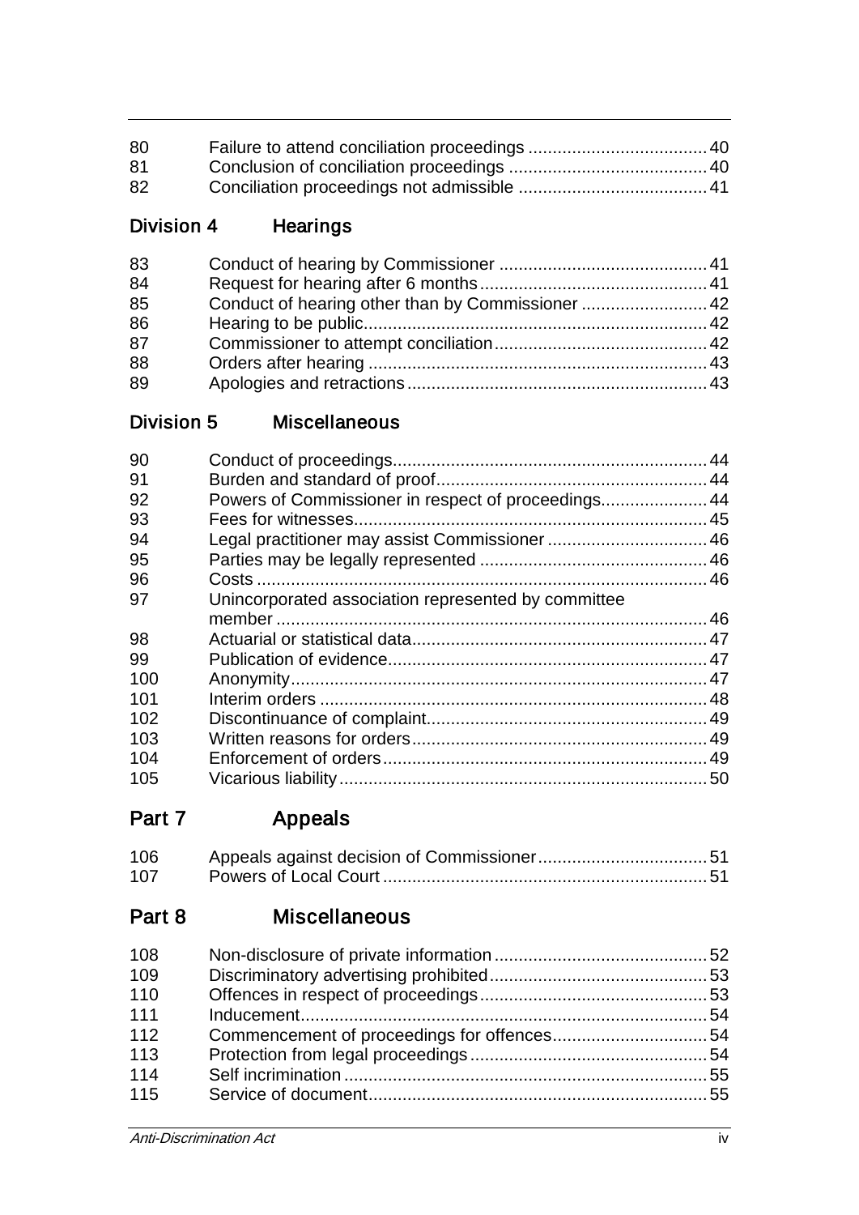| | | |
|---|---|---|
| 80 | Failure to attend conciliation proceedings | 40 |
| 81 | Conclusion of conciliation proceedings | 40 |
| 82 | Conciliation proceedings not admissible | 41 |

## Division 4 Hearings

| | | |
|---|---|---|
| 83 | Conduct of hearing by Commissioner | 41 |
| 84 | Request for hearing after 6 months | 41 |
| 85 | Conduct of hearing other than by Commissioner | 42 |
| 86 | Hearing to be public | 42 |
| 87 | Commissioner to attempt conciliation | 42 |
| 88 | Orders after hearing | 43 |
| 89 | Apologies and retractions | 43 |

## Division 5 Miscellaneous

| | | |
|---|---|---|
| 90 | Conduct of proceedings | 44 |
| 91 | Burden and standard of proof | 44 |
| 92 | Powers of Commissioner in respect of proceedings | 44 |
| 93 | Fees for witnesses | 45 |
| 94 | Legal practitioner may assist Commissioner | 46 |
| 95 | Parties may be legally represented | 46 |
| 96 | Costs | 46 |
| 97 | Unincorporated association represented by committee member | 46 |
| 98 | Actuarial or statistical data | 47 |
| 99 | Publication of evidence | 47 |
| 100 | Anonymity | 47 |
| 101 | Interim orders | 48 |
| 102 | Discontinuance of complaint | 49 |
| 103 | Written reasons for orders | 49 |
| 104 | Enforcement of orders | 49 |
| 105 | Vicarious liability | 50 |

# Part 7 Appeals

| | | |
|---|---|---|
| 106 | Appeals against decision of Commissioner | 51 |
| 107 | Powers of Local Court | 51 |

# Part 8 Miscellaneous

| | | |
|---|---|---|
| 108 | Non-disclosure of private information | 52 |
| 109 | Discriminatory advertising prohibited | 53 |
| 110 | Offences in respect of proceedings | 53 |
| 111 | Inducement | 54 |
| 112 | Commencement of proceedings for offences | 54 |
| 113 | Protection from legal proceedings | 54 |
| 114 | Self incrimination | 55 |
| 115 | Service of document | 55 |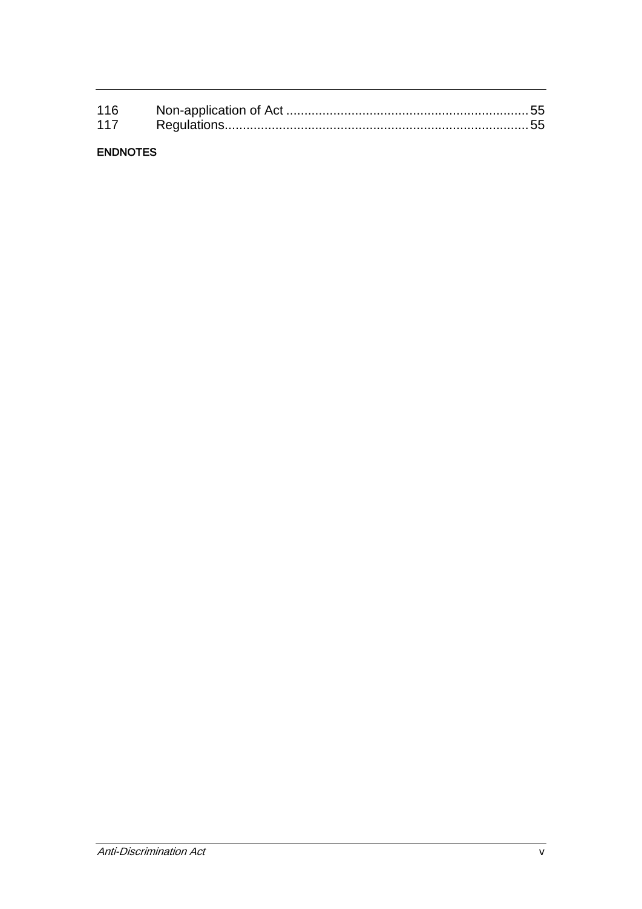| | | |
|---|---|---|
| 116 | Non-application of Act | 55 |
| 117 | Regulations | 55 |

**ENDNOTES**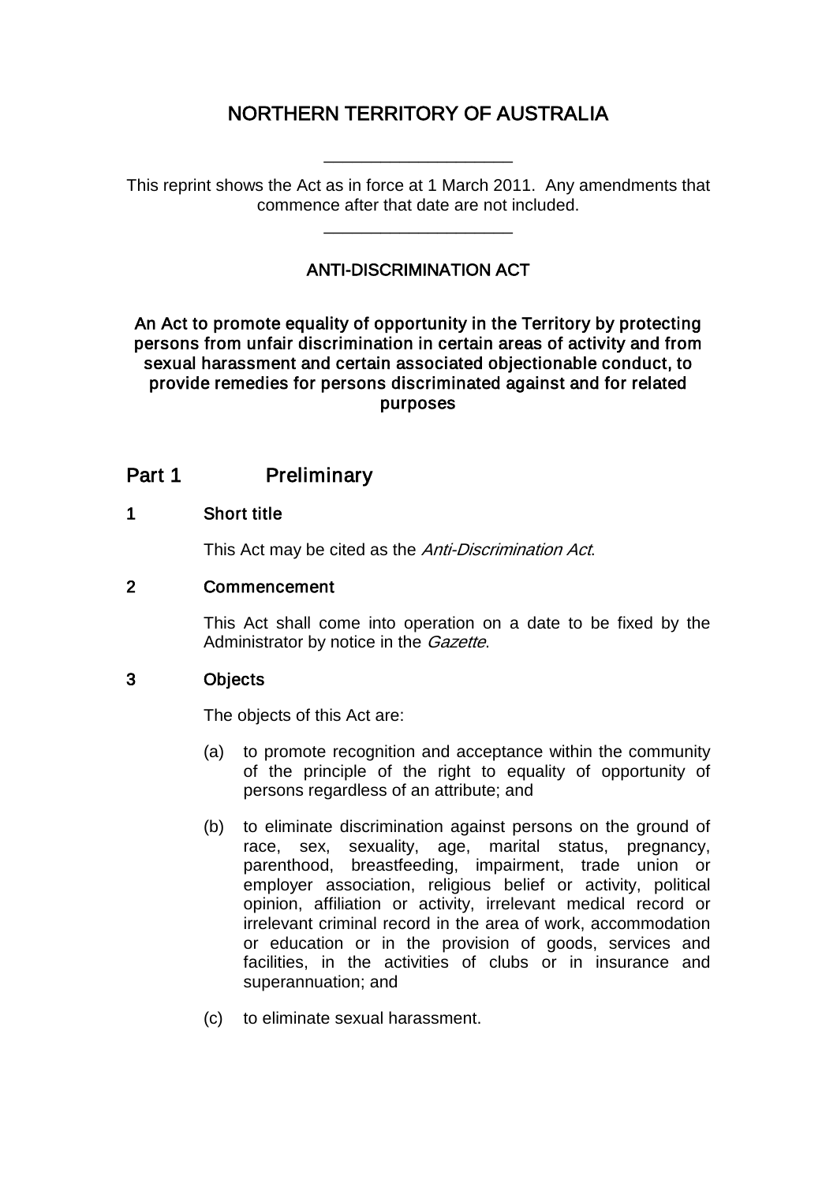# NORTHERN TERRITORY OF AUSTRALIA

---

This reprint shows the Act as in force at 1 March 2011. Any amendments that commence after that date are not included.

---

## ANTI-DISCRIMINATION ACT

**An Act to promote equality of opportunity in the Territory by protecting persons from unfair discrimination in certain areas of activity and from sexual harassment and certain associated objectionable conduct, to provide remedies for persons discriminated against and for related purposes**

## Part 1 Preliminary

### 1 Short title

This Act may be cited as the *Anti-Discrimination Act*.

### 2 Commencement

This Act shall come into operation on a date to be fixed by the Administrator by notice in the *Gazette*.

### 3 Objects

The objects of this Act are:

(a) to promote recognition and acceptance within the community of the principle of the right to equality of opportunity of persons regardless of an attribute; and

(b) to eliminate discrimination against persons on the ground of race, sex, sexuality, age, marital status, pregnancy, parenthood, breastfeeding, impairment, trade union or employer association, religious belief or activity, political opinion, affiliation or activity, irrelevant medical record or irrelevant criminal record in the area of work, accommodation or education or in the provision of goods, services and facilities, in the activities of clubs or in insurance and superannuation; and

(c) to eliminate sexual harassment.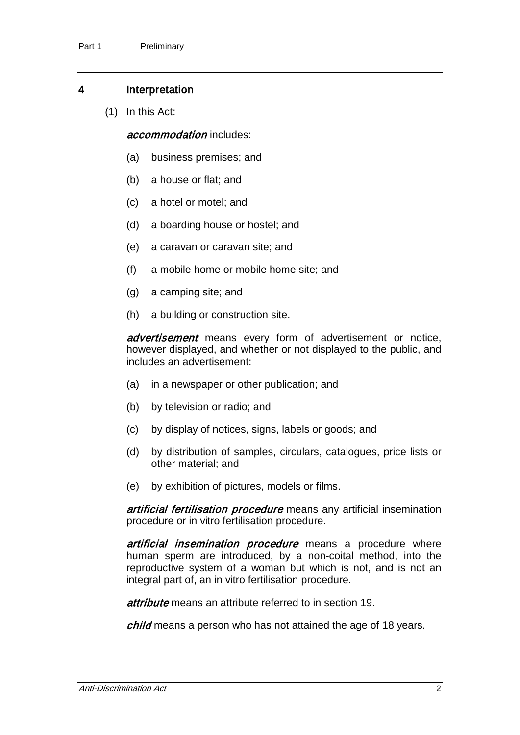## 4 Interpretation

(1) In this Act:

***accommodation*** includes:

(a) business premises; and

(b) a house or flat; and

(c) a hotel or motel; and

(d) a boarding house or hostel; and

(e) a caravan or caravan site; and

(f) a mobile home or mobile home site; and

(g) a camping site; and

(h) a building or construction site.

***advertisement*** means every form of advertisement or notice, however displayed, and whether or not displayed to the public, and includes an advertisement:

(a) in a newspaper or other publication; and

(b) by television or radio; and

(c) by display of notices, signs, labels or goods; and

(d) by distribution of samples, circulars, catalogues, price lists or other material; and

(e) by exhibition of pictures, models or films.

***artificial fertilisation procedure*** means any artificial insemination procedure or in vitro fertilisation procedure.

***artificial insemination procedure*** means a procedure where human sperm are introduced, by a non-coital method, into the reproductive system of a woman but which is not, and is not an integral part of, an in vitro fertilisation procedure.

***attribute*** means an attribute referred to in section 19.

***child*** means a person who has not attained the age of 18 years.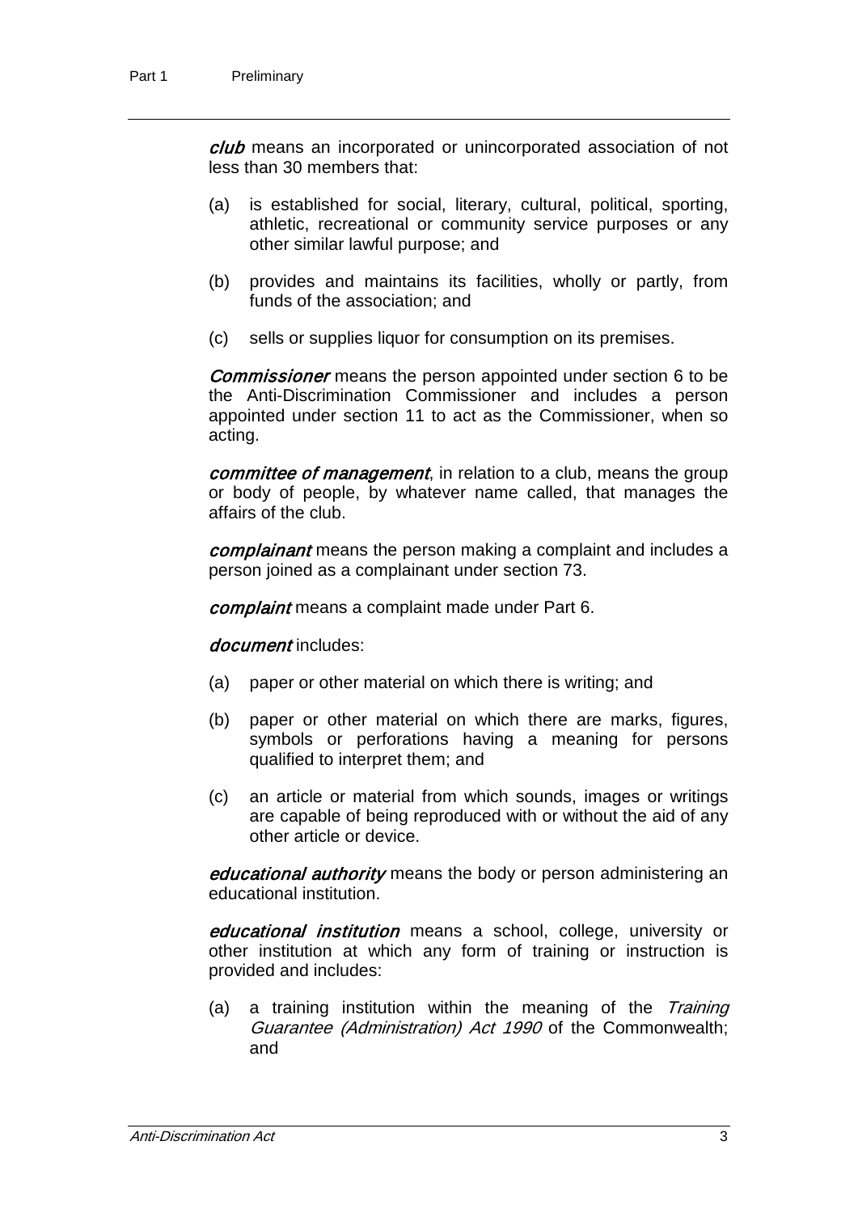***club*** means an incorporated or unincorporated association of not less than 30 members that:

(a) is established for social, literary, cultural, political, sporting, athletic, recreational or community service purposes or any other similar lawful purpose; and

(b) provides and maintains its facilities, wholly or partly, from funds of the association; and

(c) sells or supplies liquor for consumption on its premises.

***Commissioner*** means the person appointed under section 6 to be the Anti-Discrimination Commissioner and includes a person appointed under section 11 to act as the Commissioner, when so acting.

***committee of management***, in relation to a club, means the group or body of people, by whatever name called, that manages the affairs of the club.

***complainant*** means the person making a complaint and includes a person joined as a complainant under section 73.

***complaint*** means a complaint made under Part 6.

***document*** includes:

(a) paper or other material on which there is writing; and

(b) paper or other material on which there are marks, figures, symbols or perforations having a meaning for persons qualified to interpret them; and

(c) an article or material from which sounds, images or writings are capable of being reproduced with or without the aid of any other article or device.

***educational authority*** means the body or person administering an educational institution.

***educational institution*** means a school, college, university or other institution at which any form of training or instruction is provided and includes:

(a) a training institution within the meaning of the *Training Guarantee (Administration) Act 1990* of the Commonwealth; and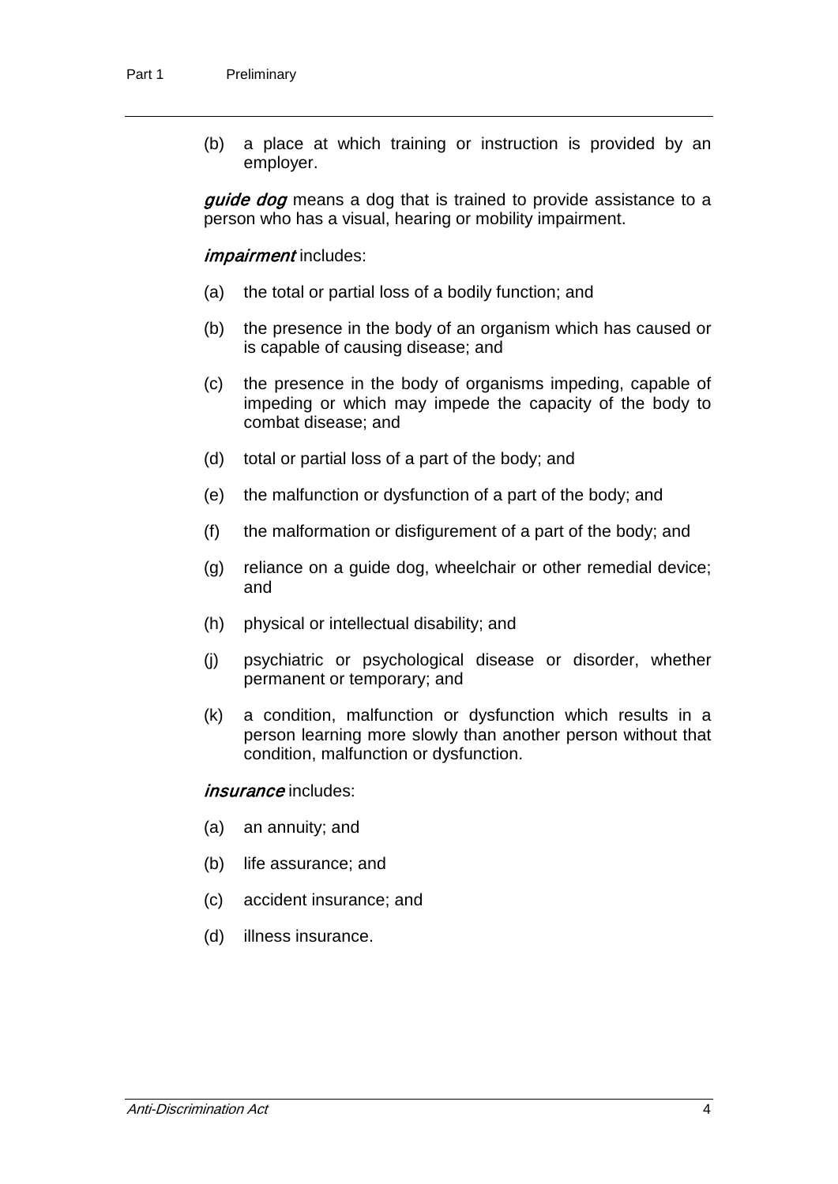(b) a place at which training or instruction is provided by an employer.

***guide dog*** means a dog that is trained to provide assistance to a person who has a visual, hearing or mobility impairment.

***impairment*** includes:

(a) the total or partial loss of a bodily function; and

(b) the presence in the body of an organism which has caused or is capable of causing disease; and

(c) the presence in the body of organisms impeding, capable of impeding or which may impede the capacity of the body to combat disease; and

(d) total or partial loss of a part of the body; and

(e) the malfunction or dysfunction of a part of the body; and

(f) the malformation or disfigurement of a part of the body; and

(g) reliance on a guide dog, wheelchair or other remedial device; and

(h) physical or intellectual disability; and

(j) psychiatric or psychological disease or disorder, whether permanent or temporary; and

(k) a condition, malfunction or dysfunction which results in a person learning more slowly than another person without that condition, malfunction or dysfunction.

***insurance*** includes:

(a) an annuity; and

(b) life assurance; and

(c) accident insurance; and

(d) illness insurance.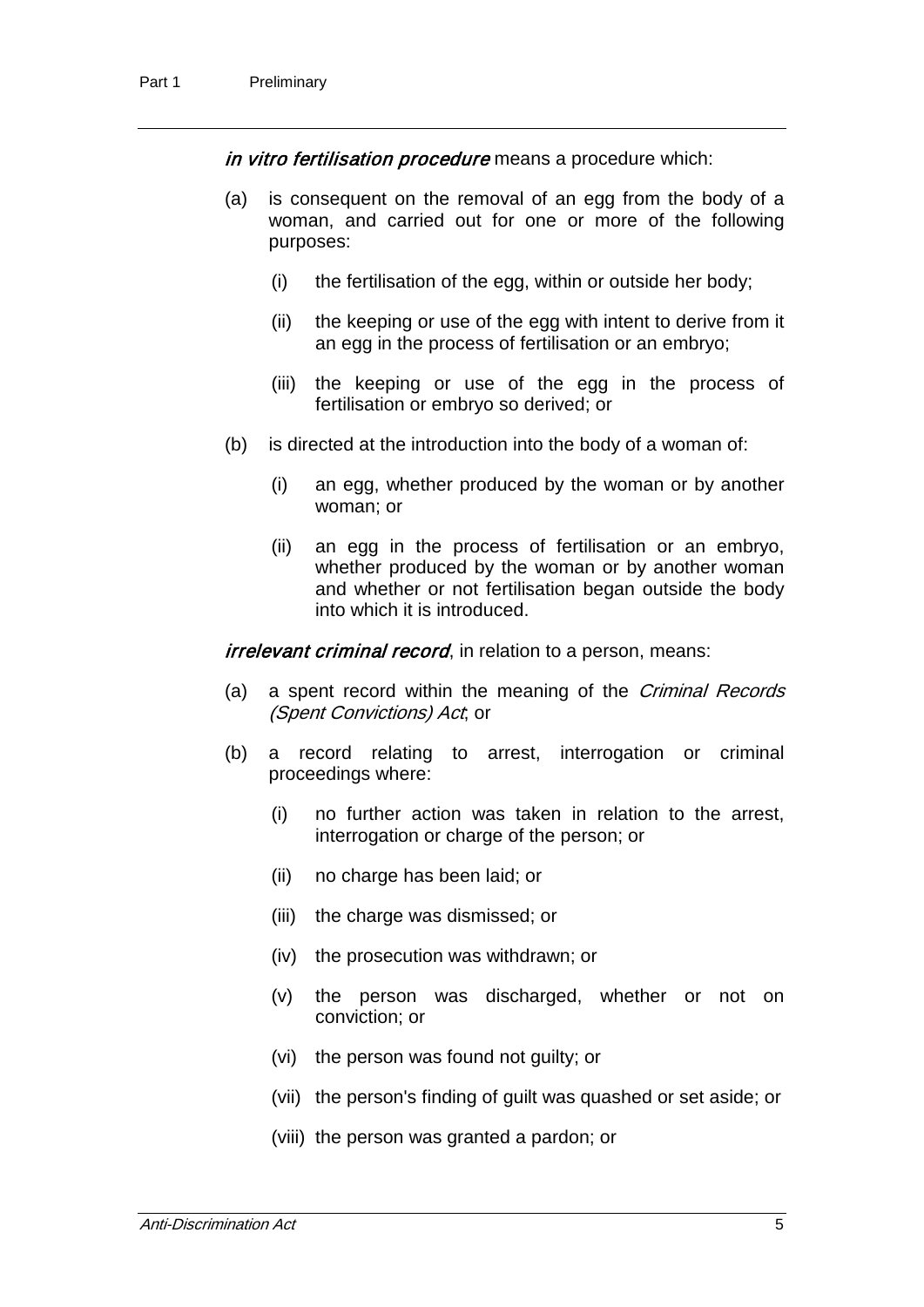***in vitro fertilisation procedure*** means a procedure which:

(a) is consequent on the removal of an egg from the body of a woman, and carried out for one or more of the following purposes:

   (i) the fertilisation of the egg, within or outside her body;

   (ii) the keeping or use of the egg with intent to derive from it an egg in the process of fertilisation or an embryo;

   (iii) the keeping or use of the egg in the process of fertilisation or embryo so derived; or

(b) is directed at the introduction into the body of a woman of:

   (i) an egg, whether produced by the woman or by another woman; or

   (ii) an egg in the process of fertilisation or an embryo, whether produced by the woman or by another woman and whether or not fertilisation began outside the body into which it is introduced.

***irrelevant criminal record***, in relation to a person, means:

(a) a spent record within the meaning of the *Criminal Records (Spent Convictions) Act*; or

(b) a record relating to arrest, interrogation or criminal proceedings where:

   (i) no further action was taken in relation to the arrest, interrogation or charge of the person; or

   (ii) no charge has been laid; or

   (iii) the charge was dismissed; or

   (iv) the prosecution was withdrawn; or

   (v) the person was discharged, whether or not on conviction; or

   (vi) the person was found not guilty; or

   (vii) the person's finding of guilt was quashed or set aside; or

   (viii) the person was granted a pardon; or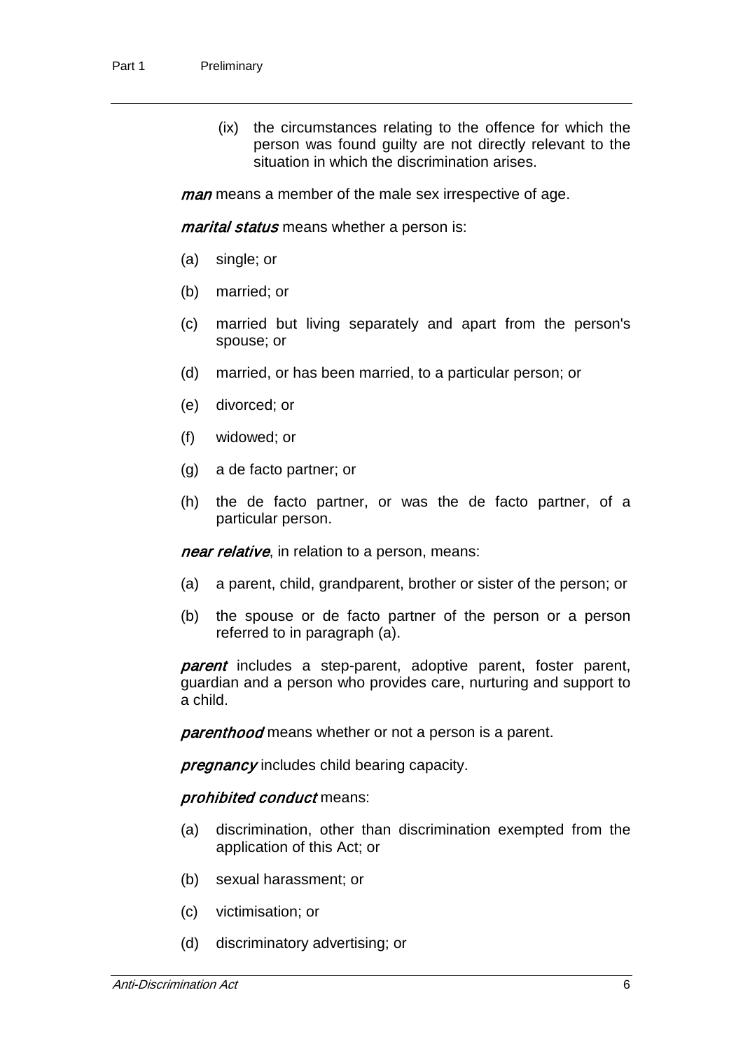(ix) the circumstances relating to the offence for which the person was found guilty are not directly relevant to the situation in which the discrimination arises.

***man*** means a member of the male sex irrespective of age.

***marital status*** means whether a person is:

(a) single; or

(b) married; or

(c) married but living separately and apart from the person's spouse; or

(d) married, or has been married, to a particular person; or

(e) divorced; or

(f) widowed; or

(g) a de facto partner; or

(h) the de facto partner, or was the de facto partner, of a particular person.

***near relative***, in relation to a person, means:

(a) a parent, child, grandparent, brother or sister of the person; or

(b) the spouse or de facto partner of the person or a person referred to in paragraph (a).

***parent*** includes a step-parent, adoptive parent, foster parent, guardian and a person who provides care, nurturing and support to a child.

***parenthood*** means whether or not a person is a parent.

***pregnancy*** includes child bearing capacity.

***prohibited conduct*** means:

(a) discrimination, other than discrimination exempted from the application of this Act; or

(b) sexual harassment; or

(c) victimisation; or

(d) discriminatory advertising; or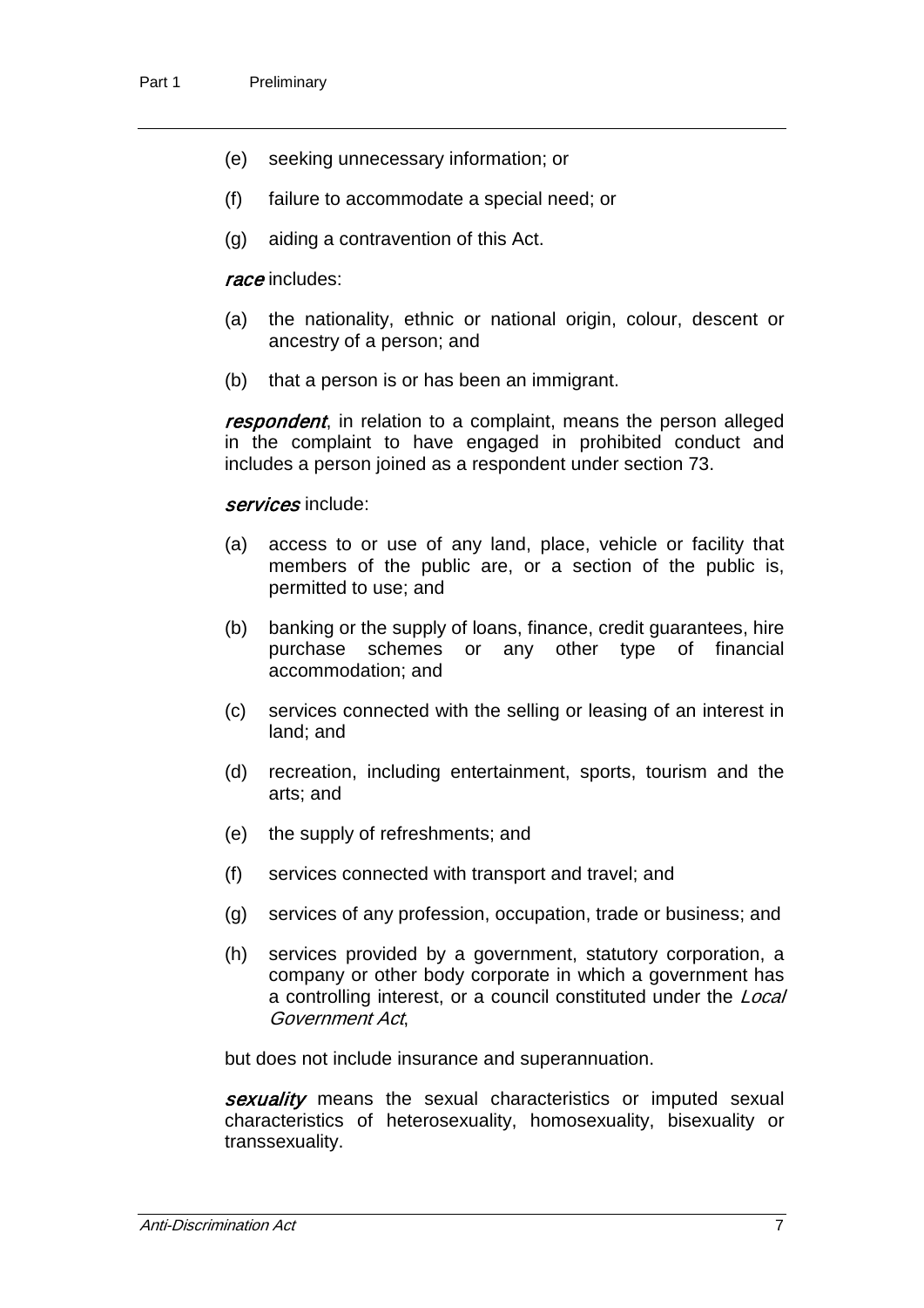(e) seeking unnecessary information; or

(f) failure to accommodate a special need; or

(g) aiding a contravention of this Act.

***race*** includes:

(a) the nationality, ethnic or national origin, colour, descent or ancestry of a person; and

(b) that a person is or has been an immigrant.

***respondent***, in relation to a complaint, means the person alleged in the complaint to have engaged in prohibited conduct and includes a person joined as a respondent under section 73.

***services*** include:

(a) access to or use of any land, place, vehicle or facility that members of the public are, or a section of the public is, permitted to use; and

(b) banking or the supply of loans, finance, credit guarantees, hire purchase schemes or any other type of financial accommodation; and

(c) services connected with the selling or leasing of an interest in land; and

(d) recreation, including entertainment, sports, tourism and the arts; and

(e) the supply of refreshments; and

(f) services connected with transport and travel; and

(g) services of any profession, occupation, trade or business; and

(h) services provided by a government, statutory corporation, a company or other body corporate in which a government has a controlling interest, or a council constituted under the *Local Government Act*,

but does not include insurance and superannuation.

***sexuality*** means the sexual characteristics or imputed sexual characteristics of heterosexuality, homosexuality, bisexuality or transsexuality.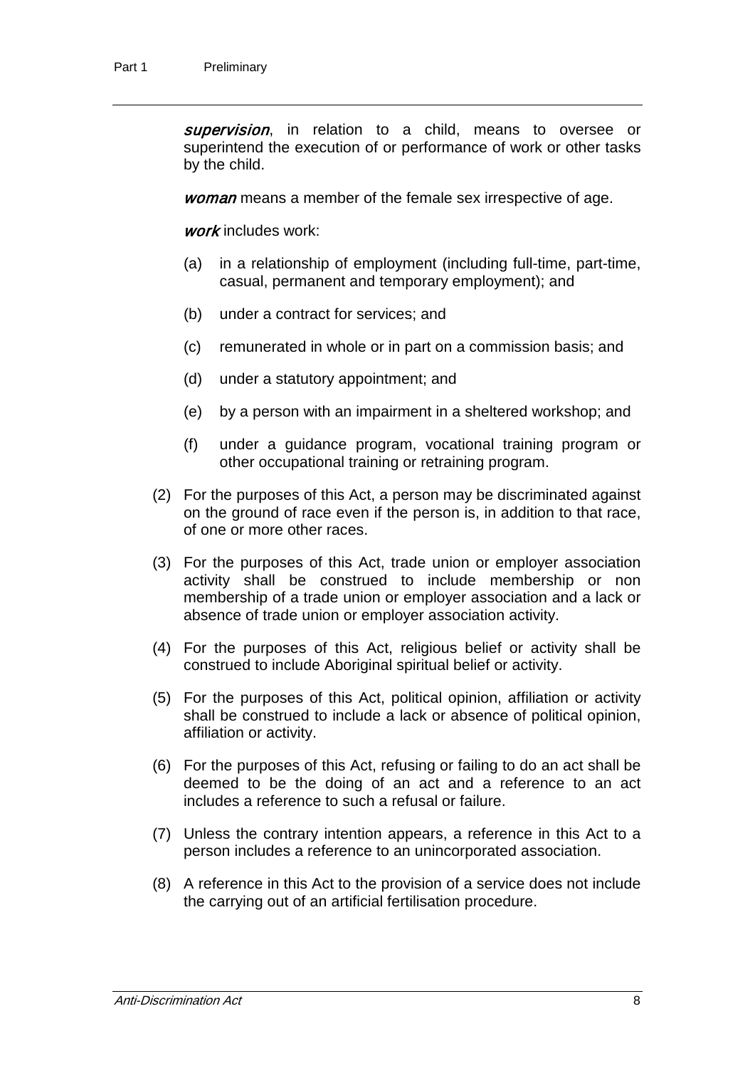***supervision***, in relation to a child, means to oversee or superintend the execution of or performance of work or other tasks by the child.

***woman*** means a member of the female sex irrespective of age.

***work*** includes work:

(a) in a relationship of employment (including full-time, part-time, casual, permanent and temporary employment); and

(b) under a contract for services; and

(c) remunerated in whole or in part on a commission basis; and

(d) under a statutory appointment; and

(e) by a person with an impairment in a sheltered workshop; and

(f) under a guidance program, vocational training program or other occupational training or retraining program.

(2) For the purposes of this Act, a person may be discriminated against on the ground of race even if the person is, in addition to that race, of one or more other races.

(3) For the purposes of this Act, trade union or employer association activity shall be construed to include membership or non membership of a trade union or employer association and a lack or absence of trade union or employer association activity.

(4) For the purposes of this Act, religious belief or activity shall be construed to include Aboriginal spiritual belief or activity.

(5) For the purposes of this Act, political opinion, affiliation or activity shall be construed to include a lack or absence of political opinion, affiliation or activity.

(6) For the purposes of this Act, refusing or failing to do an act shall be deemed to be the doing of an act and a reference to an act includes a reference to such a refusal or failure.

(7) Unless the contrary intention appears, a reference in this Act to a person includes a reference to an unincorporated association.

(8) A reference in this Act to the provision of a service does not include the carrying out of an artificial fertilisation procedure.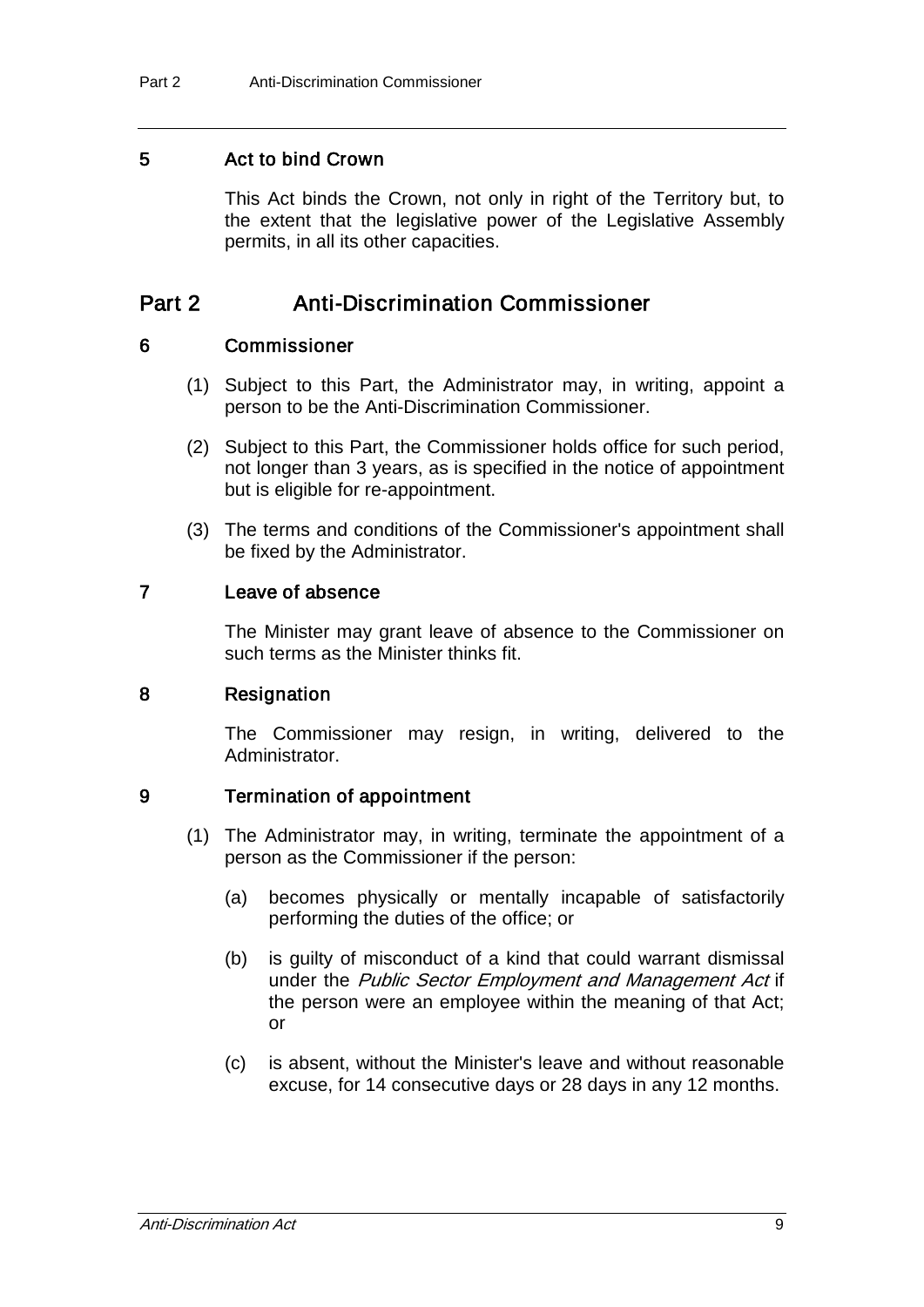### 5 Act to bind Crown

This Act binds the Crown, not only in right of the Territory but, to the extent that the legislative power of the Legislative Assembly permits, in all its other capacities.

## Part 2 Anti-Discrimination Commissioner

### 6 Commissioner

(1) Subject to this Part, the Administrator may, in writing, appoint a person to be the Anti-Discrimination Commissioner.

(2) Subject to this Part, the Commissioner holds office for such period, not longer than 3 years, as is specified in the notice of appointment but is eligible for re-appointment.

(3) The terms and conditions of the Commissioner's appointment shall be fixed by the Administrator.

### 7 Leave of absence

The Minister may grant leave of absence to the Commissioner on such terms as the Minister thinks fit.

### 8 Resignation

The Commissioner may resign, in writing, delivered to the Administrator.

### 9 Termination of appointment

(1) The Administrator may, in writing, terminate the appointment of a person as the Commissioner if the person:

(a) becomes physically or mentally incapable of satisfactorily performing the duties of the office; or

(b) is guilty of misconduct of a kind that could warrant dismissal under the *Public Sector Employment and Management Act* if the person were an employee within the meaning of that Act; or

(c) is absent, without the Minister's leave and without reasonable excuse, for 14 consecutive days or 28 days in any 12 months.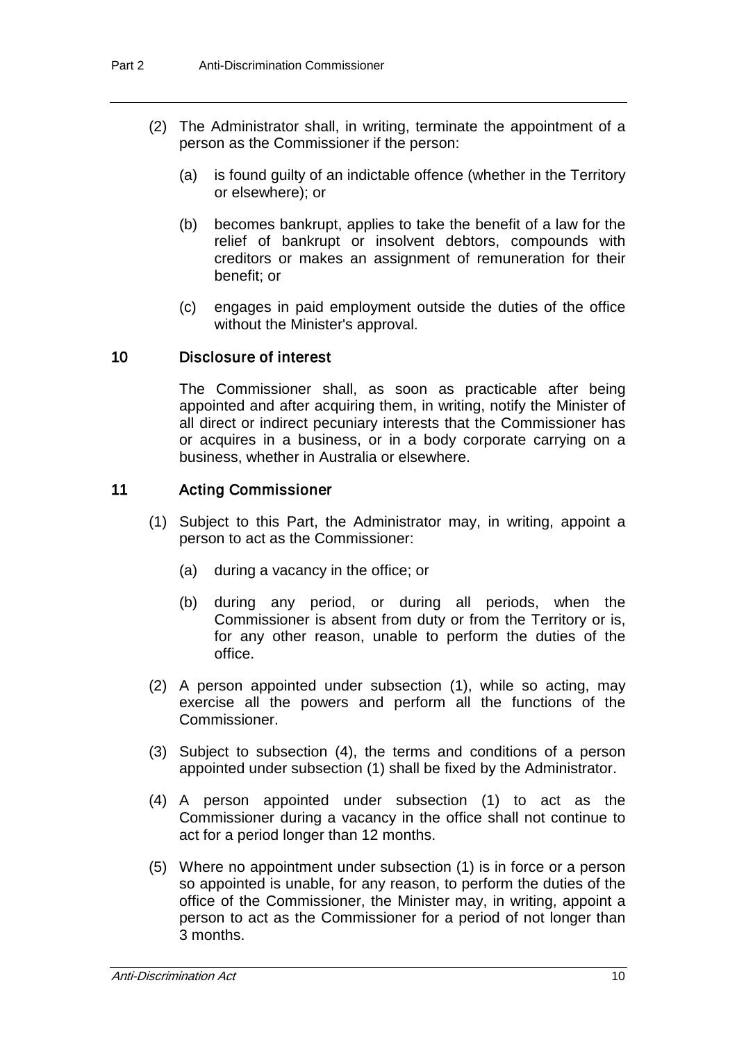(2) The Administrator shall, in writing, terminate the appointment of a person as the Commissioner if the person:

(a) is found guilty of an indictable offence (whether in the Territory or elsewhere); or

(b) becomes bankrupt, applies to take the benefit of a law for the relief of bankrupt or insolvent debtors, compounds with creditors or makes an assignment of remuneration for their benefit; or

(c) engages in paid employment outside the duties of the office without the Minister's approval.

### 10 Disclosure of interest

The Commissioner shall, as soon as practicable after being appointed and after acquiring them, in writing, notify the Minister of all direct or indirect pecuniary interests that the Commissioner has or acquires in a business, or in a body corporate carrying on a business, whether in Australia or elsewhere.

### 11 Acting Commissioner

(1) Subject to this Part, the Administrator may, in writing, appoint a person to act as the Commissioner:

(a) during a vacancy in the office; or

(b) during any period, or during all periods, when the Commissioner is absent from duty or from the Territory or is, for any other reason, unable to perform the duties of the office.

(2) A person appointed under subsection (1), while so acting, may exercise all the powers and perform all the functions of the Commissioner.

(3) Subject to subsection (4), the terms and conditions of a person appointed under subsection (1) shall be fixed by the Administrator.

(4) A person appointed under subsection (1) to act as the Commissioner during a vacancy in the office shall not continue to act for a period longer than 12 months.

(5) Where no appointment under subsection (1) is in force or a person so appointed is unable, for any reason, to perform the duties of the office of the Commissioner, the Minister may, in writing, appoint a person to act as the Commissioner for a period of not longer than 3 months.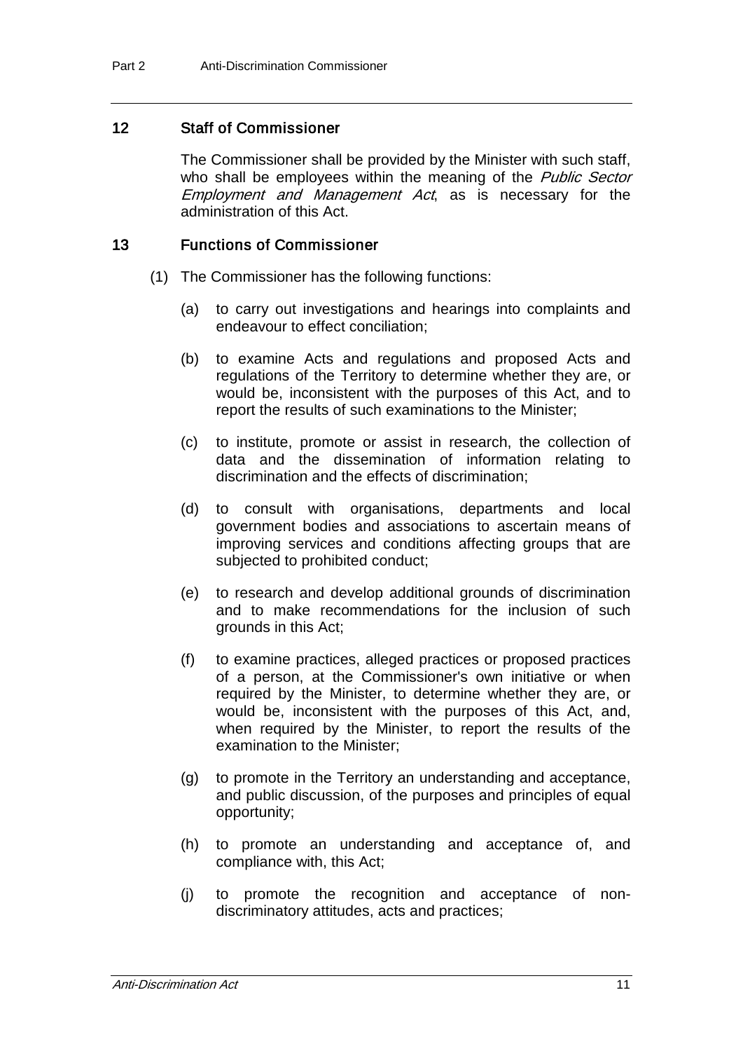## 12 Staff of Commissioner

The Commissioner shall be provided by the Minister with such staff, who shall be employees within the meaning of the *Public Sector Employment and Management Act*, as is necessary for the administration of this Act.

## 13 Functions of Commissioner

(1) The Commissioner has the following functions:

(a) to carry out investigations and hearings into complaints and endeavour to effect conciliation;

(b) to examine Acts and regulations and proposed Acts and regulations of the Territory to determine whether they are, or would be, inconsistent with the purposes of this Act, and to report the results of such examinations to the Minister;

(c) to institute, promote or assist in research, the collection of data and the dissemination of information relating to discrimination and the effects of discrimination;

(d) to consult with organisations, departments and local government bodies and associations to ascertain means of improving services and conditions affecting groups that are subjected to prohibited conduct;

(e) to research and develop additional grounds of discrimination and to make recommendations for the inclusion of such grounds in this Act;

(f) to examine practices, alleged practices or proposed practices of a person, at the Commissioner's own initiative or when required by the Minister, to determine whether they are, or would be, inconsistent with the purposes of this Act, and, when required by the Minister, to report the results of the examination to the Minister;

(g) to promote in the Territory an understanding and acceptance, and public discussion, of the purposes and principles of equal opportunity;

(h) to promote an understanding and acceptance of, and compliance with, this Act;

(j) to promote the recognition and acceptance of non-discriminatory attitudes, acts and practices;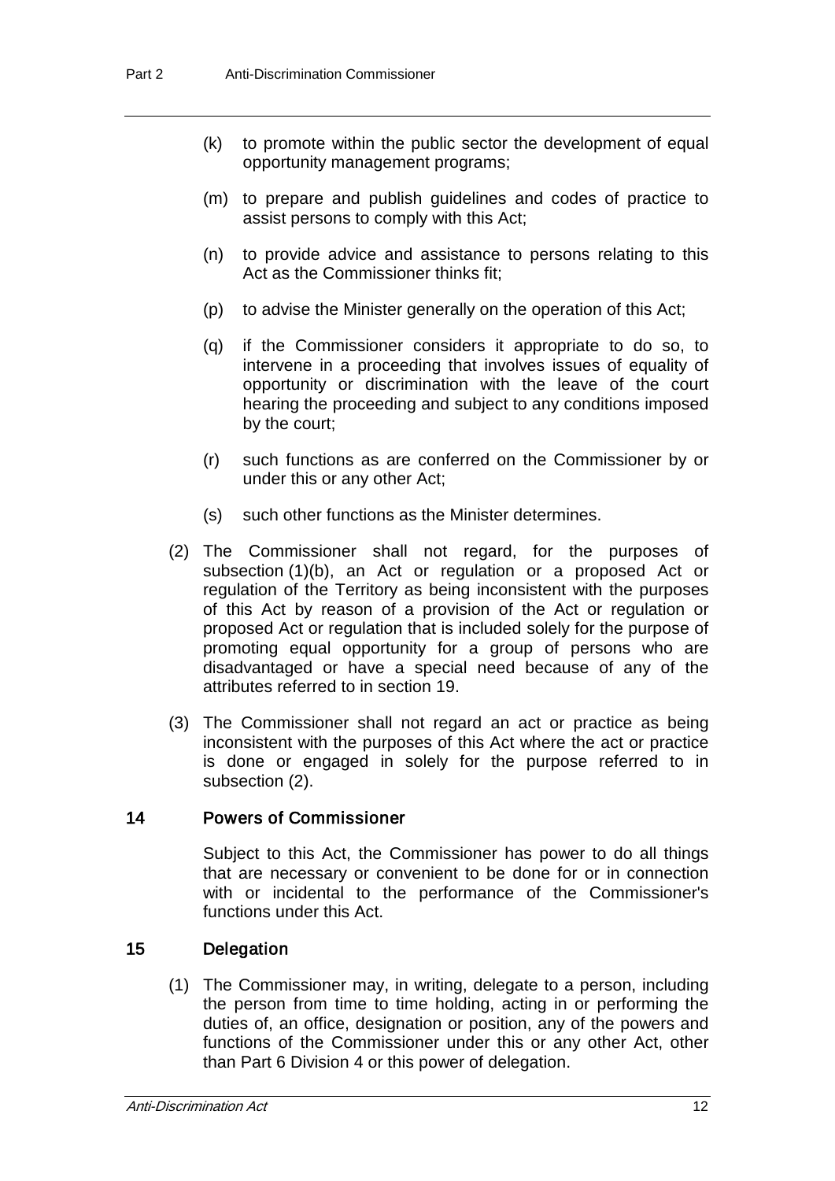(k) to promote within the public sector the development of equal opportunity management programs;

(m) to prepare and publish guidelines and codes of practice to assist persons to comply with this Act;

(n) to provide advice and assistance to persons relating to this Act as the Commissioner thinks fit;

(p) to advise the Minister generally on the operation of this Act;

(q) if the Commissioner considers it appropriate to do so, to intervene in a proceeding that involves issues of equality of opportunity or discrimination with the leave of the court hearing the proceeding and subject to any conditions imposed by the court;

(r) such functions as are conferred on the Commissioner by or under this or any other Act;

(s) such other functions as the Minister determines.

(2) The Commissioner shall not regard, for the purposes of subsection (1)(b), an Act or regulation or a proposed Act or regulation of the Territory as being inconsistent with the purposes of this Act by reason of a provision of the Act or regulation or proposed Act or regulation that is included solely for the purpose of promoting equal opportunity for a group of persons who are disadvantaged or have a special need because of any of the attributes referred to in section 19.

(3) The Commissioner shall not regard an act or practice as being inconsistent with the purposes of this Act where the act or practice is done or engaged in solely for the purpose referred to in subsection (2).

### 14 Powers of Commissioner

Subject to this Act, the Commissioner has power to do all things that are necessary or convenient to be done for or in connection with or incidental to the performance of the Commissioner's functions under this Act.

### 15 Delegation

(1) The Commissioner may, in writing, delegate to a person, including the person from time to time holding, acting in or performing the duties of, an office, designation or position, any of the powers and functions of the Commissioner under this or any other Act, other than Part 6 Division 4 or this power of delegation.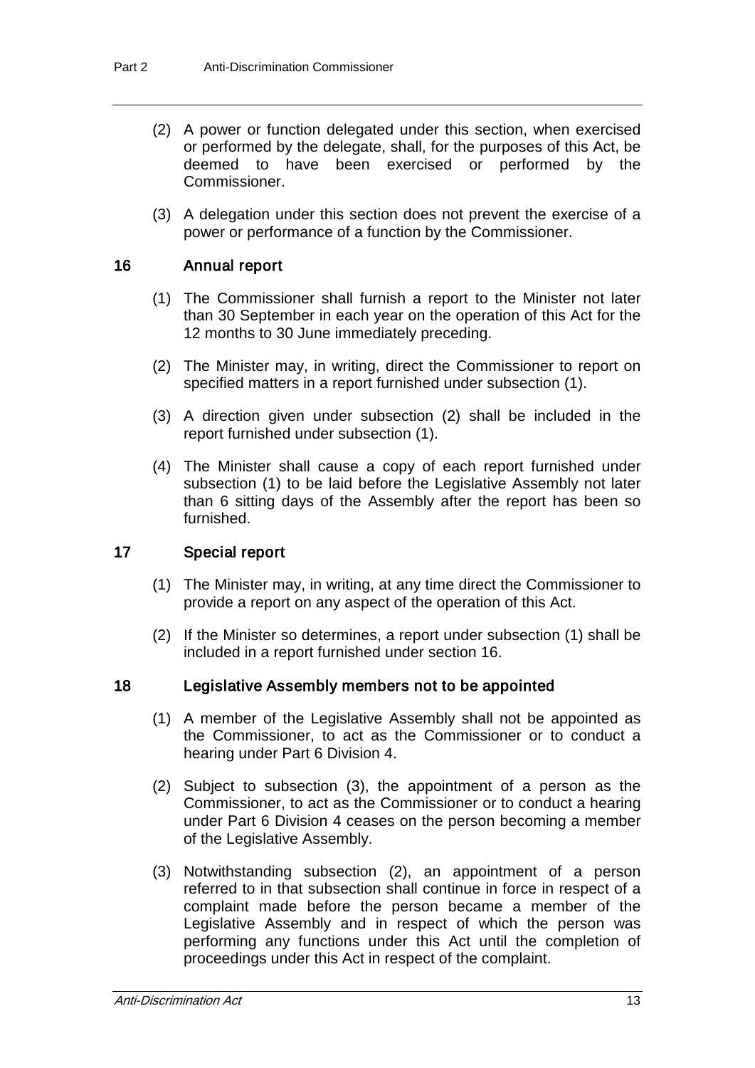(2) A power or function delegated under this section, when exercised or performed by the delegate, shall, for the purposes of this Act, be deemed to have been exercised or performed by the Commissioner.

(3) A delegation under this section does not prevent the exercise of a power or performance of a function by the Commissioner.

### 16 Annual report

(1) The Commissioner shall furnish a report to the Minister not later than 30 September in each year on the operation of this Act for the 12 months to 30 June immediately preceding.

(2) The Minister may, in writing, direct the Commissioner to report on specified matters in a report furnished under subsection (1).

(3) A direction given under subsection (2) shall be included in the report furnished under subsection (1).

(4) The Minister shall cause a copy of each report furnished under subsection (1) to be laid before the Legislative Assembly not later than 6 sitting days of the Assembly after the report has been so furnished.

### 17 Special report

(1) The Minister may, in writing, at any time direct the Commissioner to provide a report on any aspect of the operation of this Act.

(2) If the Minister so determines, a report under subsection (1) shall be included in a report furnished under section 16.

### 18 Legislative Assembly members not to be appointed

(1) A member of the Legislative Assembly shall not be appointed as the Commissioner, to act as the Commissioner or to conduct a hearing under Part 6 Division 4.

(2) Subject to subsection (3), the appointment of a person as the Commissioner, to act as the Commissioner or to conduct a hearing under Part 6 Division 4 ceases on the person becoming a member of the Legislative Assembly.

(3) Notwithstanding subsection (2), an appointment of a person referred to in that subsection shall continue in force in respect of a complaint made before the person became a member of the Legislative Assembly and in respect of which the person was performing any functions under this Act until the completion of proceedings under this Act in respect of the complaint.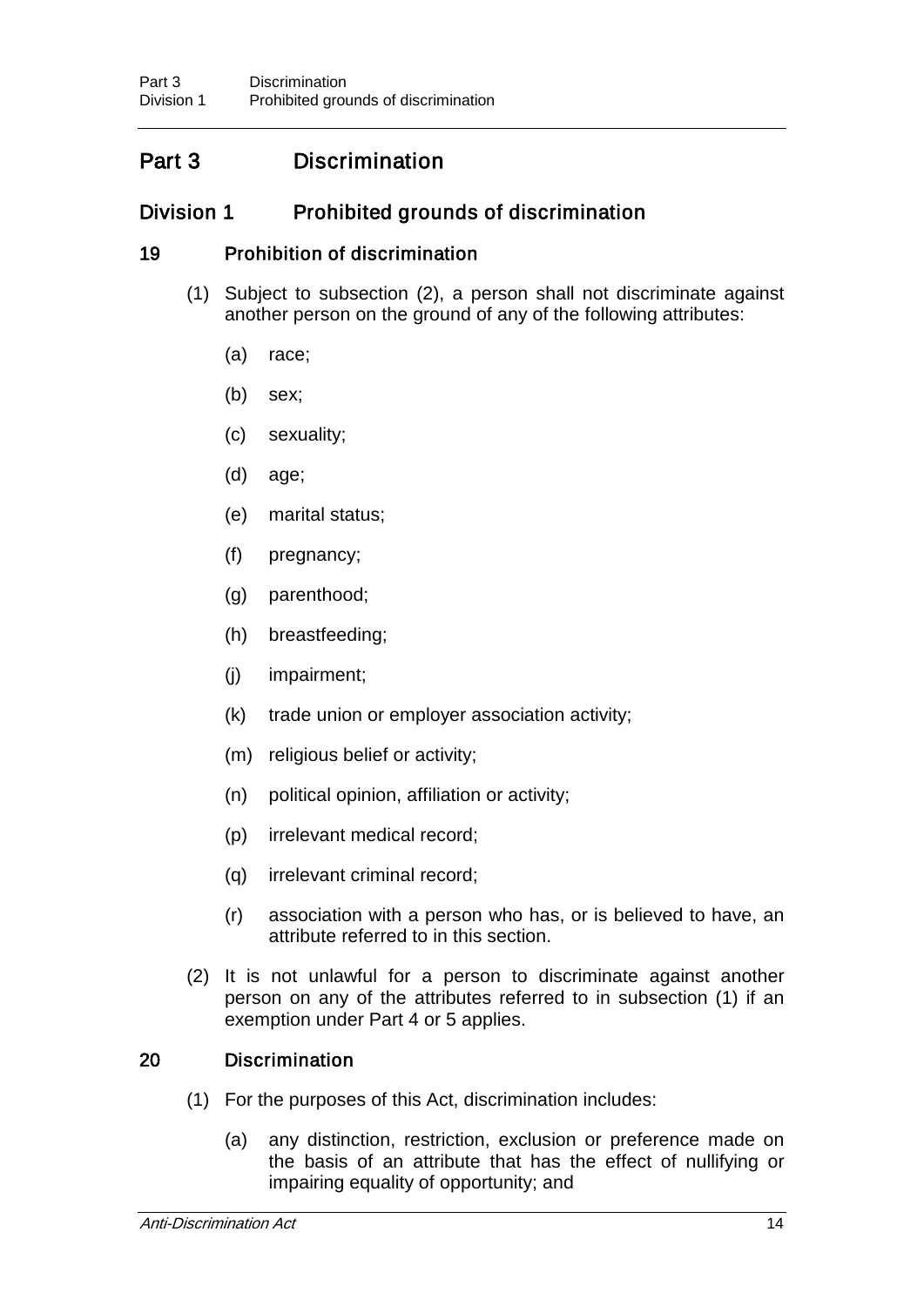# Part 3 Discrimination

## Division 1 Prohibited grounds of discrimination

### 19 Prohibition of discrimination

(1) Subject to subsection (2), a person shall not discriminate against another person on the ground of any of the following attributes:

(a) race;

(b) sex;

(c) sexuality;

(d) age;

(e) marital status;

(f) pregnancy;

(g) parenthood;

(h) breastfeeding;

(j) impairment;

(k) trade union or employer association activity;

(m) religious belief or activity;

(n) political opinion, affiliation or activity;

(p) irrelevant medical record;

(q) irrelevant criminal record;

(r) association with a person who has, or is believed to have, an attribute referred to in this section.

(2) It is not unlawful for a person to discriminate against another person on any of the attributes referred to in subsection (1) if an exemption under Part 4 or 5 applies.

### 20 Discrimination

(1) For the purposes of this Act, discrimination includes:

(a) any distinction, restriction, exclusion or preference made on the basis of an attribute that has the effect of nullifying or impairing equality of opportunity; and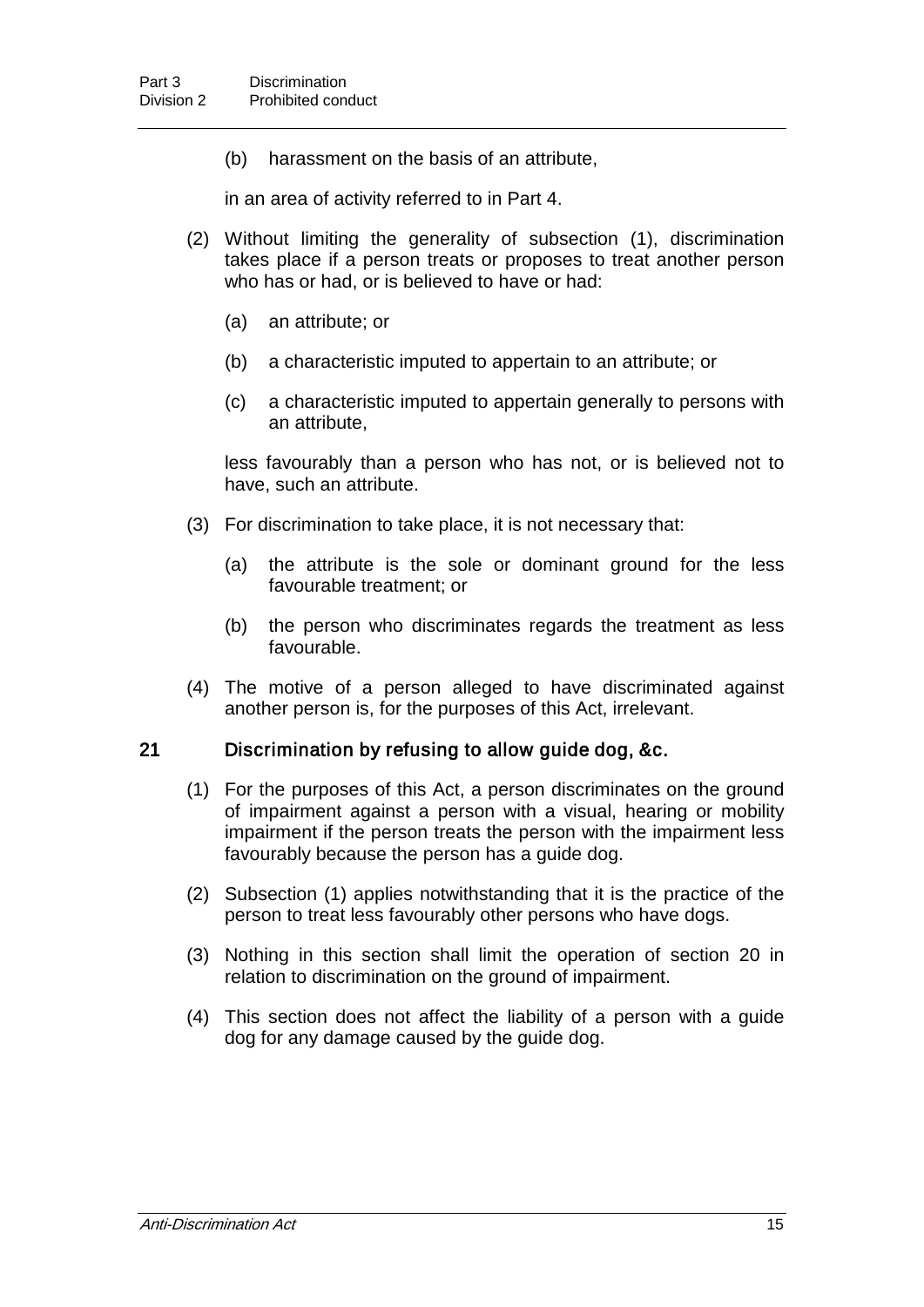(b) harassment on the basis of an attribute,

in an area of activity referred to in Part 4.

(2) Without limiting the generality of subsection (1), discrimination takes place if a person treats or proposes to treat another person who has or had, or is believed to have or had:

(a) an attribute; or

(b) a characteristic imputed to appertain to an attribute; or

(c) a characteristic imputed to appertain generally to persons with an attribute,

less favourably than a person who has not, or is believed not to have, such an attribute.

(3) For discrimination to take place, it is not necessary that:

(a) the attribute is the sole or dominant ground for the less favourable treatment; or

(b) the person who discriminates regards the treatment as less favourable.

(4) The motive of a person alleged to have discriminated against another person is, for the purposes of this Act, irrelevant.

### 21 Discrimination by refusing to allow guide dog, &c.

(1) For the purposes of this Act, a person discriminates on the ground of impairment against a person with a visual, hearing or mobility impairment if the person treats the person with the impairment less favourably because the person has a guide dog.

(2) Subsection (1) applies notwithstanding that it is the practice of the person to treat less favourably other persons who have dogs.

(3) Nothing in this section shall limit the operation of section 20 in relation to discrimination on the ground of impairment.

(4) This section does not affect the liability of a person with a guide dog for any damage caused by the guide dog.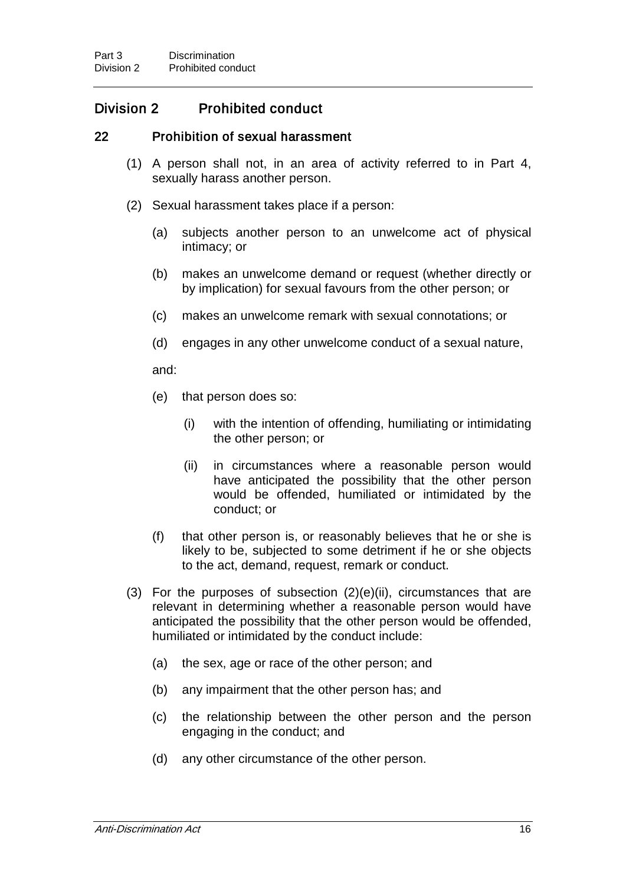## Division 2 Prohibited conduct

### 22 Prohibition of sexual harassment

(1) A person shall not, in an area of activity referred to in Part 4, sexually harass another person.

(2) Sexual harassment takes place if a person:

(a) subjects another person to an unwelcome act of physical intimacy; or

(b) makes an unwelcome demand or request (whether directly or by implication) for sexual favours from the other person; or

(c) makes an unwelcome remark with sexual connotations; or

(d) engages in any other unwelcome conduct of a sexual nature,

and:

(e) that person does so:

(i) with the intention of offending, humiliating or intimidating the other person; or

(ii) in circumstances where a reasonable person would have anticipated the possibility that the other person would be offended, humiliated or intimidated by the conduct; or

(f) that other person is, or reasonably believes that he or she is likely to be, subjected to some detriment if he or she objects to the act, demand, request, remark or conduct.

(3) For the purposes of subsection (2)(e)(ii), circumstances that are relevant in determining whether a reasonable person would have anticipated the possibility that the other person would be offended, humiliated or intimidated by the conduct include:

(a) the sex, age or race of the other person; and

(b) any impairment that the other person has; and

(c) the relationship between the other person and the person engaging in the conduct; and

(d) any other circumstance of the other person.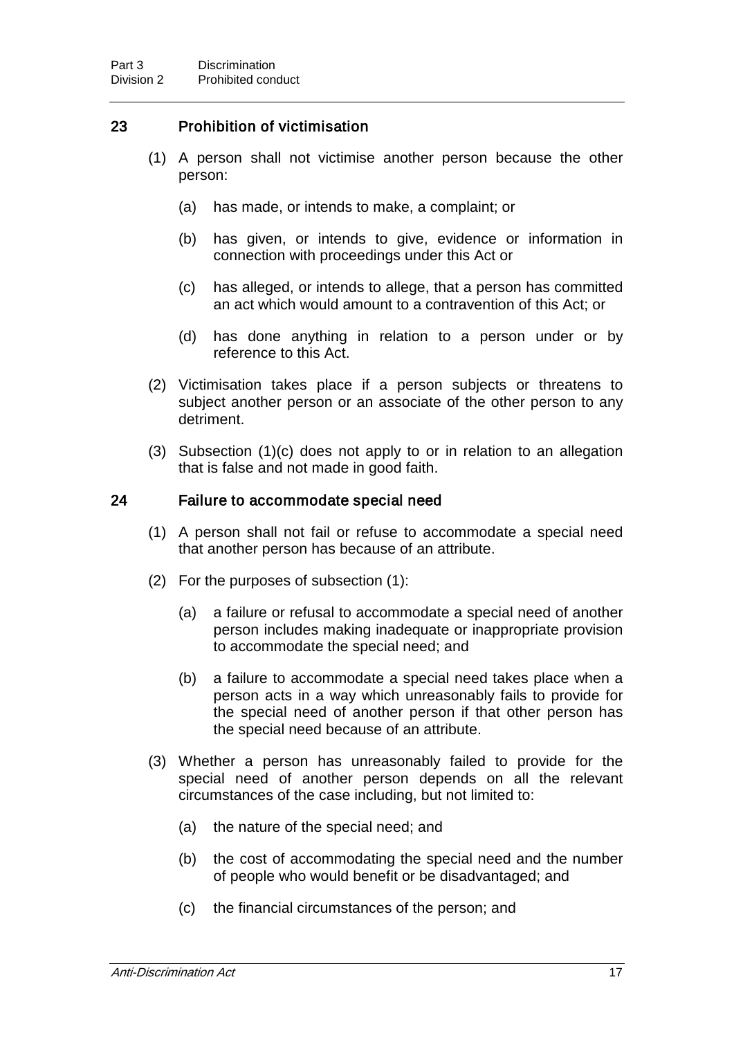## 23 Prohibition of victimisation

(1) A person shall not victimise another person because the other person:

(a) has made, or intends to make, a complaint; or

(b) has given, or intends to give, evidence or information in connection with proceedings under this Act or

(c) has alleged, or intends to allege, that a person has committed an act which would amount to a contravention of this Act; or

(d) has done anything in relation to a person under or by reference to this Act.

(2) Victimisation takes place if a person subjects or threatens to subject another person or an associate of the other person to any detriment.

(3) Subsection (1)(c) does not apply to or in relation to an allegation that is false and not made in good faith.

## 24 Failure to accommodate special need

(1) A person shall not fail or refuse to accommodate a special need that another person has because of an attribute.

(2) For the purposes of subsection (1):

(a) a failure or refusal to accommodate a special need of another person includes making inadequate or inappropriate provision to accommodate the special need; and

(b) a failure to accommodate a special need takes place when a person acts in a way which unreasonably fails to provide for the special need of another person if that other person has the special need because of an attribute.

(3) Whether a person has unreasonably failed to provide for the special need of another person depends on all the relevant circumstances of the case including, but not limited to:

(a) the nature of the special need; and

(b) the cost of accommodating the special need and the number of people who would benefit or be disadvantaged; and

(c) the financial circumstances of the person; and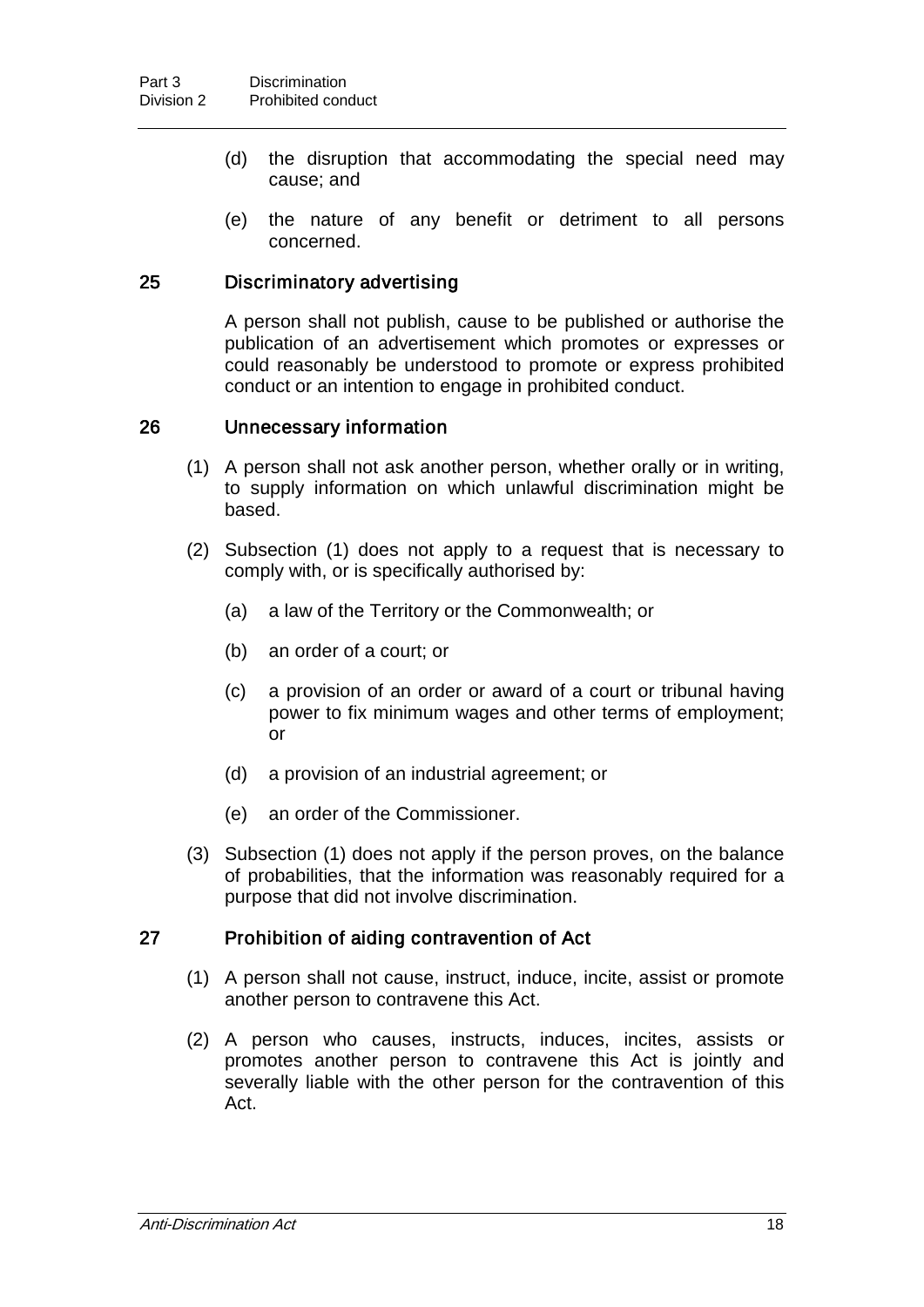- (d) the disruption that accommodating the special need may cause; and
- (e) the nature of any benefit or detriment to all persons concerned.

### 25 Discriminatory advertising

A person shall not publish, cause to be published or authorise the publication of an advertisement which promotes or expresses or could reasonably be understood to promote or express prohibited conduct or an intention to engage in prohibited conduct.

### 26 Unnecessary information

(1) A person shall not ask another person, whether orally or in writing, to supply information on which unlawful discrimination might be based.

(2) Subsection (1) does not apply to a request that is necessary to comply with, or is specifically authorised by:

- (a) a law of the Territory or the Commonwealth; or
- (b) an order of a court; or
- (c) a provision of an order or award of a court or tribunal having power to fix minimum wages and other terms of employment; or
- (d) a provision of an industrial agreement; or
- (e) an order of the Commissioner.

(3) Subsection (1) does not apply if the person proves, on the balance of probabilities, that the information was reasonably required for a purpose that did not involve discrimination.

### 27 Prohibition of aiding contravention of Act

(1) A person shall not cause, instruct, induce, incite, assist or promote another person to contravene this Act.

(2) A person who causes, instructs, induces, incites, assists or promotes another person to contravene this Act is jointly and severally liable with the other person for the contravention of this Act.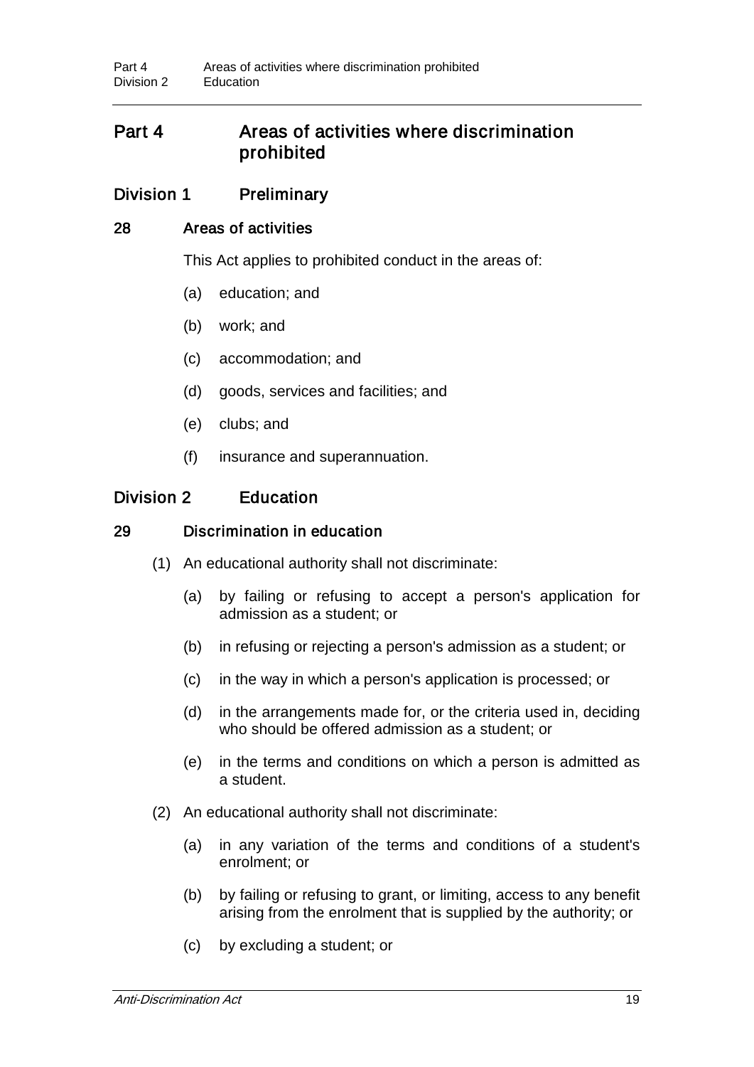## Part 4 Areas of activities where discrimination prohibited

### Division 1 Preliminary

#### 28 Areas of activities

This Act applies to prohibited conduct in the areas of:

(a) education; and

(b) work; and

(c) accommodation; and

(d) goods, services and facilities; and

(e) clubs; and

(f) insurance and superannuation.

### Division 2 Education

#### 29 Discrimination in education

(1) An educational authority shall not discriminate:

(a) by failing or refusing to accept a person's application for admission as a student; or

(b) in refusing or rejecting a person's admission as a student; or

(c) in the way in which a person's application is processed; or

(d) in the arrangements made for, or the criteria used in, deciding who should be offered admission as a student; or

(e) in the terms and conditions on which a person is admitted as a student.

(2) An educational authority shall not discriminate:

(a) in any variation of the terms and conditions of a student's enrolment; or

(b) by failing or refusing to grant, or limiting, access to any benefit arising from the enrolment that is supplied by the authority; or

(c) by excluding a student; or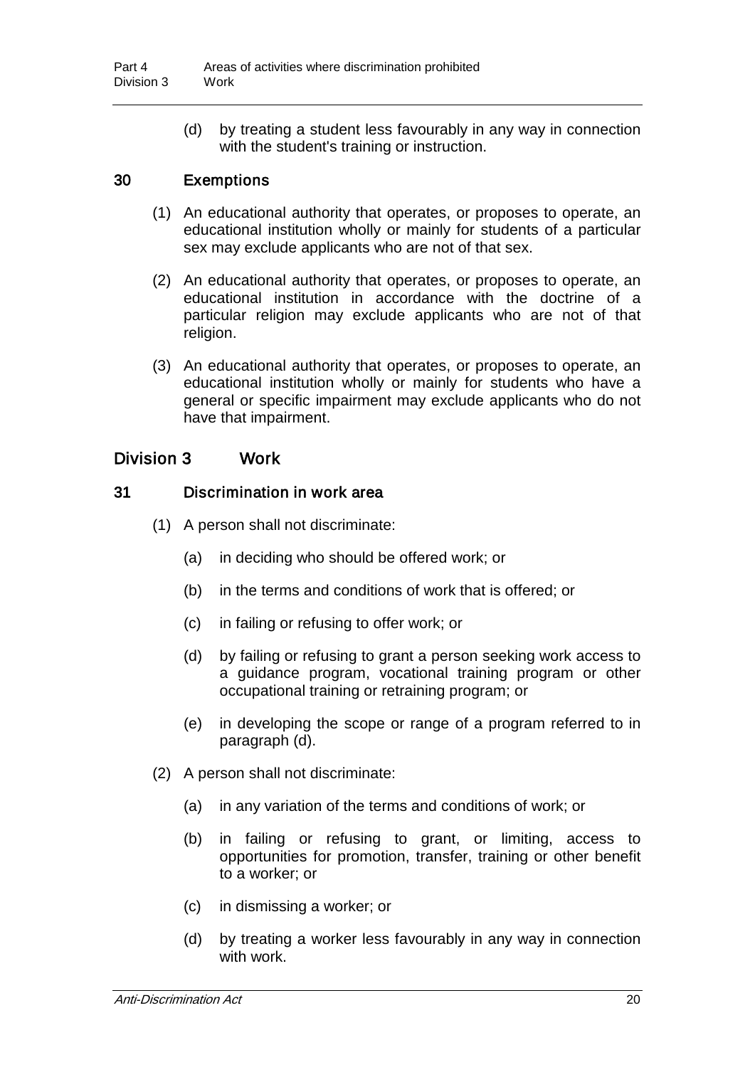(d) by treating a student less favourably in any way in connection with the student's training or instruction.

### 30 Exemptions

(1) An educational authority that operates, or proposes to operate, an educational institution wholly or mainly for students of a particular sex may exclude applicants who are not of that sex.

(2) An educational authority that operates, or proposes to operate, an educational institution in accordance with the doctrine of a particular religion may exclude applicants who are not of that religion.

(3) An educational authority that operates, or proposes to operate, an educational institution wholly or mainly for students who have a general or specific impairment may exclude applicants who do not have that impairment.

## Division 3 Work

### 31 Discrimination in work area

(1) A person shall not discriminate:

(a) in deciding who should be offered work; or

(b) in the terms and conditions of work that is offered; or

(c) in failing or refusing to offer work; or

(d) by failing or refusing to grant a person seeking work access to a guidance program, vocational training program or other occupational training or retraining program; or

(e) in developing the scope or range of a program referred to in paragraph (d).

(2) A person shall not discriminate:

(a) in any variation of the terms and conditions of work; or

(b) in failing or refusing to grant, or limiting, access to opportunities for promotion, transfer, training or other benefit to a worker; or

(c) in dismissing a worker; or

(d) by treating a worker less favourably in any way in connection with work.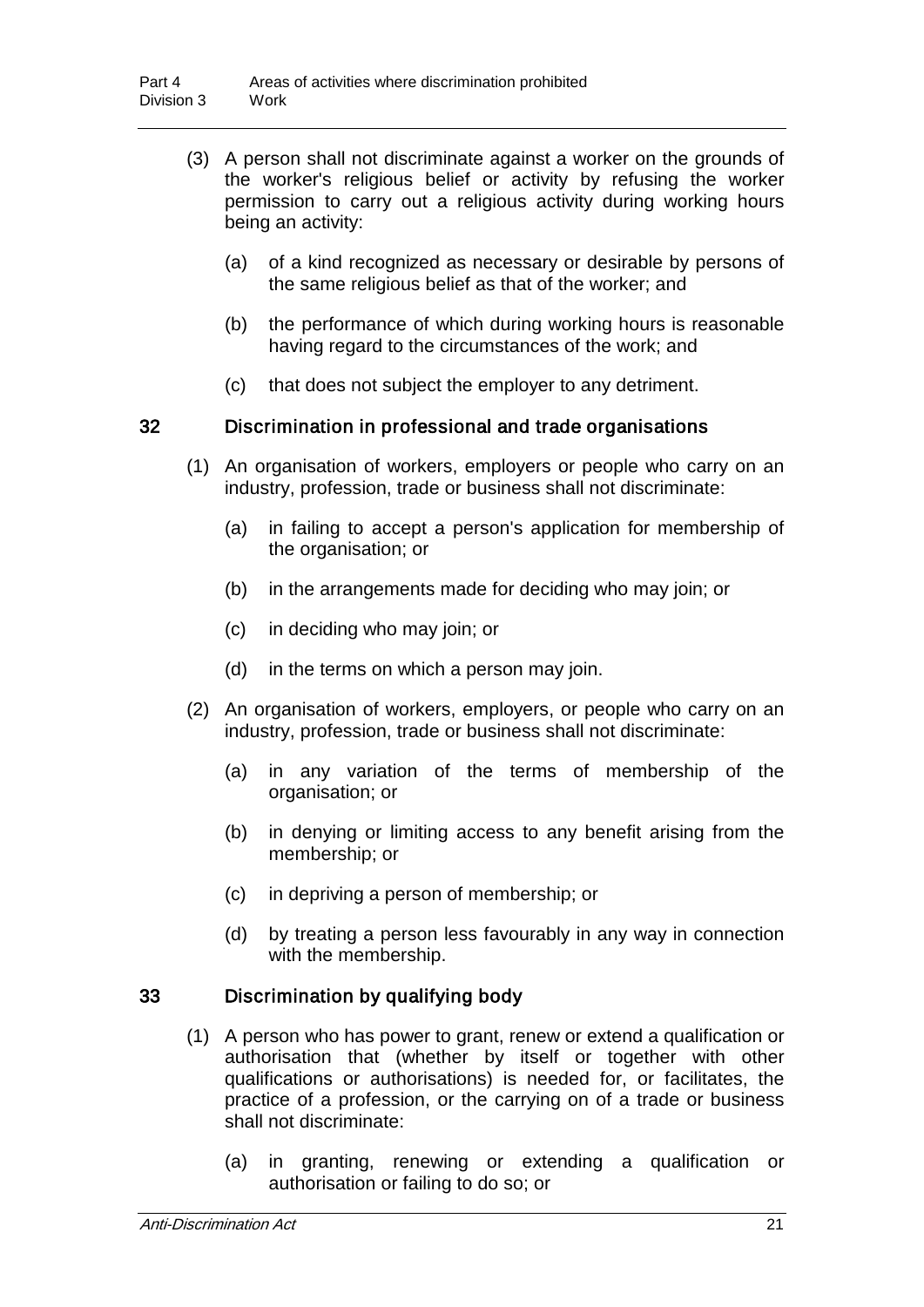(3) A person shall not discriminate against a worker on the grounds of the worker's religious belief or activity by refusing the worker permission to carry out a religious activity during working hours being an activity:

(a) of a kind recognized as necessary or desirable by persons of the same religious belief as that of the worker; and

(b) the performance of which during working hours is reasonable having regard to the circumstances of the work; and

(c) that does not subject the employer to any detriment.

## 32 Discrimination in professional and trade organisations

(1) An organisation of workers, employers or people who carry on an industry, profession, trade or business shall not discriminate:

(a) in failing to accept a person's application for membership of the organisation; or

(b) in the arrangements made for deciding who may join; or

(c) in deciding who may join; or

(d) in the terms on which a person may join.

(2) An organisation of workers, employers, or people who carry on an industry, profession, trade or business shall not discriminate:

(a) in any variation of the terms of membership of the organisation; or

(b) in denying or limiting access to any benefit arising from the membership; or

(c) in depriving a person of membership; or

(d) by treating a person less favourably in any way in connection with the membership.

## 33 Discrimination by qualifying body

(1) A person who has power to grant, renew or extend a qualification or authorisation that (whether by itself or together with other qualifications or authorisations) is needed for, or facilitates, the practice of a profession, or the carrying on of a trade or business shall not discriminate:

(a) in granting, renewing or extending a qualification or authorisation or failing to do so; or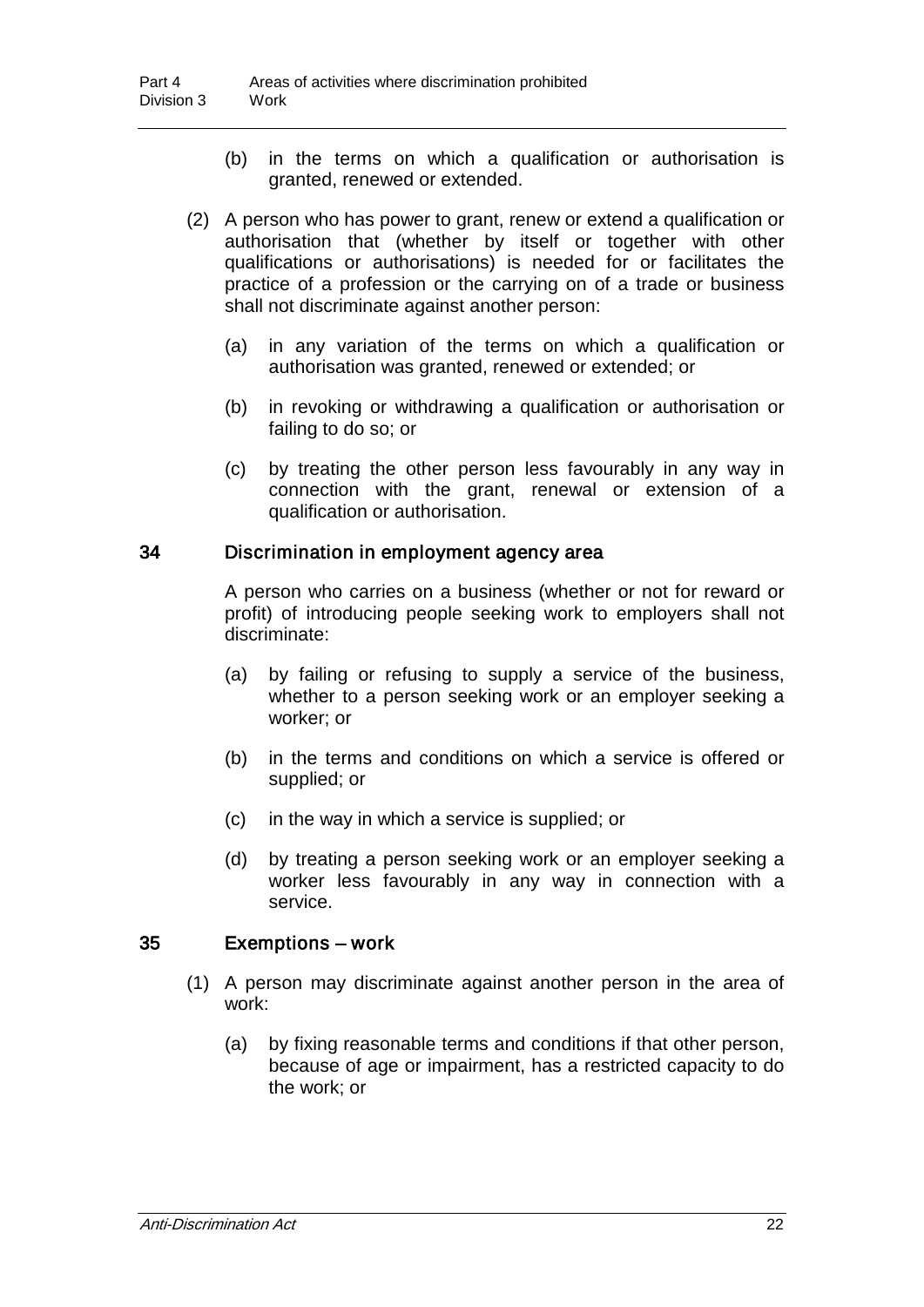(b) in the terms on which a qualification or authorisation is granted, renewed or extended.

(2) A person who has power to grant, renew or extend a qualification or authorisation that (whether by itself or together with other qualifications or authorisations) is needed for or facilitates the practice of a profession or the carrying on of a trade or business shall not discriminate against another person:

(a) in any variation of the terms on which a qualification or authorisation was granted, renewed or extended; or

(b) in revoking or withdrawing a qualification or authorisation or failing to do so; or

(c) by treating the other person less favourably in any way in connection with the grant, renewal or extension of a qualification or authorisation.

## 34 Discrimination in employment agency area

A person who carries on a business (whether or not for reward or profit) of introducing people seeking work to employers shall not discriminate:

(a) by failing or refusing to supply a service of the business, whether to a person seeking work or an employer seeking a worker; or

(b) in the terms and conditions on which a service is offered or supplied; or

(c) in the way in which a service is supplied; or

(d) by treating a person seeking work or an employer seeking a worker less favourably in any way in connection with a service.

## 35 Exemptions – work

(1) A person may discriminate against another person in the area of work:

(a) by fixing reasonable terms and conditions if that other person, because of age or impairment, has a restricted capacity to do the work; or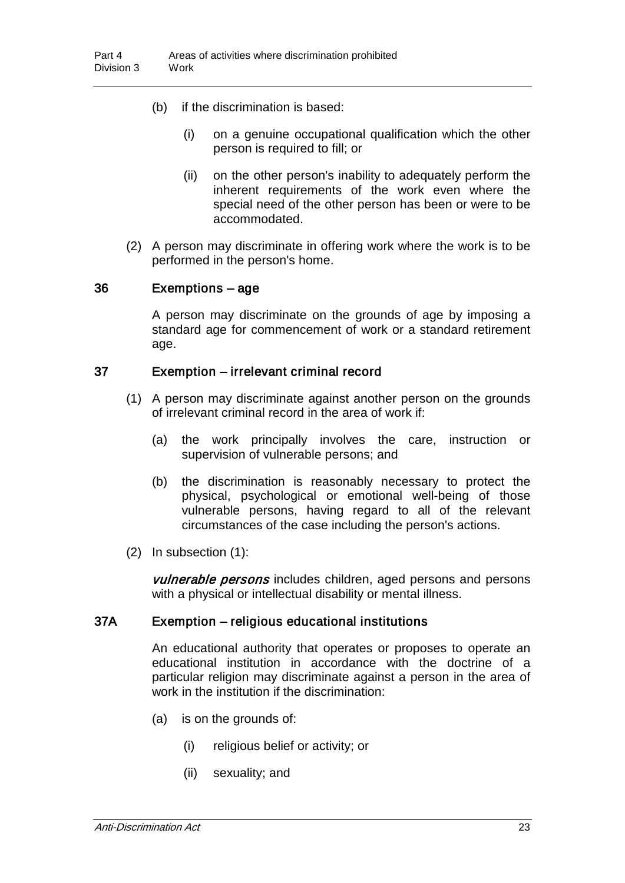(b) if the discrimination is based:

(i) on a genuine occupational qualification which the other person is required to fill; or

(ii) on the other person's inability to adequately perform the inherent requirements of the work even where the special need of the other person has been or were to be accommodated.

(2) A person may discriminate in offering work where the work is to be performed in the person's home.

### 36 Exemptions – age

A person may discriminate on the grounds of age by imposing a standard age for commencement of work or a standard retirement age.

### 37 Exemption – irrelevant criminal record

(1) A person may discriminate against another person on the grounds of irrelevant criminal record in the area of work if:

(a) the work principally involves the care, instruction or supervision of vulnerable persons; and

(b) the discrimination is reasonably necessary to protect the physical, psychological or emotional well-being of those vulnerable persons, having regard to all of the relevant circumstances of the case including the person's actions.

(2) In subsection (1):

***vulnerable persons*** includes children, aged persons and persons with a physical or intellectual disability or mental illness.

### 37A Exemption – religious educational institutions

An educational authority that operates or proposes to operate an educational institution in accordance with the doctrine of a particular religion may discriminate against a person in the area of work in the institution if the discrimination:

(a) is on the grounds of:

(i) religious belief or activity; or

(ii) sexuality; and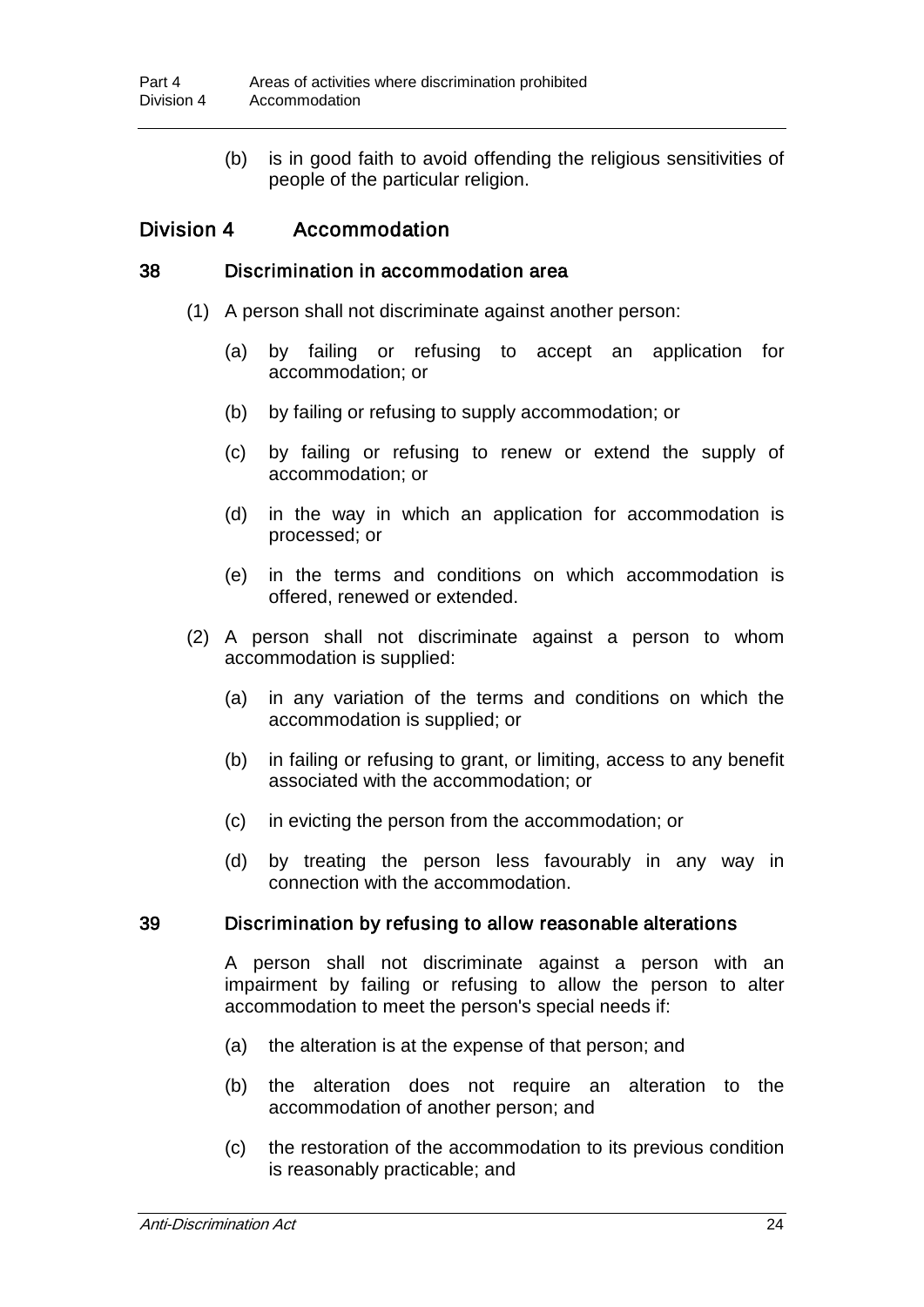(b) is in good faith to avoid offending the religious sensitivities of people of the particular religion.

## Division 4 Accommodation

### 38 Discrimination in accommodation area

(1) A person shall not discriminate against another person:

(a) by failing or refusing to accept an application for accommodation; or

(b) by failing or refusing to supply accommodation; or

(c) by failing or refusing to renew or extend the supply of accommodation; or

(d) in the way in which an application for accommodation is processed; or

(e) in the terms and conditions on which accommodation is offered, renewed or extended.

(2) A person shall not discriminate against a person to whom accommodation is supplied:

(a) in any variation of the terms and conditions on which the accommodation is supplied; or

(b) in failing or refusing to grant, or limiting, access to any benefit associated with the accommodation; or

(c) in evicting the person from the accommodation; or

(d) by treating the person less favourably in any way in connection with the accommodation.

### 39 Discrimination by refusing to allow reasonable alterations

A person shall not discriminate against a person with an impairment by failing or refusing to allow the person to alter accommodation to meet the person's special needs if:

(a) the alteration is at the expense of that person; and

(b) the alteration does not require an alteration to the accommodation of another person; and

(c) the restoration of the accommodation to its previous condition is reasonably practicable; and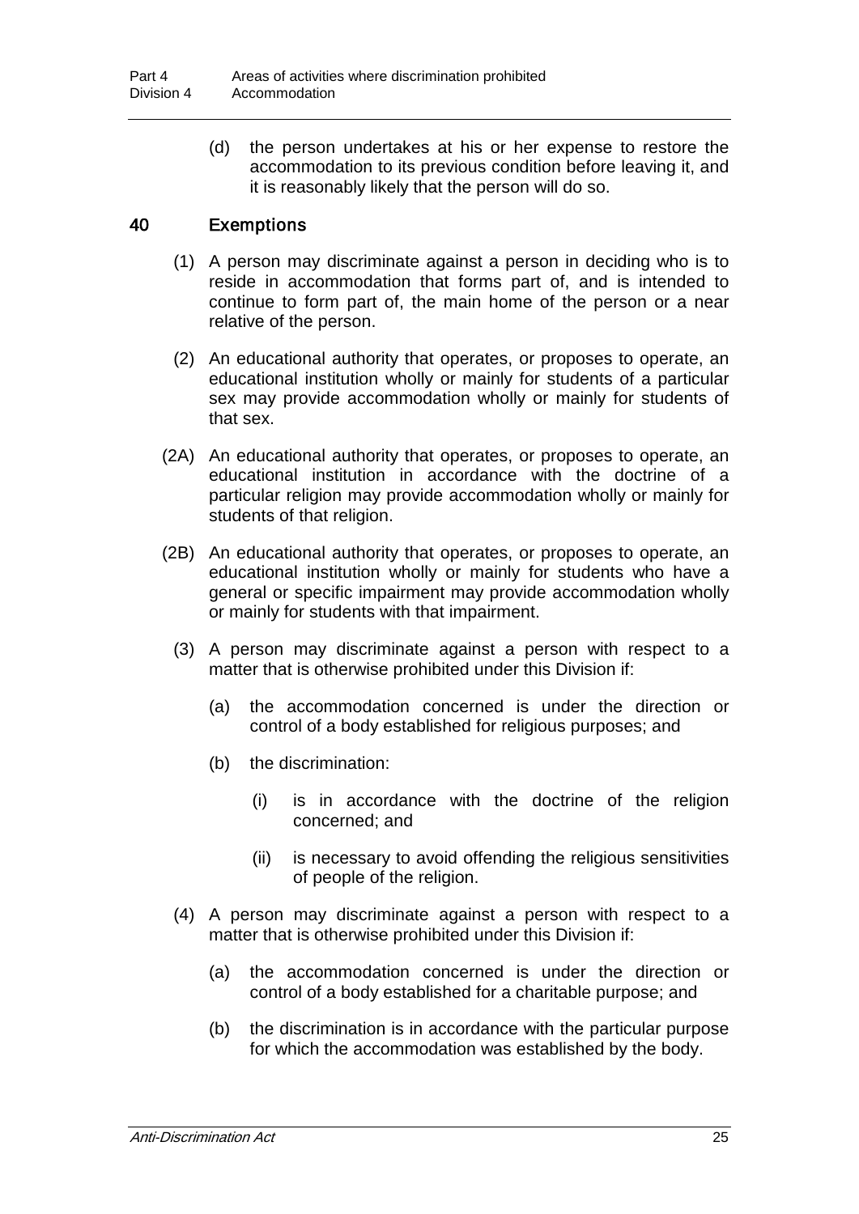(d) the person undertakes at his or her expense to restore the accommodation to its previous condition before leaving it, and it is reasonably likely that the person will do so.

## 40 Exemptions

(1) A person may discriminate against a person in deciding who is to reside in accommodation that forms part of, and is intended to continue to form part of, the main home of the person or a near relative of the person.

(2) An educational authority that operates, or proposes to operate, an educational institution wholly or mainly for students of a particular sex may provide accommodation wholly or mainly for students of that sex.

(2A) An educational authority that operates, or proposes to operate, an educational institution in accordance with the doctrine of a particular religion may provide accommodation wholly or mainly for students of that religion.

(2B) An educational authority that operates, or proposes to operate, an educational institution wholly or mainly for students who have a general or specific impairment may provide accommodation wholly or mainly for students with that impairment.

(3) A person may discriminate against a person with respect to a matter that is otherwise prohibited under this Division if:

(a) the accommodation concerned is under the direction or control of a body established for religious purposes; and

(b) the discrimination:

(i) is in accordance with the doctrine of the religion concerned; and

(ii) is necessary to avoid offending the religious sensitivities of people of the religion.

(4) A person may discriminate against a person with respect to a matter that is otherwise prohibited under this Division if:

(a) the accommodation concerned is under the direction or control of a body established for a charitable purpose; and

(b) the discrimination is in accordance with the particular purpose for which the accommodation was established by the body.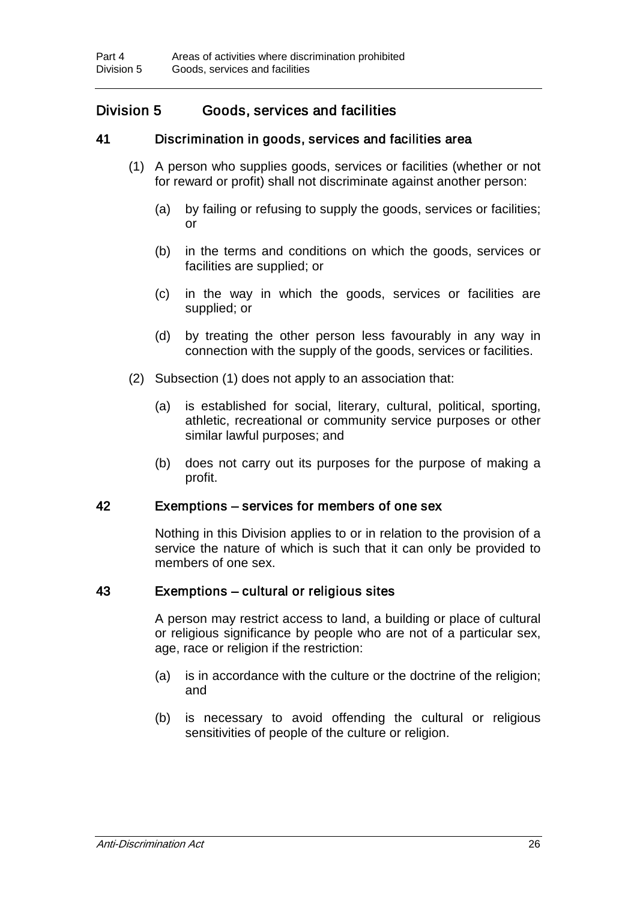## Division 5 Goods, services and facilities

### 41 Discrimination in goods, services and facilities area

(1) A person who supplies goods, services or facilities (whether or not for reward or profit) shall not discriminate against another person:

(a) by failing or refusing to supply the goods, services or facilities; or

(b) in the terms and conditions on which the goods, services or facilities are supplied; or

(c) in the way in which the goods, services or facilities are supplied; or

(d) by treating the other person less favourably in any way in connection with the supply of the goods, services or facilities.

(2) Subsection (1) does not apply to an association that:

(a) is established for social, literary, cultural, political, sporting, athletic, recreational or community service purposes or other similar lawful purposes; and

(b) does not carry out its purposes for the purpose of making a profit.

### 42 Exemptions – services for members of one sex

Nothing in this Division applies to or in relation to the provision of a service the nature of which is such that it can only be provided to members of one sex.

### 43 Exemptions – cultural or religious sites

A person may restrict access to land, a building or place of cultural or religious significance by people who are not of a particular sex, age, race or religion if the restriction:

(a) is in accordance with the culture or the doctrine of the religion; and

(b) is necessary to avoid offending the cultural or religious sensitivities of people of the culture or religion.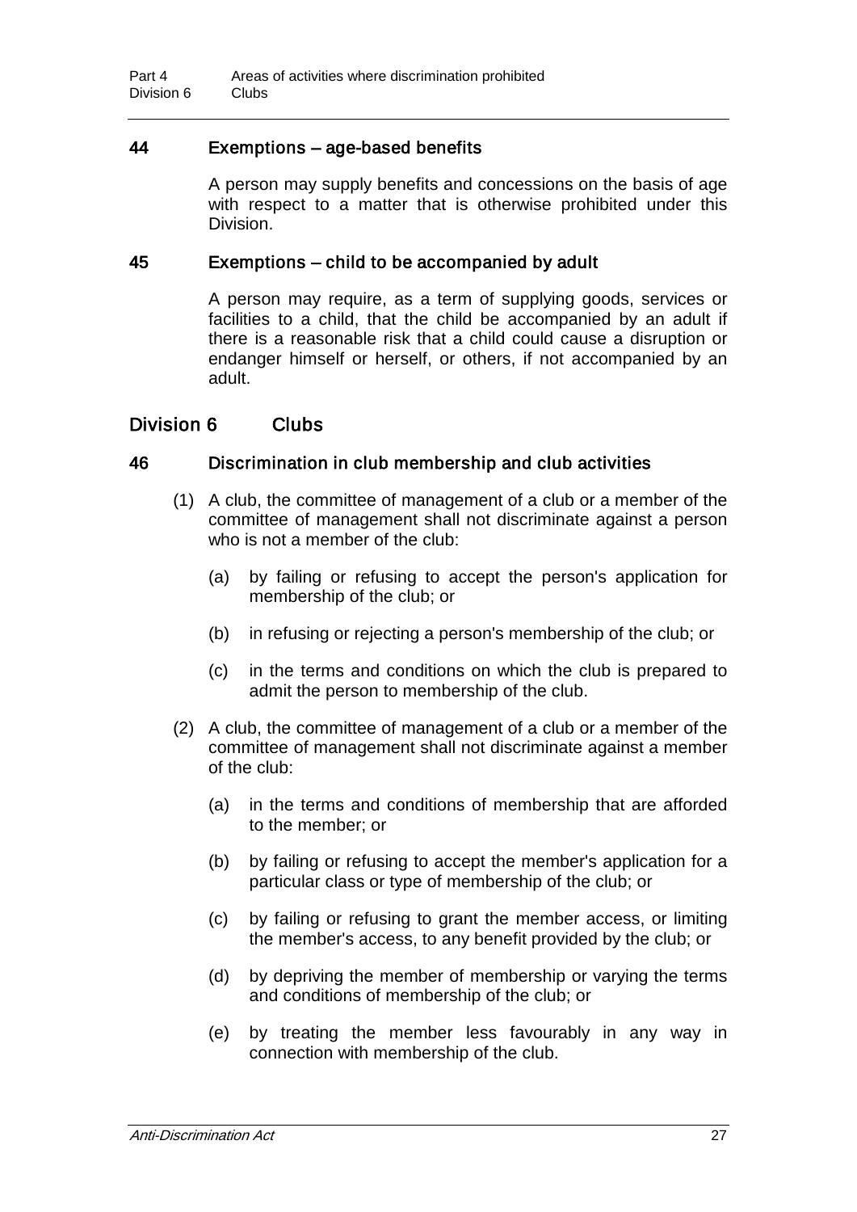### 44 Exemptions – age-based benefits

A person may supply benefits and concessions on the basis of age with respect to a matter that is otherwise prohibited under this Division.

### 45 Exemptions – child to be accompanied by adult

A person may require, as a term of supplying goods, services or facilities to a child, that the child be accompanied by an adult if there is a reasonable risk that a child could cause a disruption or endanger himself or herself, or others, if not accompanied by an adult.

## Division 6 Clubs

### 46 Discrimination in club membership and club activities

(1) A club, the committee of management of a club or a member of the committee of management shall not discriminate against a person who is not a member of the club:

(a) by failing or refusing to accept the person's application for membership of the club; or

(b) in refusing or rejecting a person's membership of the club; or

(c) in the terms and conditions on which the club is prepared to admit the person to membership of the club.

(2) A club, the committee of management of a club or a member of the committee of management shall not discriminate against a member of the club:

(a) in the terms and conditions of membership that are afforded to the member; or

(b) by failing or refusing to accept the member's application for a particular class or type of membership of the club; or

(c) by failing or refusing to grant the member access, or limiting the member's access, to any benefit provided by the club; or

(d) by depriving the member of membership or varying the terms and conditions of membership of the club; or

(e) by treating the member less favourably in any way in connection with membership of the club.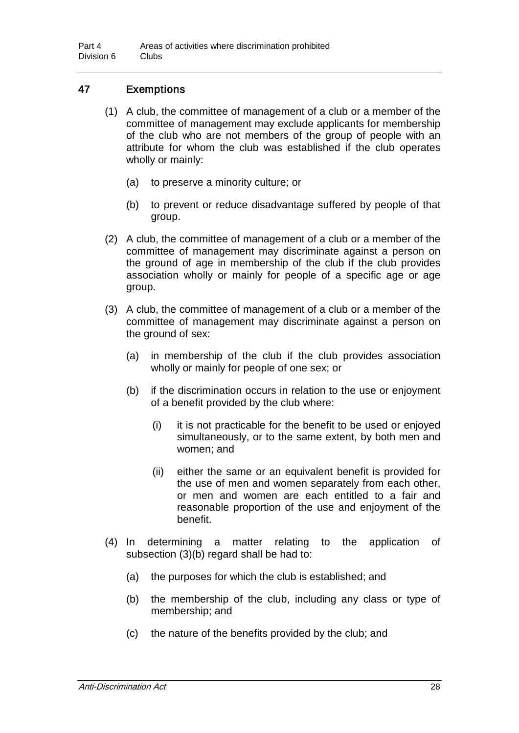## 47 Exemptions

(1) A club, the committee of management of a club or a member of the committee of management may exclude applicants for membership of the club who are not members of the group of people with an attribute for whom the club was established if the club operates wholly or mainly:

(a) to preserve a minority culture; or

(b) to prevent or reduce disadvantage suffered by people of that group.

(2) A club, the committee of management of a club or a member of the committee of management may discriminate against a person on the ground of age in membership of the club if the club provides association wholly or mainly for people of a specific age or age group.

(3) A club, the committee of management of a club or a member of the committee of management may discriminate against a person on the ground of sex:

(a) in membership of the club if the club provides association wholly or mainly for people of one sex; or

(b) if the discrimination occurs in relation to the use or enjoyment of a benefit provided by the club where:

(i) it is not practicable for the benefit to be used or enjoyed simultaneously, or to the same extent, by both men and women; and

(ii) either the same or an equivalent benefit is provided for the use of men and women separately from each other, or men and women are each entitled to a fair and reasonable proportion of the use and enjoyment of the benefit.

(4) In determining a matter relating to the application of subsection (3)(b) regard shall be had to:

(a) the purposes for which the club is established; and

(b) the membership of the club, including any class or type of membership; and

(c) the nature of the benefits provided by the club; and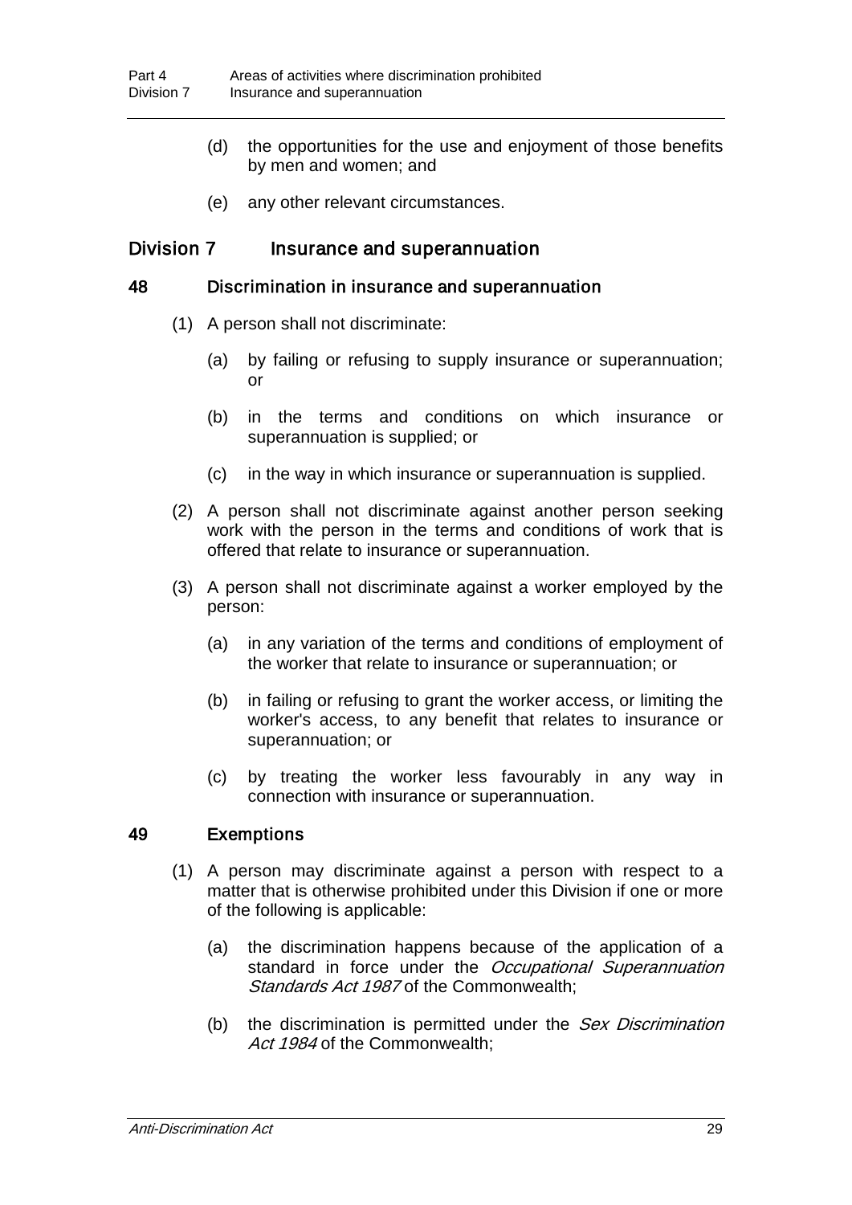(d) the opportunities for the use and enjoyment of those benefits by men and women; and

(e) any other relevant circumstances.

## Division 7 Insurance and superannuation

### 48 Discrimination in insurance and superannuation

(1) A person shall not discriminate:

(a) by failing or refusing to supply insurance or superannuation; or

(b) in the terms and conditions on which insurance or superannuation is supplied; or

(c) in the way in which insurance or superannuation is supplied.

(2) A person shall not discriminate against another person seeking work with the person in the terms and conditions of work that is offered that relate to insurance or superannuation.

(3) A person shall not discriminate against a worker employed by the person:

(a) in any variation of the terms and conditions of employment of the worker that relate to insurance or superannuation; or

(b) in failing or refusing to grant the worker access, or limiting the worker's access, to any benefit that relates to insurance or superannuation; or

(c) by treating the worker less favourably in any way in connection with insurance or superannuation.

### 49 Exemptions

(1) A person may discriminate against a person with respect to a matter that is otherwise prohibited under this Division if one or more of the following is applicable:

(a) the discrimination happens because of the application of a standard in force under the *Occupational Superannuation Standards Act 1987* of the Commonwealth;

(b) the discrimination is permitted under the *Sex Discrimination Act 1984* of the Commonwealth;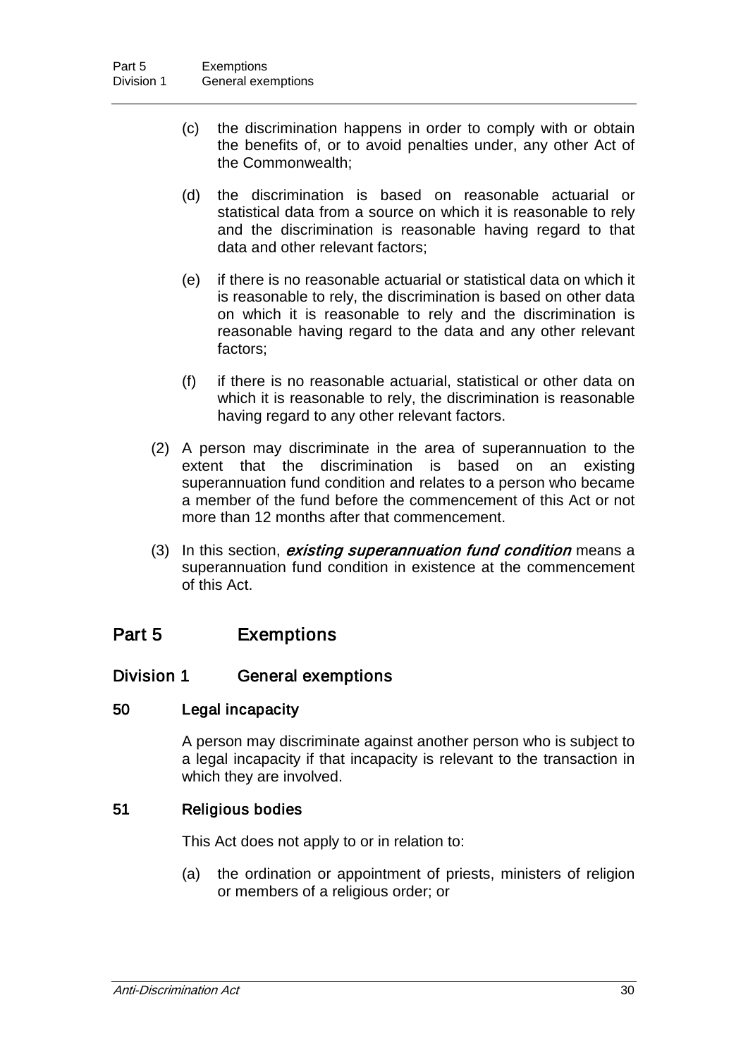(c) the discrimination happens in order to comply with or obtain the benefits of, or to avoid penalties under, any other Act of the Commonwealth;

(d) the discrimination is based on reasonable actuarial or statistical data from a source on which it is reasonable to rely and the discrimination is reasonable having regard to that data and other relevant factors;

(e) if there is no reasonable actuarial or statistical data on which it is reasonable to rely, the discrimination is based on other data on which it is reasonable to rely and the discrimination is reasonable having regard to the data and any other relevant factors;

(f) if there is no reasonable actuarial, statistical or other data on which it is reasonable to rely, the discrimination is reasonable having regard to any other relevant factors.

(2) A person may discriminate in the area of superannuation to the extent that the discrimination is based on an existing superannuation fund condition and relates to a person who became a member of the fund before the commencement of this Act or not more than 12 months after that commencement.

(3) In this section, ***existing superannuation fund condition*** means a superannuation fund condition in existence at the commencement of this Act.

# Part 5 Exemptions

## Division 1 General exemptions

### 50 Legal incapacity

A person may discriminate against another person who is subject to a legal incapacity if that incapacity is relevant to the transaction in which they are involved.

### 51 Religious bodies

This Act does not apply to or in relation to:

(a) the ordination or appointment of priests, ministers of religion or members of a religious order; or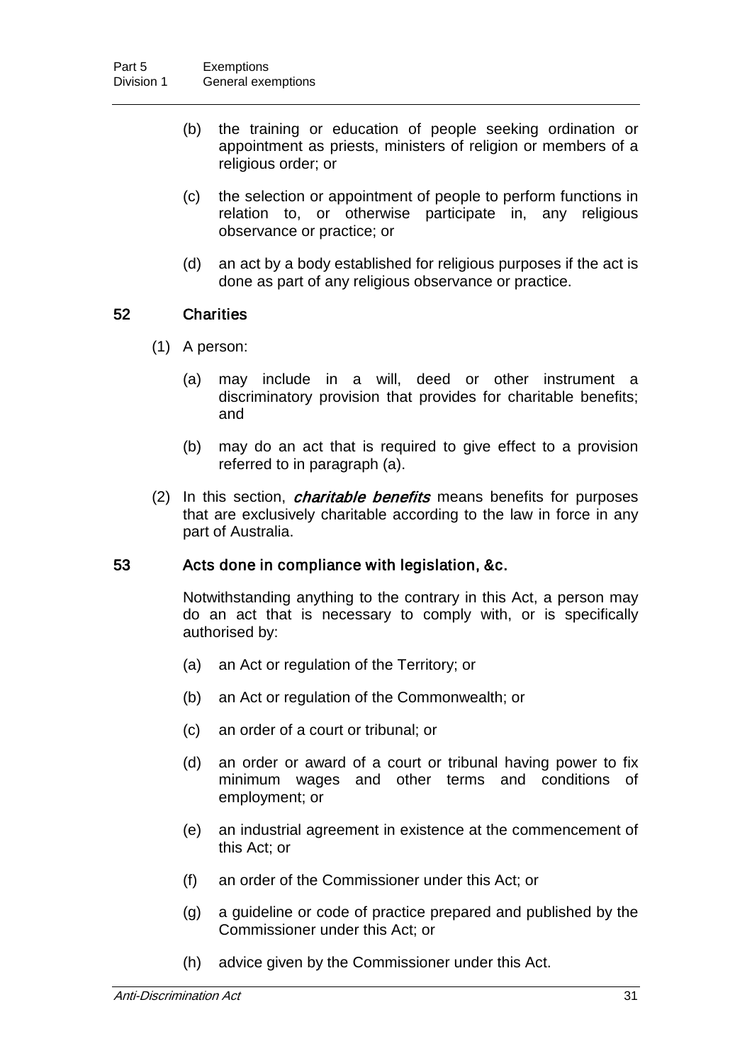(b) the training or education of people seeking ordination or appointment as priests, ministers of religion or members of a religious order; or

(c) the selection or appointment of people to perform functions in relation to, or otherwise participate in, any religious observance or practice; or

(d) an act by a body established for religious purposes if the act is done as part of any religious observance or practice.

## 52 Charities

(1) A person:

(a) may include in a will, deed or other instrument a discriminatory provision that provides for charitable benefits; and

(b) may do an act that is required to give effect to a provision referred to in paragraph (a).

(2) In this section, ***charitable benefits*** means benefits for purposes that are exclusively charitable according to the law in force in any part of Australia.

## 53 Acts done in compliance with legislation, &c.

Notwithstanding anything to the contrary in this Act, a person may do an act that is necessary to comply with, or is specifically authorised by:

(a) an Act or regulation of the Territory; or

(b) an Act or regulation of the Commonwealth; or

(c) an order of a court or tribunal; or

(d) an order or award of a court or tribunal having power to fix minimum wages and other terms and conditions of employment; or

(e) an industrial agreement in existence at the commencement of this Act; or

(f) an order of the Commissioner under this Act; or

(g) a guideline or code of practice prepared and published by the Commissioner under this Act; or

(h) advice given by the Commissioner under this Act.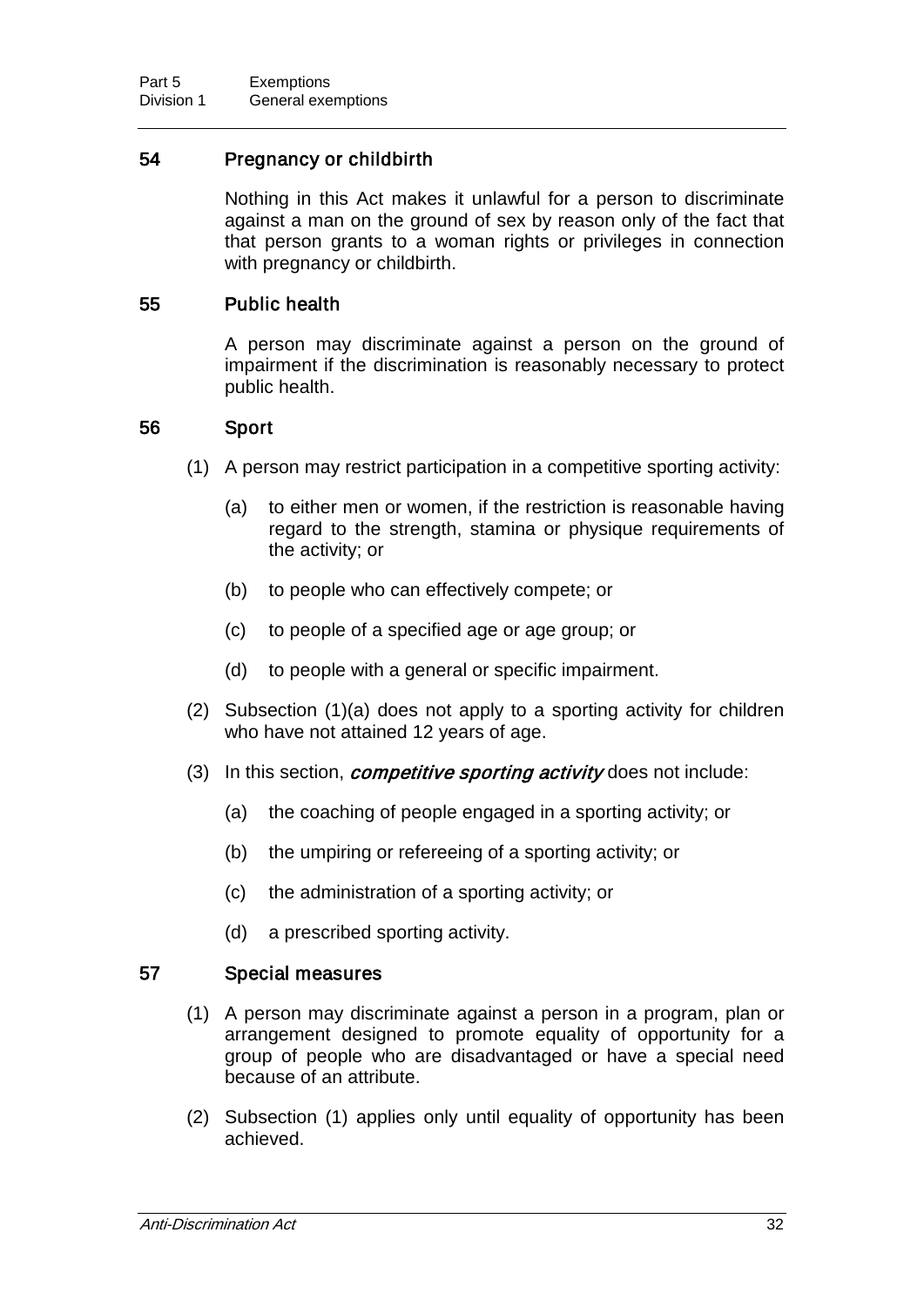### 54 Pregnancy or childbirth

Nothing in this Act makes it unlawful for a person to discriminate against a man on the ground of sex by reason only of the fact that that person grants to a woman rights or privileges in connection with pregnancy or childbirth.

### 55 Public health

A person may discriminate against a person on the ground of impairment if the discrimination is reasonably necessary to protect public health.

### 56 Sport

(1) A person may restrict participation in a competitive sporting activity:

(a) to either men or women, if the restriction is reasonable having regard to the strength, stamina or physique requirements of the activity; or

(b) to people who can effectively compete; or

(c) to people of a specified age or age group; or

(d) to people with a general or specific impairment.

(2) Subsection (1)(a) does not apply to a sporting activity for children who have not attained 12 years of age.

(3) In this section, ***competitive sporting activity*** does not include:

(a) the coaching of people engaged in a sporting activity; or

(b) the umpiring or refereeing of a sporting activity; or

(c) the administration of a sporting activity; or

(d) a prescribed sporting activity.

### 57 Special measures

(1) A person may discriminate against a person in a program, plan or arrangement designed to promote equality of opportunity for a group of people who are disadvantaged or have a special need because of an attribute.

(2) Subsection (1) applies only until equality of opportunity has been achieved.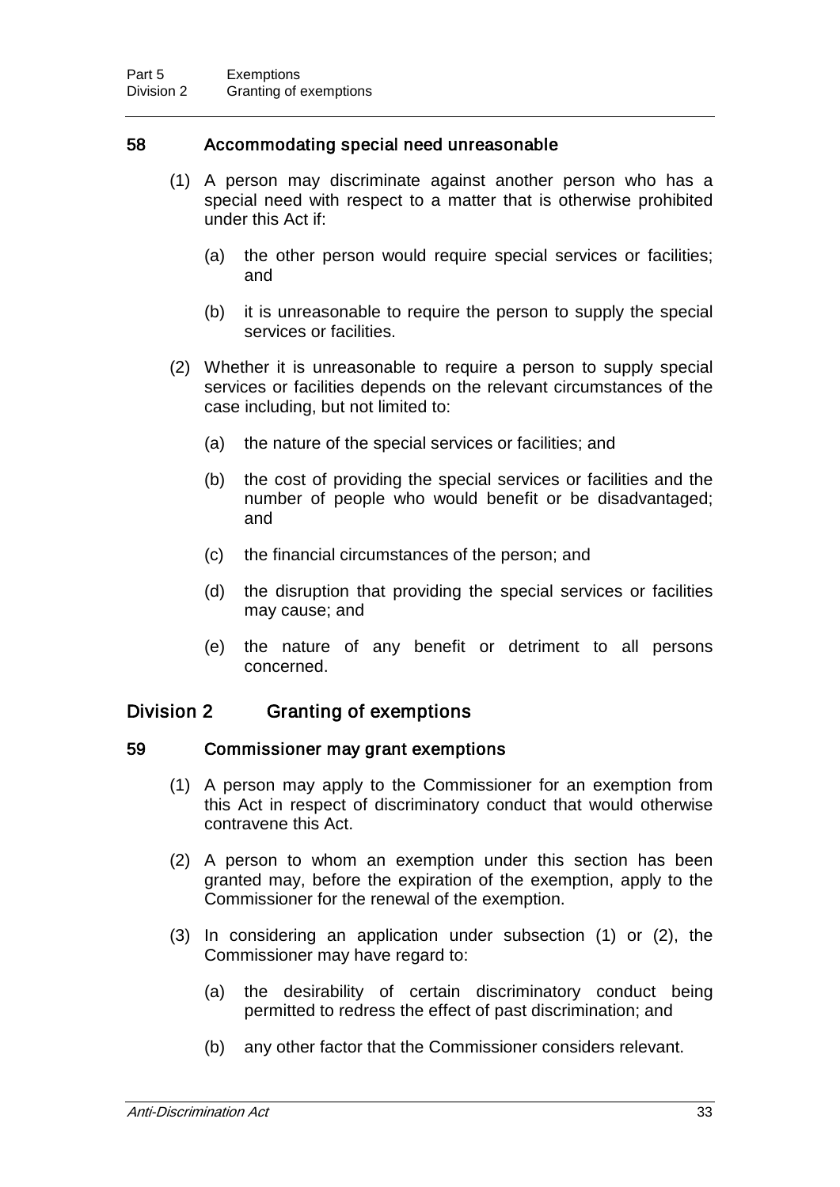### 58 Accommodating special need unreasonable

(1) A person may discriminate against another person who has a special need with respect to a matter that is otherwise prohibited under this Act if:

(a) the other person would require special services or facilities; and

(b) it is unreasonable to require the person to supply the special services or facilities.

(2) Whether it is unreasonable to require a person to supply special services or facilities depends on the relevant circumstances of the case including, but not limited to:

(a) the nature of the special services or facilities; and

(b) the cost of providing the special services or facilities and the number of people who would benefit or be disadvantaged; and

(c) the financial circumstances of the person; and

(d) the disruption that providing the special services or facilities may cause; and

(e) the nature of any benefit or detriment to all persons concerned.

## Division 2 Granting of exemptions

### 59 Commissioner may grant exemptions

(1) A person may apply to the Commissioner for an exemption from this Act in respect of discriminatory conduct that would otherwise contravene this Act.

(2) A person to whom an exemption under this section has been granted may, before the expiration of the exemption, apply to the Commissioner for the renewal of the exemption.

(3) In considering an application under subsection (1) or (2), the Commissioner may have regard to:

(a) the desirability of certain discriminatory conduct being permitted to redress the effect of past discrimination; and

(b) any other factor that the Commissioner considers relevant.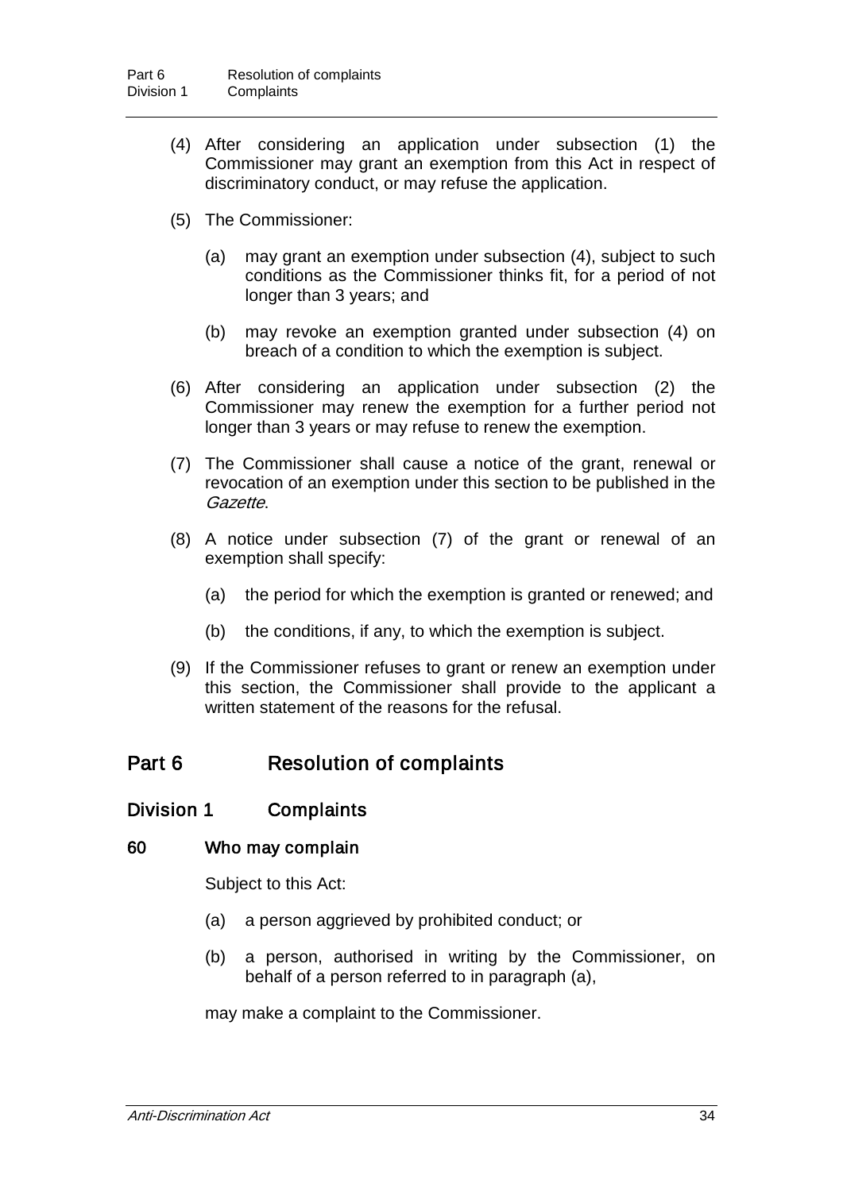(4) After considering an application under subsection (1) the Commissioner may grant an exemption from this Act in respect of discriminatory conduct, or may refuse the application.

(5) The Commissioner:

(a) may grant an exemption under subsection (4), subject to such conditions as the Commissioner thinks fit, for a period of not longer than 3 years; and

(b) may revoke an exemption granted under subsection (4) on breach of a condition to which the exemption is subject.

(6) After considering an application under subsection (2) the Commissioner may renew the exemption for a further period not longer than 3 years or may refuse to renew the exemption.

(7) The Commissioner shall cause a notice of the grant, renewal or revocation of an exemption under this section to be published in the *Gazette*.

(8) A notice under subsection (7) of the grant or renewal of an exemption shall specify:

(a) the period for which the exemption is granted or renewed; and

(b) the conditions, if any, to which the exemption is subject.

(9) If the Commissioner refuses to grant or renew an exemption under this section, the Commissioner shall provide to the applicant a written statement of the reasons for the refusal.

## Part 6 Resolution of complaints

### Division 1 Complaints

#### 60 Who may complain

Subject to this Act:

(a) a person aggrieved by prohibited conduct; or

(b) a person, authorised in writing by the Commissioner, on behalf of a person referred to in paragraph (a),

may make a complaint to the Commissioner.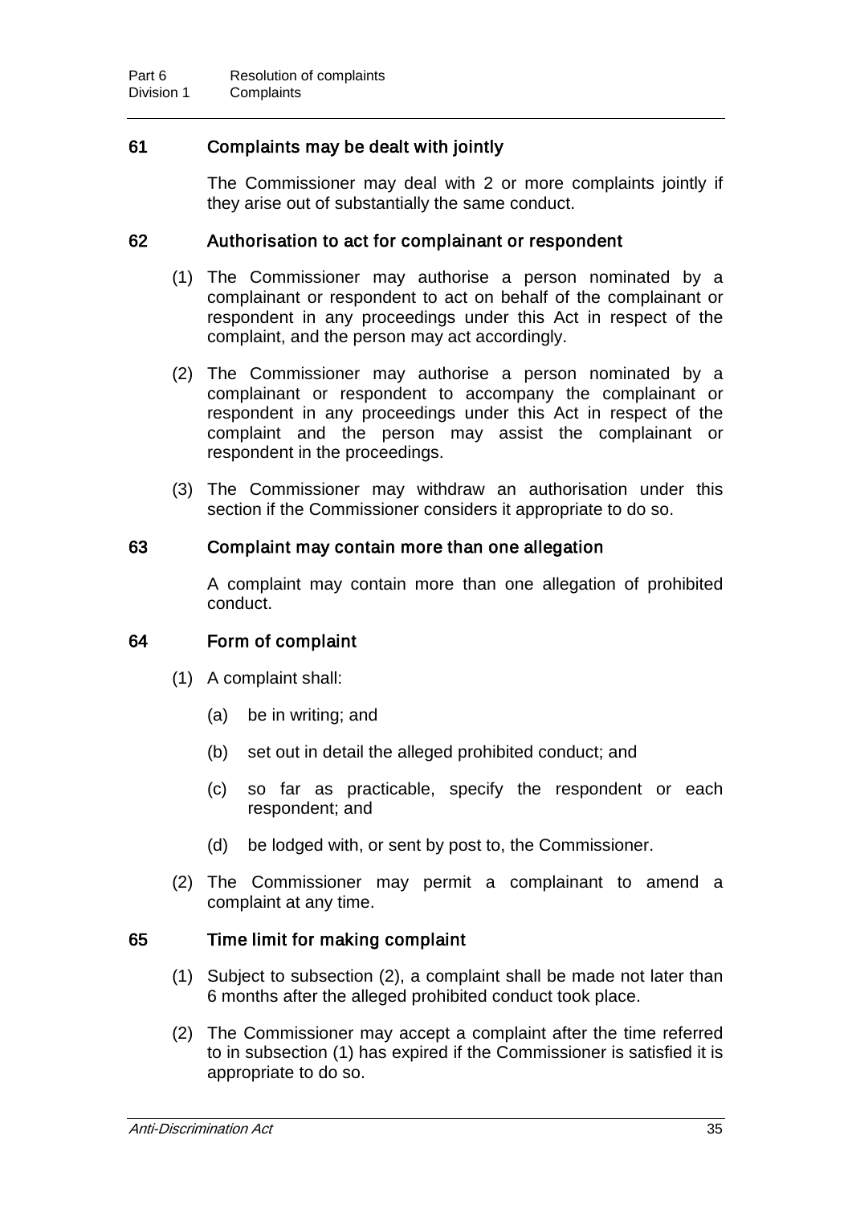### 61 Complaints may be dealt with jointly

The Commissioner may deal with 2 or more complaints jointly if they arise out of substantially the same conduct.

### 62 Authorisation to act for complainant or respondent

(1) The Commissioner may authorise a person nominated by a complainant or respondent to act on behalf of the complainant or respondent in any proceedings under this Act in respect of the complaint, and the person may act accordingly.

(2) The Commissioner may authorise a person nominated by a complainant or respondent to accompany the complainant or respondent in any proceedings under this Act in respect of the complaint and the person may assist the complainant or respondent in the proceedings.

(3) The Commissioner may withdraw an authorisation under this section if the Commissioner considers it appropriate to do so.

### 63 Complaint may contain more than one allegation

A complaint may contain more than one allegation of prohibited conduct.

### 64 Form of complaint

(1) A complaint shall:

- (a) be in writing; and
- (b) set out in detail the alleged prohibited conduct; and
- (c) so far as practicable, specify the respondent or each respondent; and
- (d) be lodged with, or sent by post to, the Commissioner.

(2) The Commissioner may permit a complainant to amend a complaint at any time.

### 65 Time limit for making complaint

(1) Subject to subsection (2), a complaint shall be made not later than 6 months after the alleged prohibited conduct took place.

(2) The Commissioner may accept a complaint after the time referred to in subsection (1) has expired if the Commissioner is satisfied it is appropriate to do so.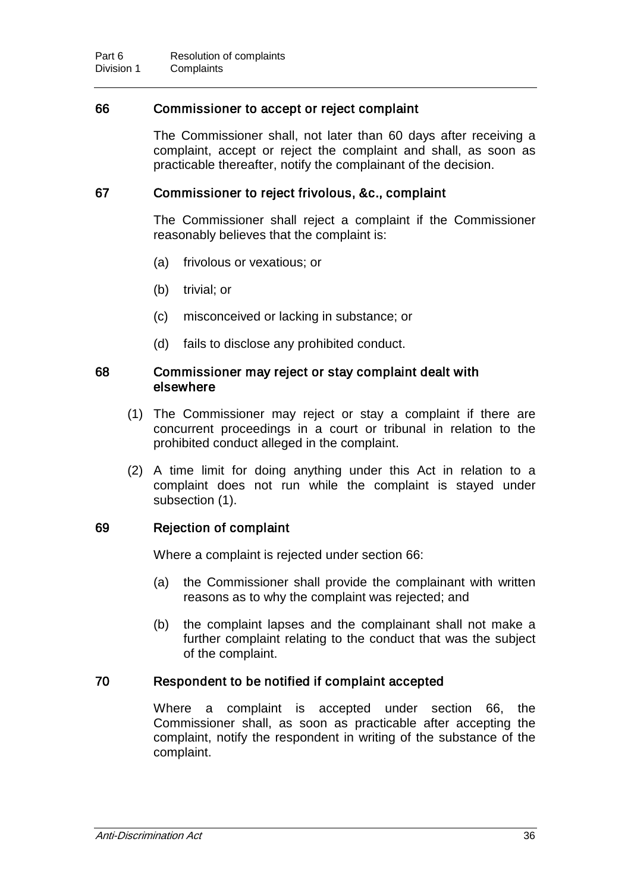### 66 Commissioner to accept or reject complaint

The Commissioner shall, not later than 60 days after receiving a complaint, accept or reject the complaint and shall, as soon as practicable thereafter, notify the complainant of the decision.

### 67 Commissioner to reject frivolous, &c., complaint

The Commissioner shall reject a complaint if the Commissioner reasonably believes that the complaint is:

(a) frivolous or vexatious; or

(b) trivial; or

(c) misconceived or lacking in substance; or

(d) fails to disclose any prohibited conduct.

### 68 Commissioner may reject or stay complaint dealt with elsewhere

(1) The Commissioner may reject or stay a complaint if there are concurrent proceedings in a court or tribunal in relation to the prohibited conduct alleged in the complaint.

(2) A time limit for doing anything under this Act in relation to a complaint does not run while the complaint is stayed under subsection (1).

### 69 Rejection of complaint

Where a complaint is rejected under section 66:

(a) the Commissioner shall provide the complainant with written reasons as to why the complaint was rejected; and

(b) the complaint lapses and the complainant shall not make a further complaint relating to the conduct that was the subject of the complaint.

### 70 Respondent to be notified if complaint accepted

Where a complaint is accepted under section 66, the Commissioner shall, as soon as practicable after accepting the complaint, notify the respondent in writing of the substance of the complaint.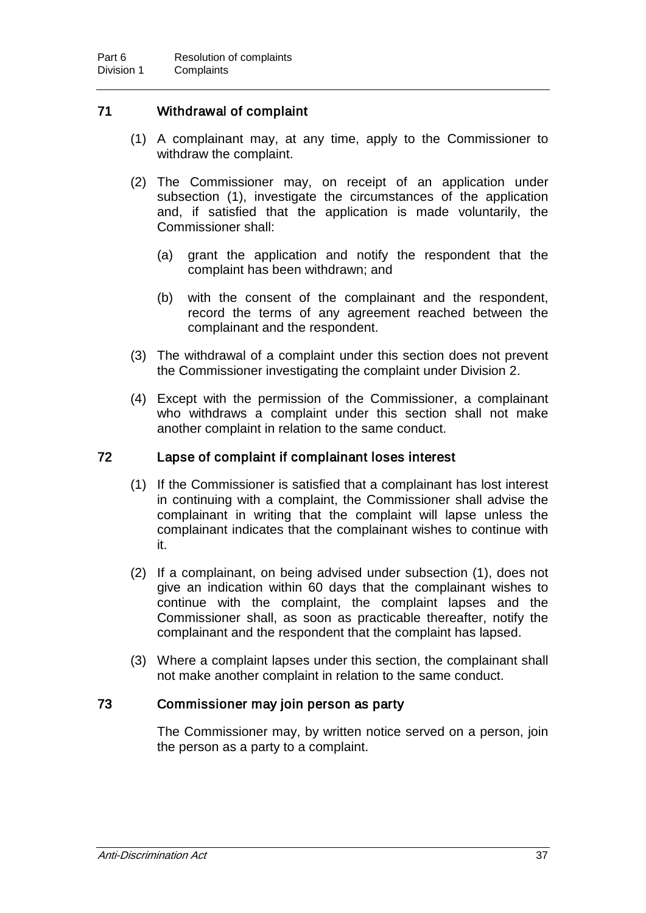### 71 Withdrawal of complaint

(1) A complainant may, at any time, apply to the Commissioner to withdraw the complaint.

(2) The Commissioner may, on receipt of an application under subsection (1), investigate the circumstances of the application and, if satisfied that the application is made voluntarily, the Commissioner shall:

(a) grant the application and notify the respondent that the complaint has been withdrawn; and

(b) with the consent of the complainant and the respondent, record the terms of any agreement reached between the complainant and the respondent.

(3) The withdrawal of a complaint under this section does not prevent the Commissioner investigating the complaint under Division 2.

(4) Except with the permission of the Commissioner, a complainant who withdraws a complaint under this section shall not make another complaint in relation to the same conduct.

### 72 Lapse of complaint if complainant loses interest

(1) If the Commissioner is satisfied that a complainant has lost interest in continuing with a complaint, the Commissioner shall advise the complainant in writing that the complaint will lapse unless the complainant indicates that the complainant wishes to continue with it.

(2) If a complainant, on being advised under subsection (1), does not give an indication within 60 days that the complainant wishes to continue with the complaint, the complaint lapses and the Commissioner shall, as soon as practicable thereafter, notify the complainant and the respondent that the complaint has lapsed.

(3) Where a complaint lapses under this section, the complainant shall not make another complaint in relation to the same conduct.

### 73 Commissioner may join person as party

The Commissioner may, by written notice served on a person, join the person as a party to a complaint.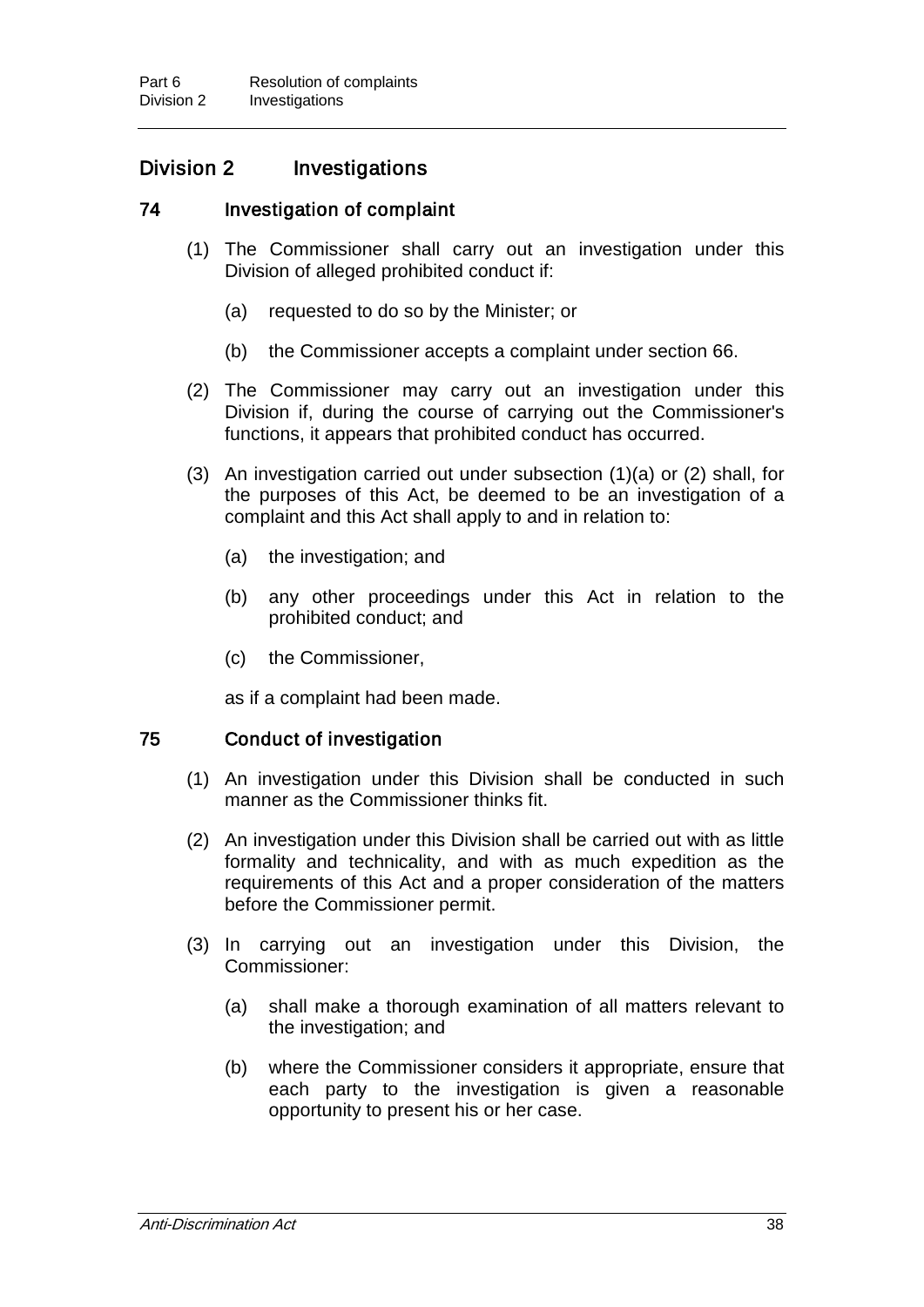## Division 2 Investigations

### 74 Investigation of complaint

(1) The Commissioner shall carry out an investigation under this Division of alleged prohibited conduct if:

(a) requested to do so by the Minister; or

(b) the Commissioner accepts a complaint under section 66.

(2) The Commissioner may carry out an investigation under this Division if, during the course of carrying out the Commissioner's functions, it appears that prohibited conduct has occurred.

(3) An investigation carried out under subsection (1)(a) or (2) shall, for the purposes of this Act, be deemed to be an investigation of a complaint and this Act shall apply to and in relation to:

(a) the investigation; and

(b) any other proceedings under this Act in relation to the prohibited conduct; and

(c) the Commissioner,

as if a complaint had been made.

### 75 Conduct of investigation

(1) An investigation under this Division shall be conducted in such manner as the Commissioner thinks fit.

(2) An investigation under this Division shall be carried out with as little formality and technicality, and with as much expedition as the requirements of this Act and a proper consideration of the matters before the Commissioner permit.

(3) In carrying out an investigation under this Division, the Commissioner:

(a) shall make a thorough examination of all matters relevant to the investigation; and

(b) where the Commissioner considers it appropriate, ensure that each party to the investigation is given a reasonable opportunity to present his or her case.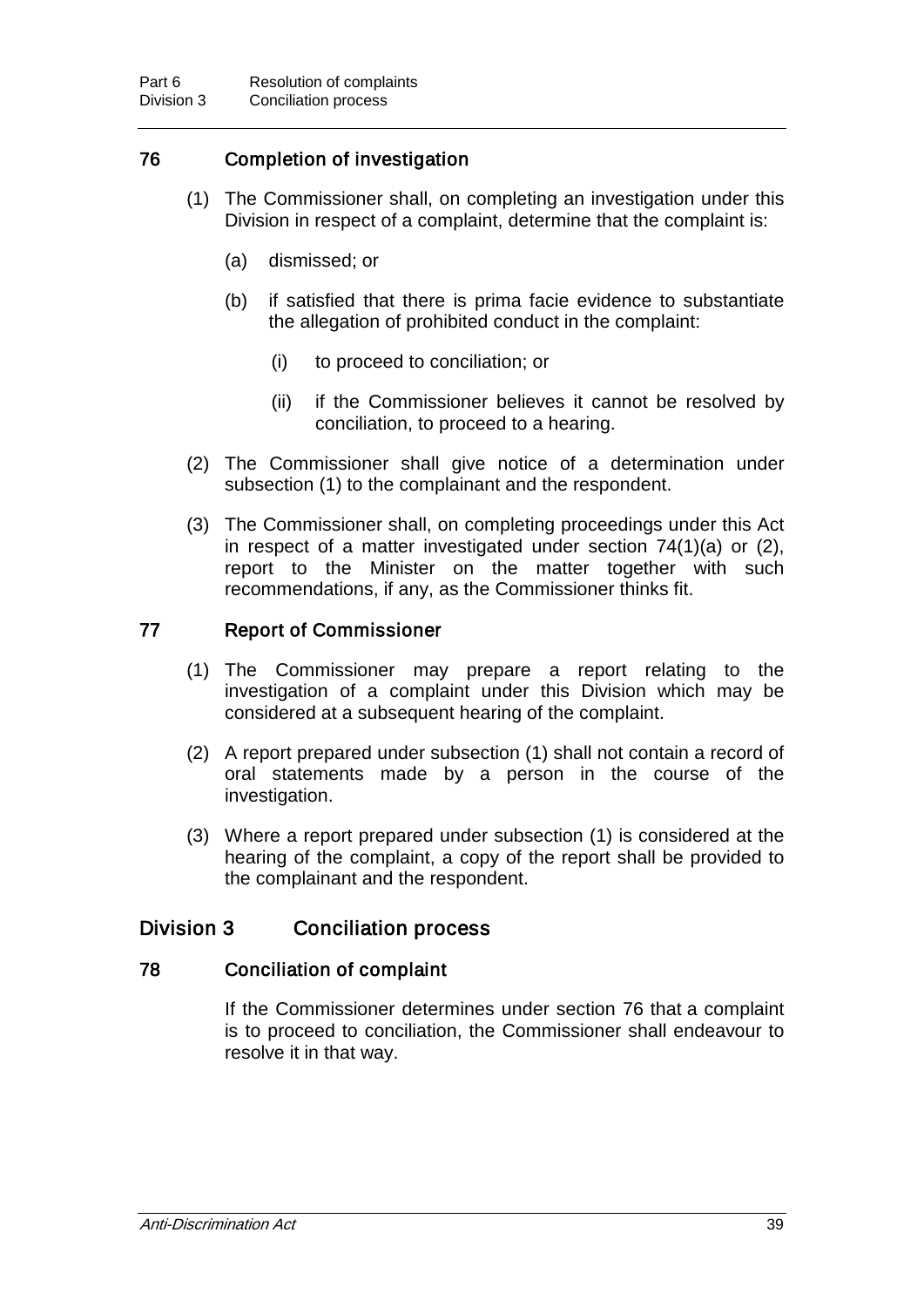### 76 Completion of investigation

(1) The Commissioner shall, on completing an investigation under this Division in respect of a complaint, determine that the complaint is:

(a) dismissed; or

(b) if satisfied that there is prima facie evidence to substantiate the allegation of prohibited conduct in the complaint:

(i) to proceed to conciliation; or

(ii) if the Commissioner believes it cannot be resolved by conciliation, to proceed to a hearing.

(2) The Commissioner shall give notice of a determination under subsection (1) to the complainant and the respondent.

(3) The Commissioner shall, on completing proceedings under this Act in respect of a matter investigated under section 74(1)(a) or (2), report to the Minister on the matter together with such recommendations, if any, as the Commissioner thinks fit.

### 77 Report of Commissioner

(1) The Commissioner may prepare a report relating to the investigation of a complaint under this Division which may be considered at a subsequent hearing of the complaint.

(2) A report prepared under subsection (1) shall not contain a record of oral statements made by a person in the course of the investigation.

(3) Where a report prepared under subsection (1) is considered at the hearing of the complaint, a copy of the report shall be provided to the complainant and the respondent.

## Division 3 Conciliation process

### 78 Conciliation of complaint

If the Commissioner determines under section 76 that a complaint is to proceed to conciliation, the Commissioner shall endeavour to resolve it in that way.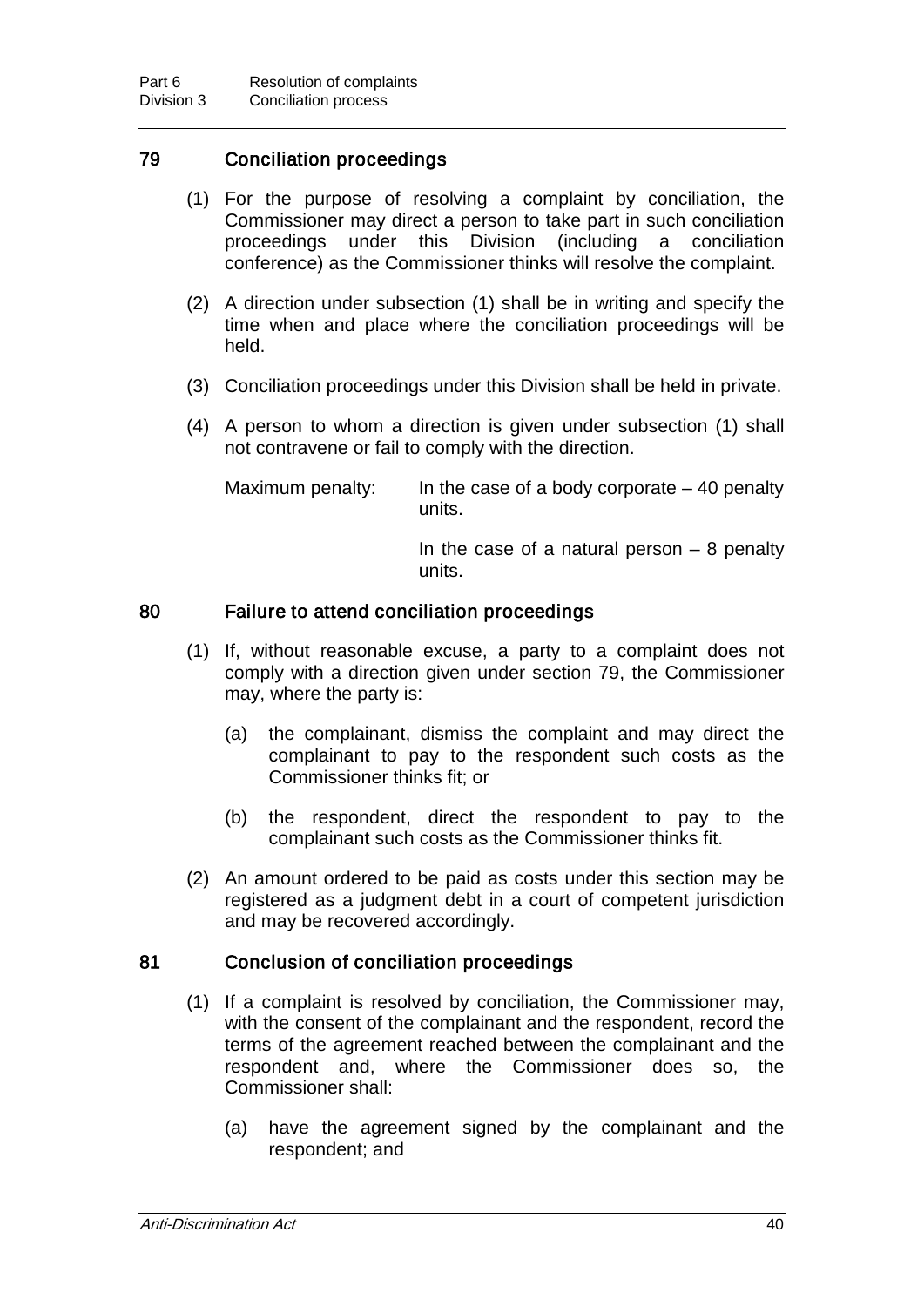### 79 Conciliation proceedings

(1) For the purpose of resolving a complaint by conciliation, the Commissioner may direct a person to take part in such conciliation proceedings under this Division (including a conciliation conference) as the Commissioner thinks will resolve the complaint.

(2) A direction under subsection (1) shall be in writing and specify the time when and place where the conciliation proceedings will be held.

(3) Conciliation proceedings under this Division shall be held in private.

(4) A person to whom a direction is given under subsection (1) shall not contravene or fail to comply with the direction.

Maximum penalty: In the case of a body corporate – 40 penalty units.

In the case of a natural person – 8 penalty units.

### 80 Failure to attend conciliation proceedings

(1) If, without reasonable excuse, a party to a complaint does not comply with a direction given under section 79, the Commissioner may, where the party is:

(a) the complainant, dismiss the complaint and may direct the complainant to pay to the respondent such costs as the Commissioner thinks fit; or

(b) the respondent, direct the respondent to pay to the complainant such costs as the Commissioner thinks fit.

(2) An amount ordered to be paid as costs under this section may be registered as a judgment debt in a court of competent jurisdiction and may be recovered accordingly.

### 81 Conclusion of conciliation proceedings

(1) If a complaint is resolved by conciliation, the Commissioner may, with the consent of the complainant and the respondent, record the terms of the agreement reached between the complainant and the respondent and, where the Commissioner does so, the Commissioner shall:

(a) have the agreement signed by the complainant and the respondent; and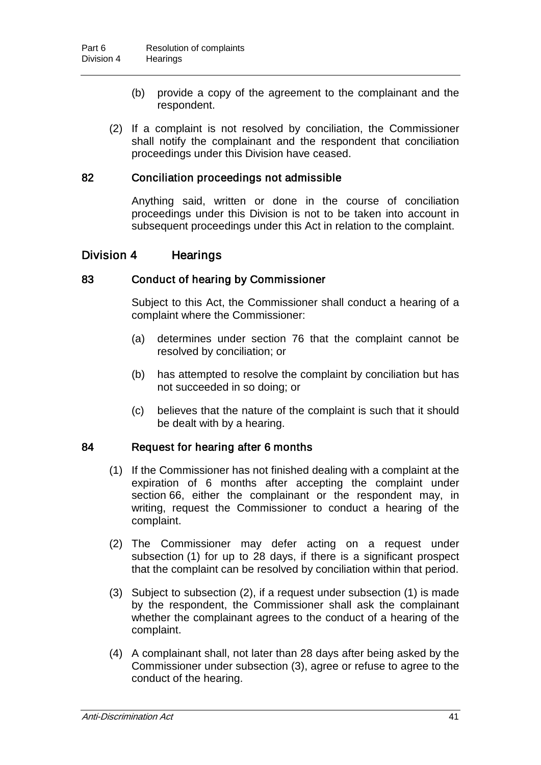(b) provide a copy of the agreement to the complainant and the respondent.

(2) If a complaint is not resolved by conciliation, the Commissioner shall notify the complainant and the respondent that conciliation proceedings under this Division have ceased.

### 82 Conciliation proceedings not admissible

Anything said, written or done in the course of conciliation proceedings under this Division is not to be taken into account in subsequent proceedings under this Act in relation to the complaint.

## Division 4 Hearings

### 83 Conduct of hearing by Commissioner

Subject to this Act, the Commissioner shall conduct a hearing of a complaint where the Commissioner:

(a) determines under section 76 that the complaint cannot be resolved by conciliation; or

(b) has attempted to resolve the complaint by conciliation but has not succeeded in so doing; or

(c) believes that the nature of the complaint is such that it should be dealt with by a hearing.

### 84 Request for hearing after 6 months

(1) If the Commissioner has not finished dealing with a complaint at the expiration of 6 months after accepting the complaint under section 66, either the complainant or the respondent may, in writing, request the Commissioner to conduct a hearing of the complaint.

(2) The Commissioner may defer acting on a request under subsection (1) for up to 28 days, if there is a significant prospect that the complaint can be resolved by conciliation within that period.

(3) Subject to subsection (2), if a request under subsection (1) is made by the respondent, the Commissioner shall ask the complainant whether the complainant agrees to the conduct of a hearing of the complaint.

(4) A complainant shall, not later than 28 days after being asked by the Commissioner under subsection (3), agree or refuse to agree to the conduct of the hearing.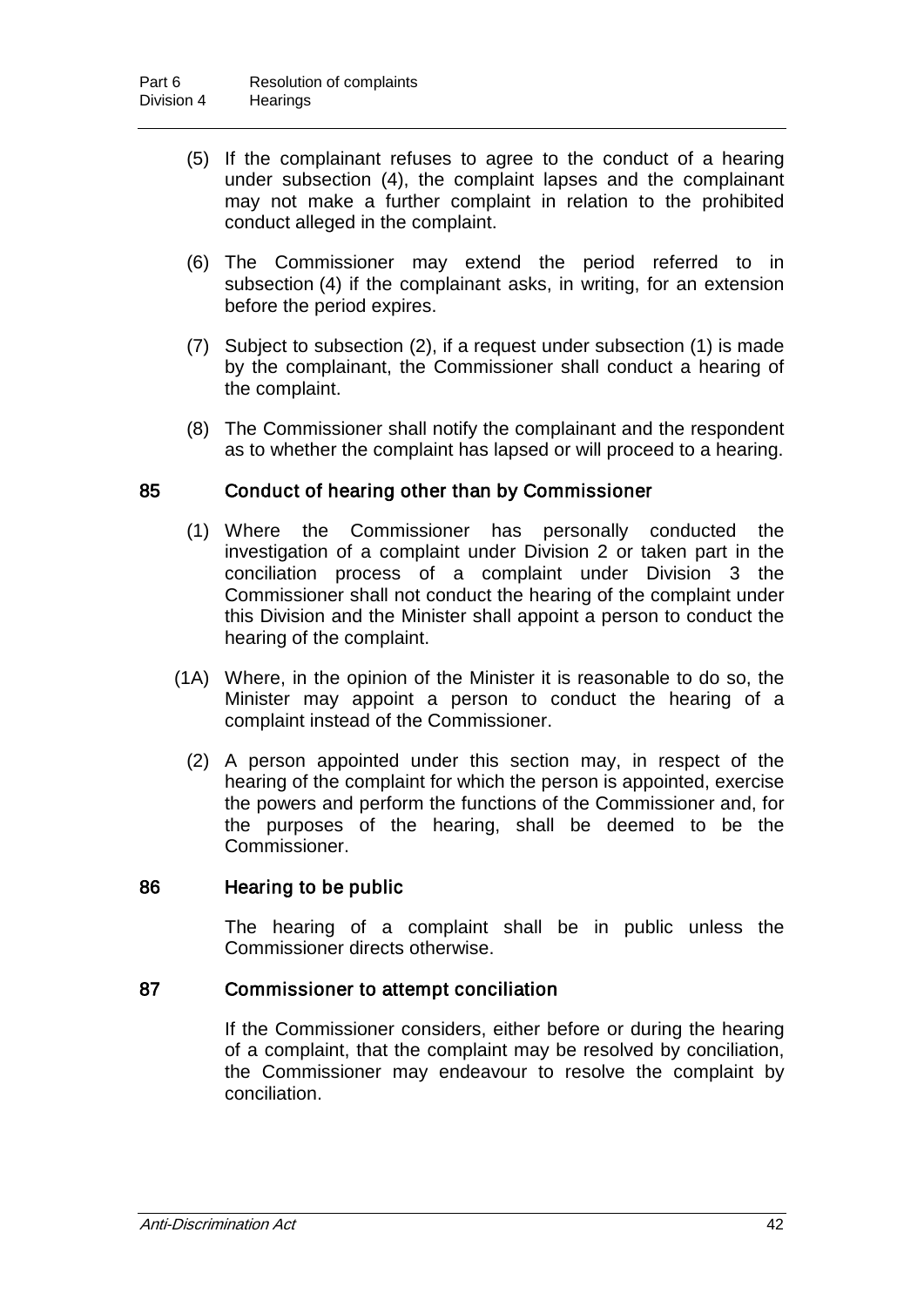(5) If the complainant refuses to agree to the conduct of a hearing under subsection (4), the complaint lapses and the complainant may not make a further complaint in relation to the prohibited conduct alleged in the complaint.

(6) The Commissioner may extend the period referred to in subsection (4) if the complainant asks, in writing, for an extension before the period expires.

(7) Subject to subsection (2), if a request under subsection (1) is made by the complainant, the Commissioner shall conduct a hearing of the complaint.

(8) The Commissioner shall notify the complainant and the respondent as to whether the complaint has lapsed or will proceed to a hearing.

## 85 Conduct of hearing other than by Commissioner

(1) Where the Commissioner has personally conducted the investigation of a complaint under Division 2 or taken part in the conciliation process of a complaint under Division 3 the Commissioner shall not conduct the hearing of the complaint under this Division and the Minister shall appoint a person to conduct the hearing of the complaint.

(1A) Where, in the opinion of the Minister it is reasonable to do so, the Minister may appoint a person to conduct the hearing of a complaint instead of the Commissioner.

(2) A person appointed under this section may, in respect of the hearing of the complaint for which the person is appointed, exercise the powers and perform the functions of the Commissioner and, for the purposes of the hearing, shall be deemed to be the Commissioner.

## 86 Hearing to be public

The hearing of a complaint shall be in public unless the Commissioner directs otherwise.

## 87 Commissioner to attempt conciliation

If the Commissioner considers, either before or during the hearing of a complaint, that the complaint may be resolved by conciliation, the Commissioner may endeavour to resolve the complaint by conciliation.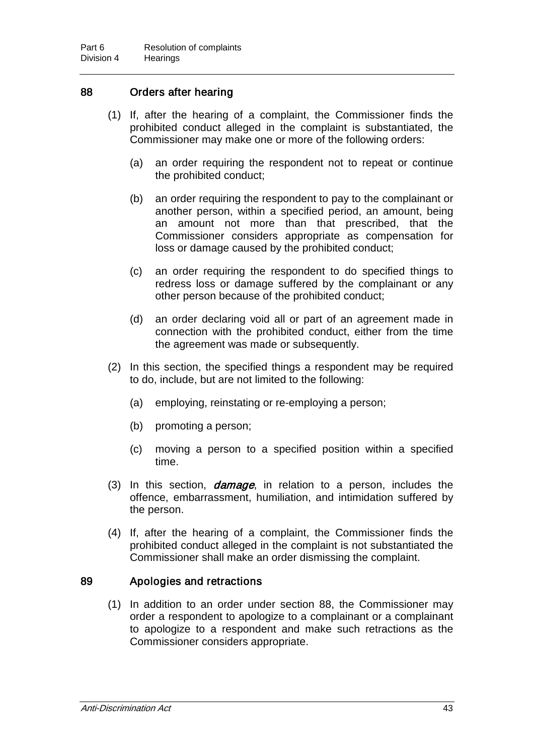### 88 Orders after hearing

(1) If, after the hearing of a complaint, the Commissioner finds the prohibited conduct alleged in the complaint is substantiated, the Commissioner may make one or more of the following orders:

(a) an order requiring the respondent not to repeat or continue the prohibited conduct;

(b) an order requiring the respondent to pay to the complainant or another person, within a specified period, an amount, being an amount not more than that prescribed, that the Commissioner considers appropriate as compensation for loss or damage caused by the prohibited conduct;

(c) an order requiring the respondent to do specified things to redress loss or damage suffered by the complainant or any other person because of the prohibited conduct;

(d) an order declaring void all or part of an agreement made in connection with the prohibited conduct, either from the time the agreement was made or subsequently.

(2) In this section, the specified things a respondent may be required to do, include, but are not limited to the following:

(a) employing, reinstating or re-employing a person;

(b) promoting a person;

(c) moving a person to a specified position within a specified time.

(3) In this section, ***damage***, in relation to a person, includes the offence, embarrassment, humiliation, and intimidation suffered by the person.

(4) If, after the hearing of a complaint, the Commissioner finds the prohibited conduct alleged in the complaint is not substantiated the Commissioner shall make an order dismissing the complaint.

### 89 Apologies and retractions

(1) In addition to an order under section 88, the Commissioner may order a respondent to apologize to a complainant or a complainant to apologize to a respondent and make such retractions as the Commissioner considers appropriate.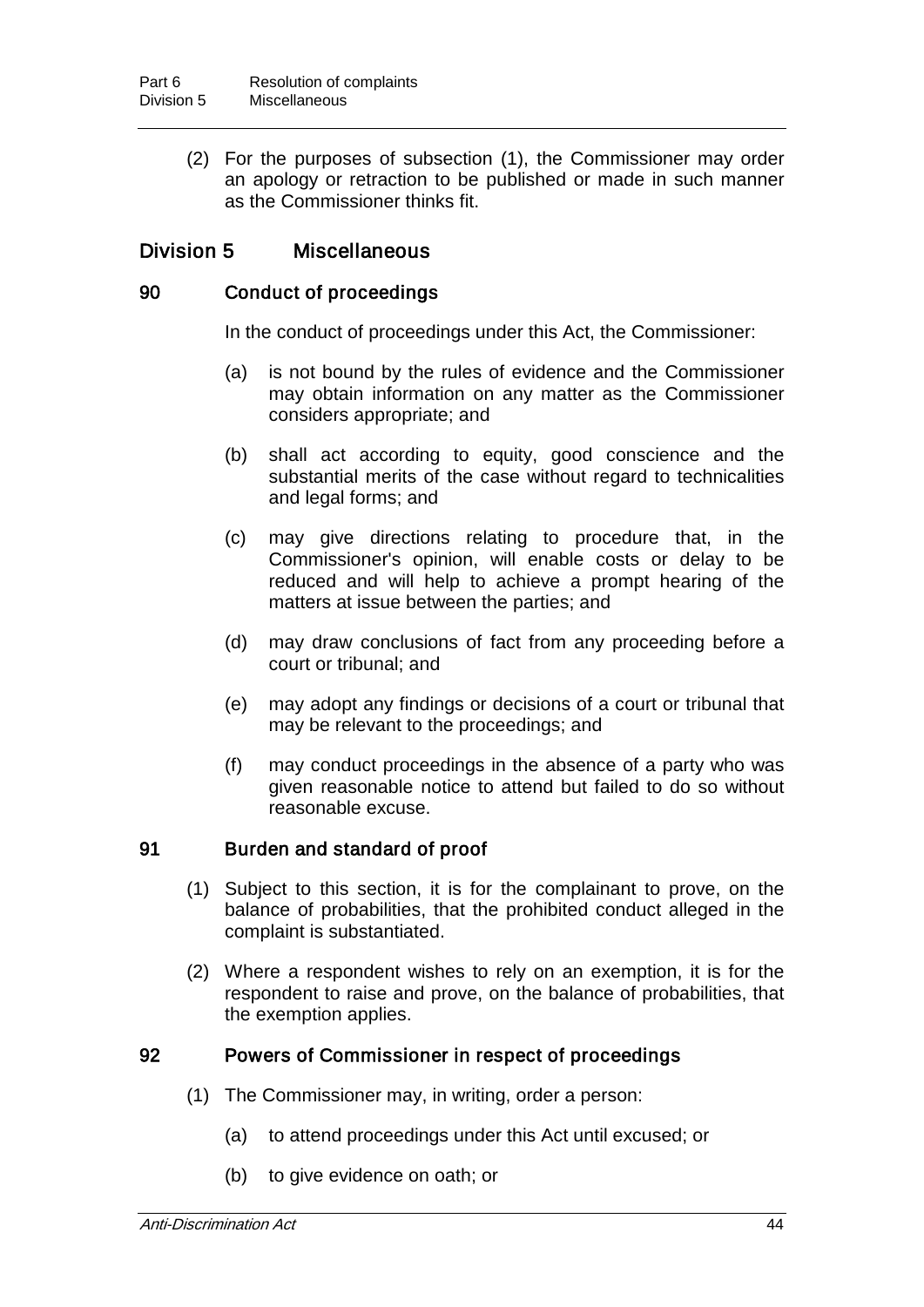(2) For the purposes of subsection (1), the Commissioner may order an apology or retraction to be published or made in such manner as the Commissioner thinks fit.

## Division 5 Miscellaneous

### 90 Conduct of proceedings

In the conduct of proceedings under this Act, the Commissioner:

(a) is not bound by the rules of evidence and the Commissioner may obtain information on any matter as the Commissioner considers appropriate; and

(b) shall act according to equity, good conscience and the substantial merits of the case without regard to technicalities and legal forms; and

(c) may give directions relating to procedure that, in the Commissioner's opinion, will enable costs or delay to be reduced and will help to achieve a prompt hearing of the matters at issue between the parties; and

(d) may draw conclusions of fact from any proceeding before a court or tribunal; and

(e) may adopt any findings or decisions of a court or tribunal that may be relevant to the proceedings; and

(f) may conduct proceedings in the absence of a party who was given reasonable notice to attend but failed to do so without reasonable excuse.

### 91 Burden and standard of proof

(1) Subject to this section, it is for the complainant to prove, on the balance of probabilities, that the prohibited conduct alleged in the complaint is substantiated.

(2) Where a respondent wishes to rely on an exemption, it is for the respondent to raise and prove, on the balance of probabilities, that the exemption applies.

### 92 Powers of Commissioner in respect of proceedings

(1) The Commissioner may, in writing, order a person:

(a) to attend proceedings under this Act until excused; or

(b) to give evidence on oath; or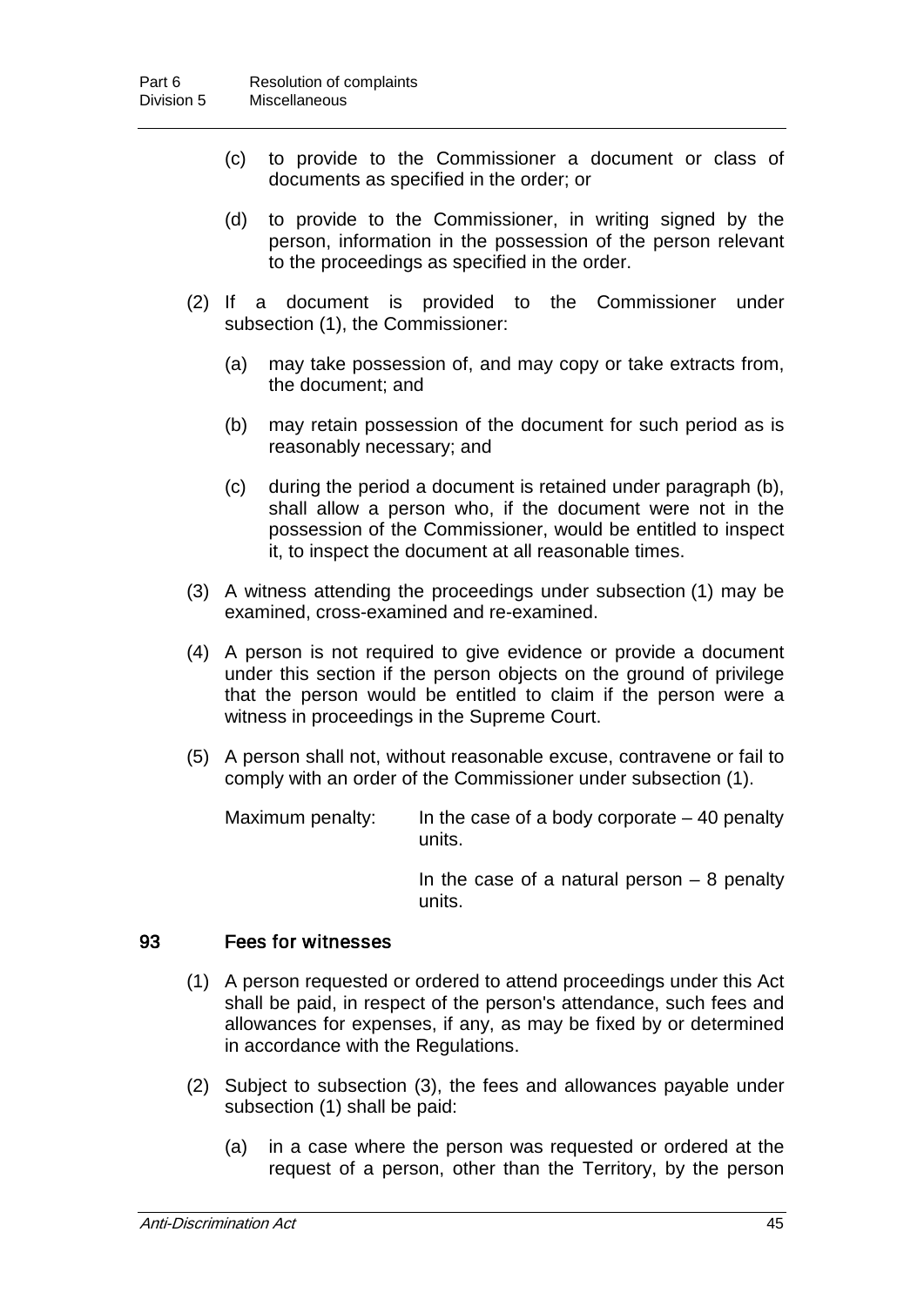(c) to provide to the Commissioner a document or class of documents as specified in the order; or

(d) to provide to the Commissioner, in writing signed by the person, information in the possession of the person relevant to the proceedings as specified in the order.

(2) If a document is provided to the Commissioner under subsection (1), the Commissioner:

(a) may take possession of, and may copy or take extracts from, the document; and

(b) may retain possession of the document for such period as is reasonably necessary; and

(c) during the period a document is retained under paragraph (b), shall allow a person who, if the document were not in the possession of the Commissioner, would be entitled to inspect it, to inspect the document at all reasonable times.

(3) A witness attending the proceedings under subsection (1) may be examined, cross-examined and re-examined.

(4) A person is not required to give evidence or provide a document under this section if the person objects on the ground of privilege that the person would be entitled to claim if the person were a witness in proceedings in the Supreme Court.

(5) A person shall not, without reasonable excuse, contravene or fail to comply with an order of the Commissioner under subsection (1).

Maximum penalty: In the case of a body corporate – 40 penalty units.

In the case of a natural person – 8 penalty units.

### 93 Fees for witnesses

(1) A person requested or ordered to attend proceedings under this Act shall be paid, in respect of the person's attendance, such fees and allowances for expenses, if any, as may be fixed by or determined in accordance with the Regulations.

(2) Subject to subsection (3), the fees and allowances payable under subsection (1) shall be paid:

(a) in a case where the person was requested or ordered at the request of a person, other than the Territory, by the person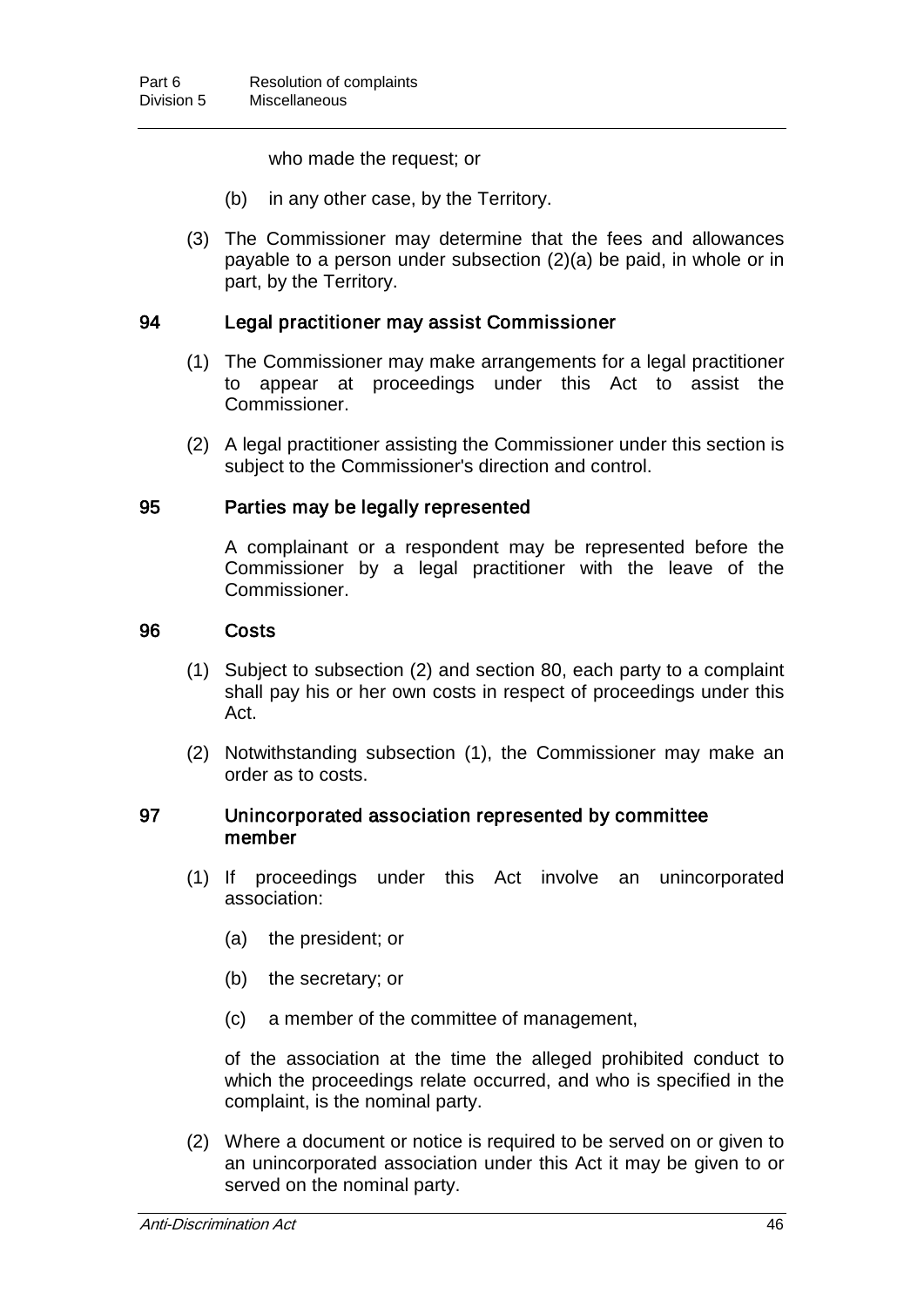who made the request; or

(b) in any other case, by the Territory.

(3) The Commissioner may determine that the fees and allowances payable to a person under subsection (2)(a) be paid, in whole or in part, by the Territory.

### 94 Legal practitioner may assist Commissioner

(1) The Commissioner may make arrangements for a legal practitioner to appear at proceedings under this Act to assist the Commissioner.

(2) A legal practitioner assisting the Commissioner under this section is subject to the Commissioner's direction and control.

### 95 Parties may be legally represented

A complainant or a respondent may be represented before the Commissioner by a legal practitioner with the leave of the Commissioner.

### 96 Costs

(1) Subject to subsection (2) and section 80, each party to a complaint shall pay his or her own costs in respect of proceedings under this Act.

(2) Notwithstanding subsection (1), the Commissioner may make an order as to costs.

### 97 Unincorporated association represented by committee member

(1) If proceedings under this Act involve an unincorporated association:

(a) the president; or

(b) the secretary; or

(c) a member of the committee of management,

of the association at the time the alleged prohibited conduct to which the proceedings relate occurred, and who is specified in the complaint, is the nominal party.

(2) Where a document or notice is required to be served on or given to an unincorporated association under this Act it may be given to or served on the nominal party.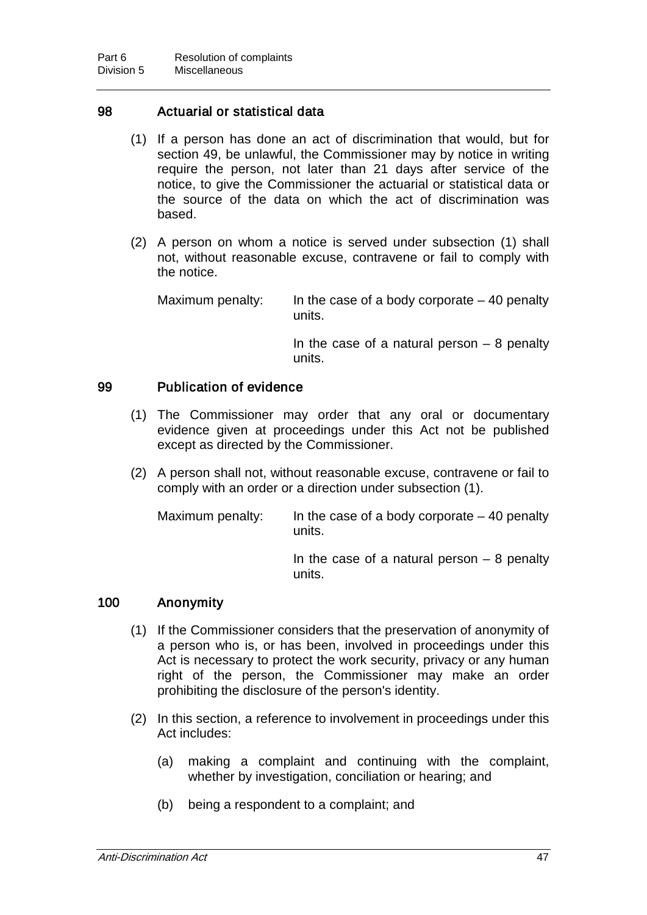## 98 Actuarial or statistical data

(1) If a person has done an act of discrimination that would, but for section 49, be unlawful, the Commissioner may by notice in writing require the person, not later than 21 days after service of the notice, to give the Commissioner the actuarial or statistical data or the source of the data on which the act of discrimination was based.

(2) A person on whom a notice is served under subsection (1) shall not, without reasonable excuse, contravene or fail to comply with the notice.

Maximum penalty: In the case of a body corporate – 40 penalty units.

In the case of a natural person – 8 penalty units.

## 99 Publication of evidence

(1) The Commissioner may order that any oral or documentary evidence given at proceedings under this Act not be published except as directed by the Commissioner.

(2) A person shall not, without reasonable excuse, contravene or fail to comply with an order or a direction under subsection (1).

Maximum penalty: In the case of a body corporate – 40 penalty units.

In the case of a natural person – 8 penalty units.

## 100 Anonymity

(1) If the Commissioner considers that the preservation of anonymity of a person who is, or has been, involved in proceedings under this Act is necessary to protect the work security, privacy or any human right of the person, the Commissioner may make an order prohibiting the disclosure of the person's identity.

(2) In this section, a reference to involvement in proceedings under this Act includes:

(a) making a complaint and continuing with the complaint, whether by investigation, conciliation or hearing; and

(b) being a respondent to a complaint; and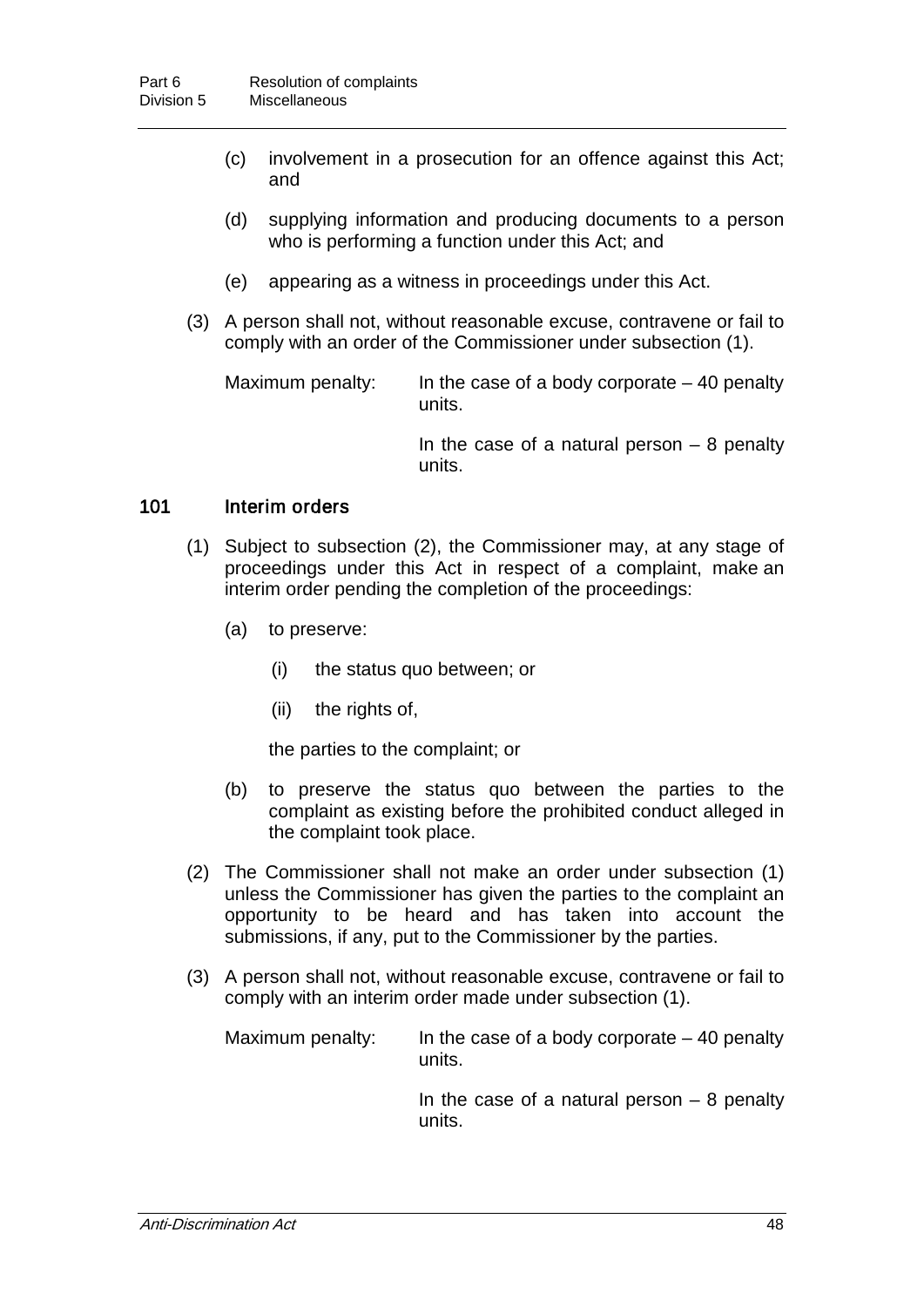(c) involvement in a prosecution for an offence against this Act; and

(d) supplying information and producing documents to a person who is performing a function under this Act; and

(e) appearing as a witness in proceedings under this Act.

(3) A person shall not, without reasonable excuse, contravene or fail to comply with an order of the Commissioner under subsection (1).

Maximum penalty: In the case of a body corporate – 40 penalty units.

In the case of a natural person – 8 penalty units.

### 101 Interim orders

(1) Subject to subsection (2), the Commissioner may, at any stage of proceedings under this Act in respect of a complaint, make an interim order pending the completion of the proceedings:

(a) to preserve:

(i) the status quo between; or

(ii) the rights of,

the parties to the complaint; or

(b) to preserve the status quo between the parties to the complaint as existing before the prohibited conduct alleged in the complaint took place.

(2) The Commissioner shall not make an order under subsection (1) unless the Commissioner has given the parties to the complaint an opportunity to be heard and has taken into account the submissions, if any, put to the Commissioner by the parties.

(3) A person shall not, without reasonable excuse, contravene or fail to comply with an interim order made under subsection (1).

Maximum penalty: In the case of a body corporate – 40 penalty units.

In the case of a natural person – 8 penalty units.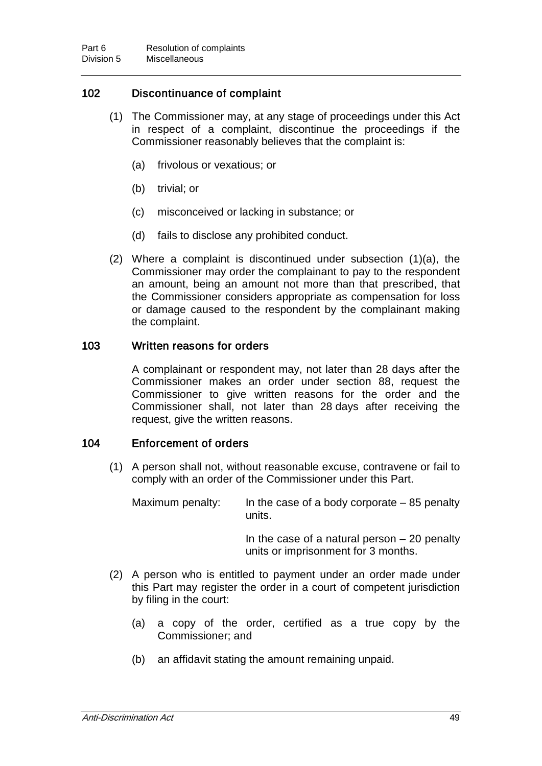### 102 Discontinuance of complaint

(1) The Commissioner may, at any stage of proceedings under this Act in respect of a complaint, discontinue the proceedings if the Commissioner reasonably believes that the complaint is:

(a) frivolous or vexatious; or

(b) trivial; or

(c) misconceived or lacking in substance; or

(d) fails to disclose any prohibited conduct.

(2) Where a complaint is discontinued under subsection (1)(a), the Commissioner may order the complainant to pay to the respondent an amount, being an amount not more than that prescribed, that the Commissioner considers appropriate as compensation for loss or damage caused to the respondent by the complainant making the complaint.

### 103 Written reasons for orders

A complainant or respondent may, not later than 28 days after the Commissioner makes an order under section 88, request the Commissioner to give written reasons for the order and the Commissioner shall, not later than 28 days after receiving the request, give the written reasons.

### 104 Enforcement of orders

(1) A person shall not, without reasonable excuse, contravene or fail to comply with an order of the Commissioner under this Part.

Maximum penalty: In the case of a body corporate – 85 penalty units.

In the case of a natural person – 20 penalty units or imprisonment for 3 months.

(2) A person who is entitled to payment under an order made under this Part may register the order in a court of competent jurisdiction by filing in the court:

(a) a copy of the order, certified as a true copy by the Commissioner; and

(b) an affidavit stating the amount remaining unpaid.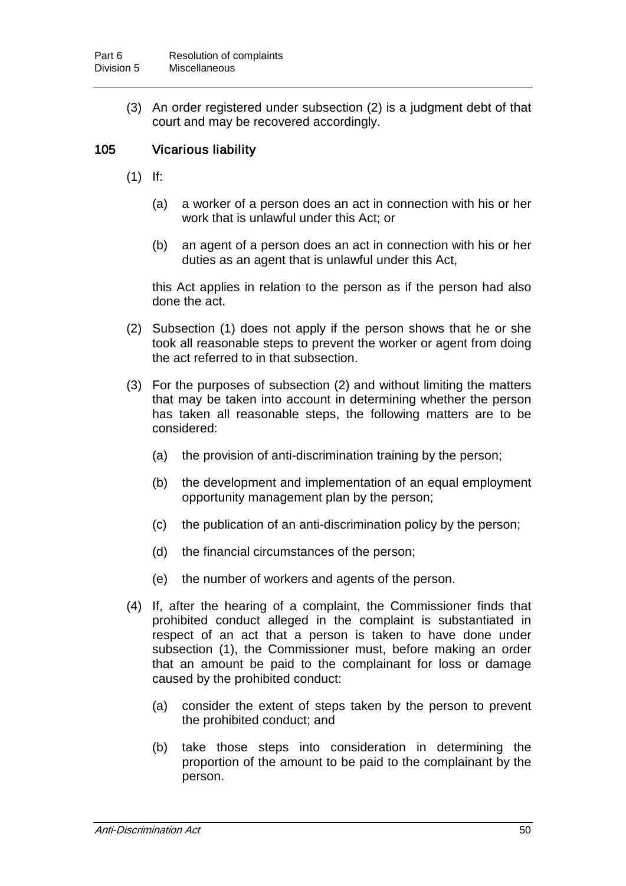(3) An order registered under subsection (2) is a judgment debt of that court and may be recovered accordingly.

## 105 Vicarious liability

(1) If:

(a) a worker of a person does an act in connection with his or her work that is unlawful under this Act; or

(b) an agent of a person does an act in connection with his or her duties as an agent that is unlawful under this Act,

this Act applies in relation to the person as if the person had also done the act.

(2) Subsection (1) does not apply if the person shows that he or she took all reasonable steps to prevent the worker or agent from doing the act referred to in that subsection.

(3) For the purposes of subsection (2) and without limiting the matters that may be taken into account in determining whether the person has taken all reasonable steps, the following matters are to be considered:

(a) the provision of anti-discrimination training by the person;

(b) the development and implementation of an equal employment opportunity management plan by the person;

(c) the publication of an anti-discrimination policy by the person;

(d) the financial circumstances of the person;

(e) the number of workers and agents of the person.

(4) If, after the hearing of a complaint, the Commissioner finds that prohibited conduct alleged in the complaint is substantiated in respect of an act that a person is taken to have done under subsection (1), the Commissioner must, before making an order that an amount be paid to the complainant for loss or damage caused by the prohibited conduct:

(a) consider the extent of steps taken by the person to prevent the prohibited conduct; and

(b) take those steps into consideration in determining the proportion of the amount to be paid to the complainant by the person.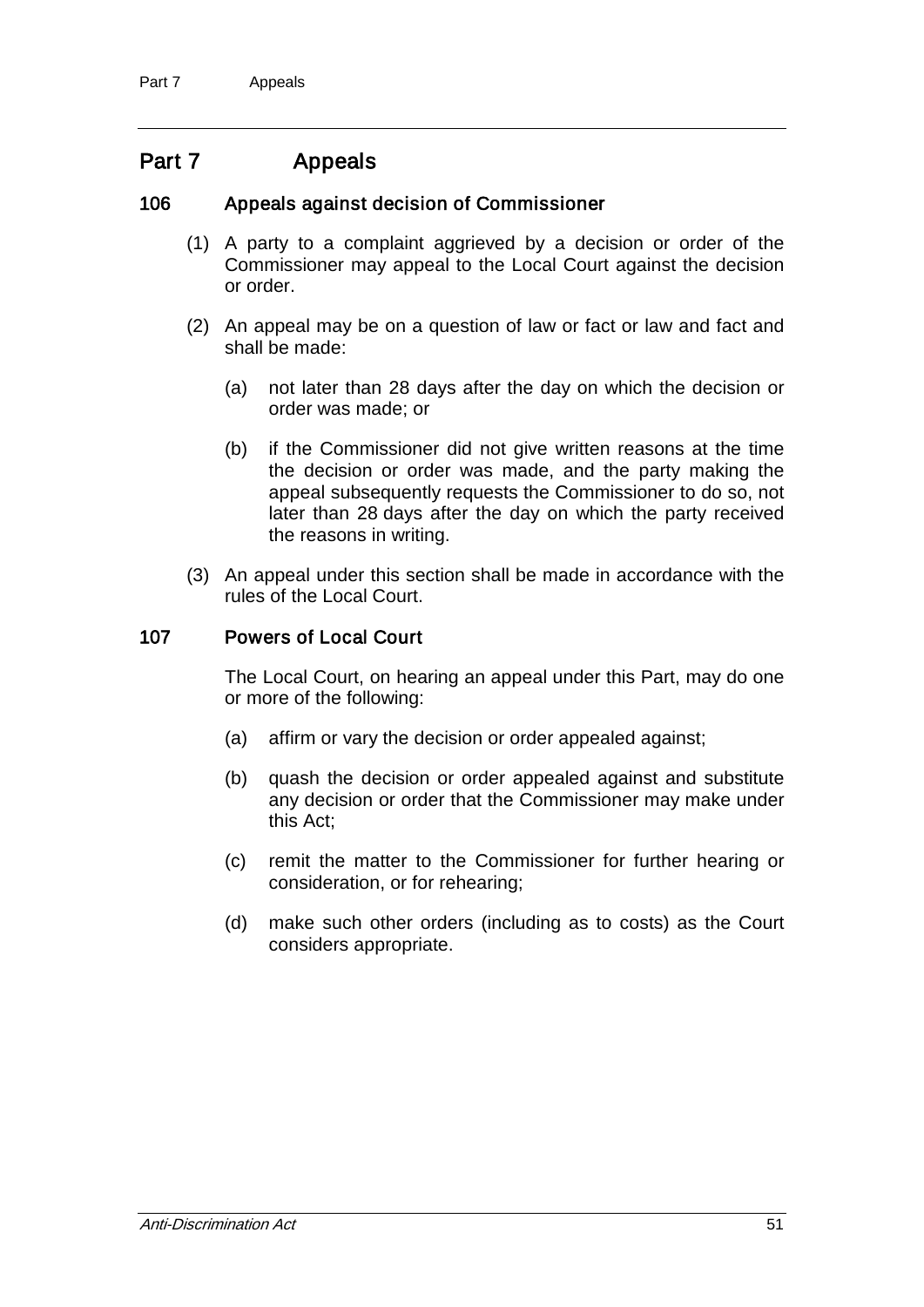## Part 7 Appeals

### 106 Appeals against decision of Commissioner

(1) A party to a complaint aggrieved by a decision or order of the Commissioner may appeal to the Local Court against the decision or order.

(2) An appeal may be on a question of law or fact or law and fact and shall be made:

  (a) not later than 28 days after the day on which the decision or order was made; or

  (b) if the Commissioner did not give written reasons at the time the decision or order was made, and the party making the appeal subsequently requests the Commissioner to do so, not later than 28 days after the day on which the party received the reasons in writing.

(3) An appeal under this section shall be made in accordance with the rules of the Local Court.

### 107 Powers of Local Court

The Local Court, on hearing an appeal under this Part, may do one or more of the following:

  (a) affirm or vary the decision or order appealed against;

  (b) quash the decision or order appealed against and substitute any decision or order that the Commissioner may make under this Act;

  (c) remit the matter to the Commissioner for further hearing or consideration, or for rehearing;

  (d) make such other orders (including as to costs) as the Court considers appropriate.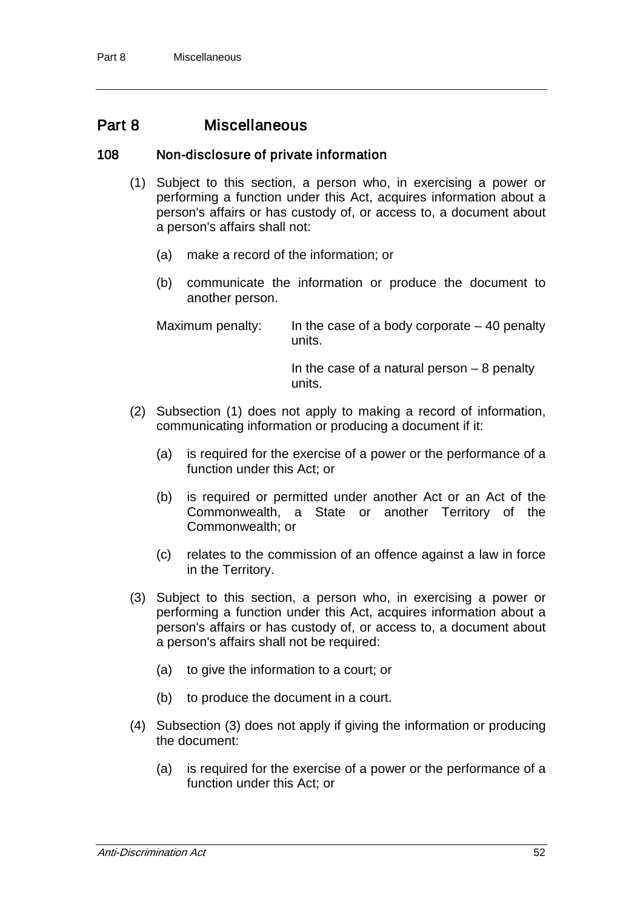## Part 8 Miscellaneous

### 108 Non-disclosure of private information

(1) Subject to this section, a person who, in exercising a power or performing a function under this Act, acquires information about a person's affairs or has custody of, or access to, a document about a person's affairs shall not:

(a) make a record of the information; or

(b) communicate the information or produce the document to another person.

Maximum penalty: In the case of a body corporate – 40 penalty units.

In the case of a natural person – 8 penalty units.

(2) Subsection (1) does not apply to making a record of information, communicating information or producing a document if it:

(a) is required for the exercise of a power or the performance of a function under this Act; or

(b) is required or permitted under another Act or an Act of the Commonwealth, a State or another Territory of the Commonwealth; or

(c) relates to the commission of an offence against a law in force in the Territory.

(3) Subject to this section, a person who, in exercising a power or performing a function under this Act, acquires information about a person's affairs or has custody of, or access to, a document about a person's affairs shall not be required:

(a) to give the information to a court; or

(b) to produce the document in a court.

(4) Subsection (3) does not apply if giving the information or producing the document:

(a) is required for the exercise of a power or the performance of a function under this Act; or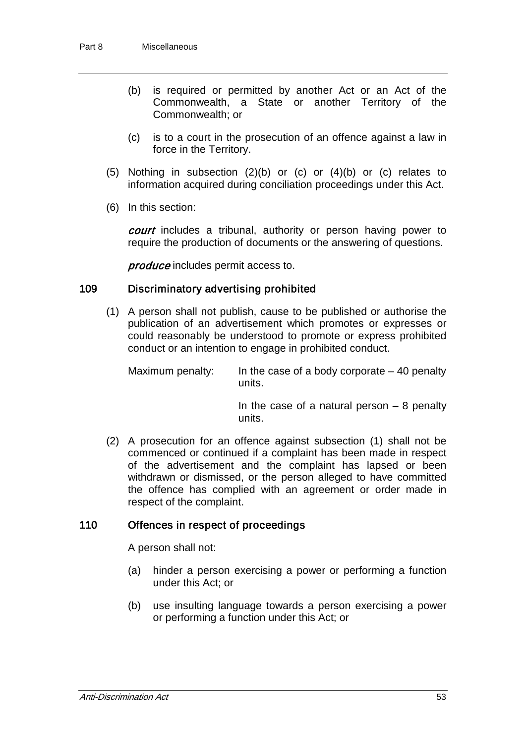(b) is required or permitted by another Act or an Act of the Commonwealth, a State or another Territory of the Commonwealth; or

(c) is to a court in the prosecution of an offence against a law in force in the Territory.

(5) Nothing in subsection (2)(b) or (c) or (4)(b) or (c) relates to information acquired during conciliation proceedings under this Act.

(6) In this section:

***court*** includes a tribunal, authority or person having power to require the production of documents or the answering of questions.

***produce*** includes permit access to.

### 109 Discriminatory advertising prohibited

(1) A person shall not publish, cause to be published or authorise the publication of an advertisement which promotes or expresses or could reasonably be understood to promote or express prohibited conduct or an intention to engage in prohibited conduct.

Maximum penalty: In the case of a body corporate – 40 penalty units.

In the case of a natural person – 8 penalty units.

(2) A prosecution for an offence against subsection (1) shall not be commenced or continued if a complaint has been made in respect of the advertisement and the complaint has lapsed or been withdrawn or dismissed, or the person alleged to have committed the offence has complied with an agreement or order made in respect of the complaint.

### 110 Offences in respect of proceedings

A person shall not:

(a) hinder a person exercising a power or performing a function under this Act; or

(b) use insulting language towards a person exercising a power or performing a function under this Act; or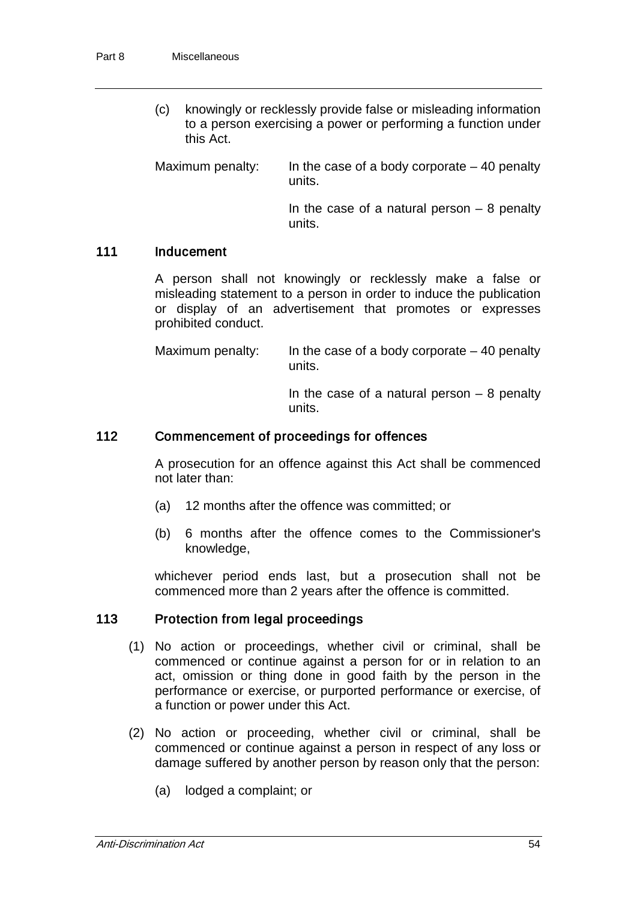(c) knowingly or recklessly provide false or misleading information to a person exercising a power or performing a function under this Act.

Maximum penalty: In the case of a body corporate – 40 penalty units.

In the case of a natural person – 8 penalty units.

### 111 Inducement

A person shall not knowingly or recklessly make a false or misleading statement to a person in order to induce the publication or display of an advertisement that promotes or expresses prohibited conduct.

Maximum penalty: In the case of a body corporate – 40 penalty units.

In the case of a natural person – 8 penalty units.

### 112 Commencement of proceedings for offences

A prosecution for an offence against this Act shall be commenced not later than:

(a) 12 months after the offence was committed; or

(b) 6 months after the offence comes to the Commissioner's knowledge,

whichever period ends last, but a prosecution shall not be commenced more than 2 years after the offence is committed.

### 113 Protection from legal proceedings

(1) No action or proceedings, whether civil or criminal, shall be commenced or continue against a person for or in relation to an act, omission or thing done in good faith by the person in the performance or exercise, or purported performance or exercise, of a function or power under this Act.

(2) No action or proceeding, whether civil or criminal, shall be commenced or continue against a person in respect of any loss or damage suffered by another person by reason only that the person:

(a) lodged a complaint; or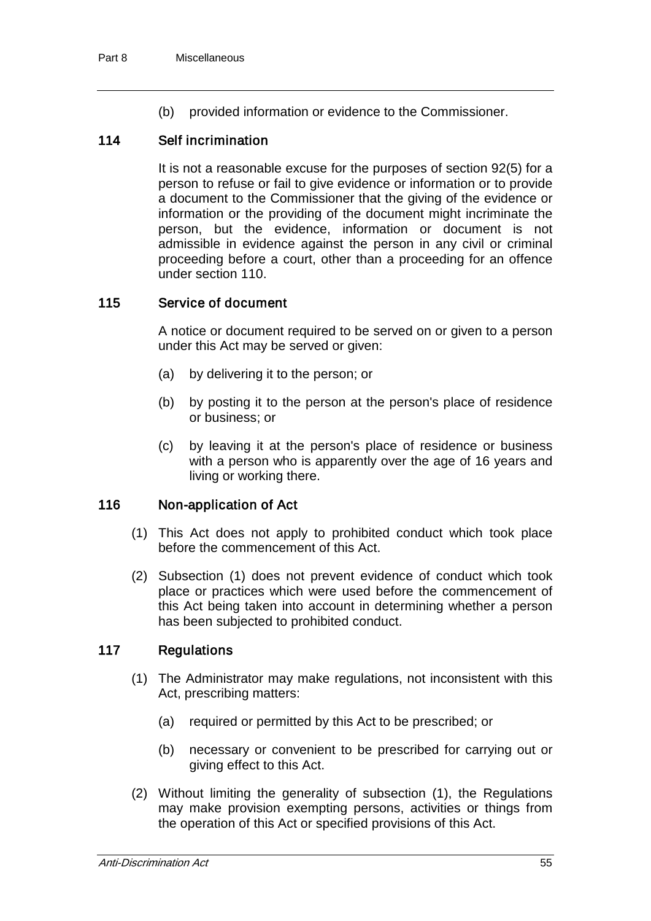(b) provided information or evidence to the Commissioner.

### 114 Self incrimination

It is not a reasonable excuse for the purposes of section 92(5) for a person to refuse or fail to give evidence or information or to provide a document to the Commissioner that the giving of the evidence or information or the providing of the document might incriminate the person, but the evidence, information or document is not admissible in evidence against the person in any civil or criminal proceeding before a court, other than a proceeding for an offence under section 110.

### 115 Service of document

A notice or document required to be served on or given to a person under this Act may be served or given:

(a) by delivering it to the person; or

(b) by posting it to the person at the person's place of residence or business; or

(c) by leaving it at the person's place of residence or business with a person who is apparently over the age of 16 years and living or working there.

### 116 Non-application of Act

(1) This Act does not apply to prohibited conduct which took place before the commencement of this Act.

(2) Subsection (1) does not prevent evidence of conduct which took place or practices which were used before the commencement of this Act being taken into account in determining whether a person has been subjected to prohibited conduct.

### 117 Regulations

(1) The Administrator may make regulations, not inconsistent with this Act, prescribing matters:

(a) required or permitted by this Act to be prescribed; or

(b) necessary or convenient to be prescribed for carrying out or giving effect to this Act.

(2) Without limiting the generality of subsection (1), the Regulations may make provision exempting persons, activities or things from the operation of this Act or specified provisions of this Act.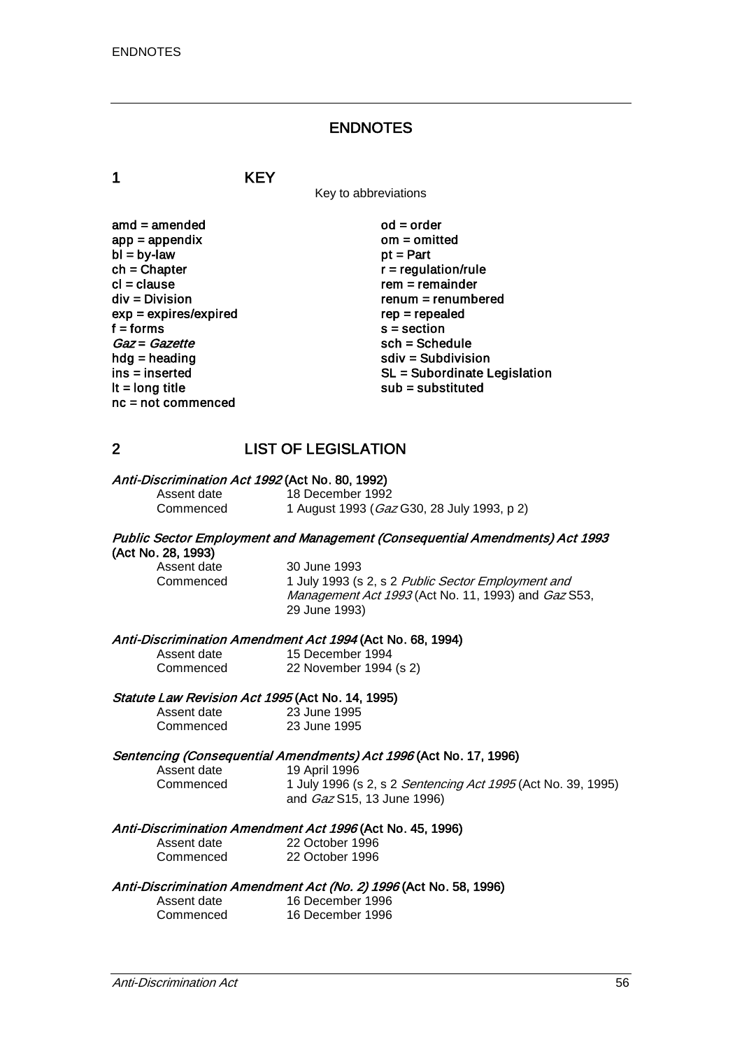# ENDNOTES

## 1 KEY

Key to abbreviations

| | |
|---|---|
| **amd = amended** | **od = order** |
| **app = appendix** | **om = omitted** |
| **bl = by-law** | **pt = Part** |
| **ch = Chapter** | **r = regulation/rule** |
| **cl = clause** | **rem = remainder** |
| **div = Division** | **renum = renumbered** |
| **exp = expires/expired** | **rep = repealed** |
| **f = forms** | **s = section** |
| ***Gaz* = *Gazette*** | **sch = Schedule** |
| **hdg = heading** | **sdiv = Subdivision** |
| **ins = inserted** | **SL = Subordinate Legislation** |
| **lt = long title** | **sub = substituted** |
| **nc = not commenced** | |

## 2 LIST OF LEGISLATION

***Anti-Discrimination Act 1992* (Act No. 80, 1992)**

Assent date 18 December 1992
Commenced 1 August 1993 (*Gaz* G30, 28 July 1993, p 2)

***Public Sector Employment and Management (Consequential Amendments) Act 1993* (Act No. 28, 1993)**

Assent date 30 June 1993
Commenced 1 July 1993 (s 2, s 2 *Public Sector Employment and Management Act 1993* (Act No. 11, 1993) and *Gaz* S53, 29 June 1993)

***Anti-Discrimination Amendment Act 1994* (Act No. 68, 1994)**

Assent date 15 December 1994
Commenced 22 November 1994 (s 2)

***Statute Law Revision Act 1995* (Act No. 14, 1995)**

Assent date 23 June 1995
Commenced 23 June 1995

***Sentencing (Consequential Amendments) Act 1996* (Act No. 17, 1996)**

Assent date 19 April 1996
Commenced 1 July 1996 (s 2, s 2 *Sentencing Act 1995* (Act No. 39, 1995) and *Gaz* S15, 13 June 1996)

***Anti-Discrimination Amendment Act 1996* (Act No. 45, 1996)**

Assent date 22 October 1996
Commenced 22 October 1996

***Anti-Discrimination Amendment Act (No. 2) 1996* (Act No. 58, 1996)**

Assent date 16 December 1996
Commenced 16 December 1996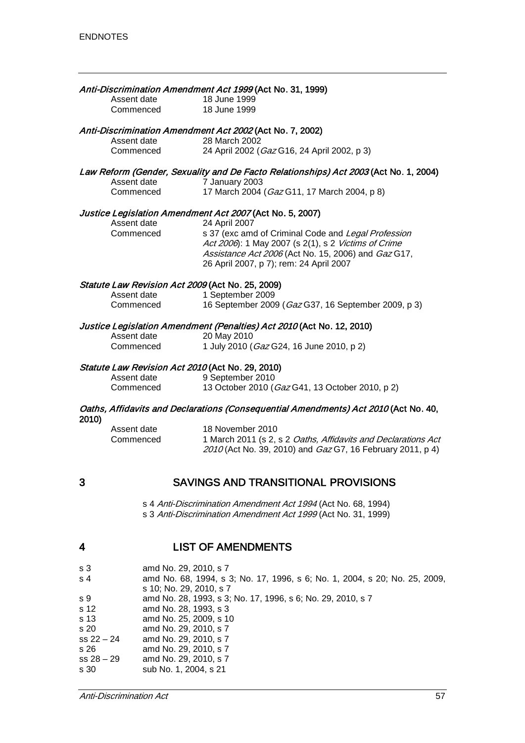***Anti-Discrimination Amendment Act 1999* (Act No. 31, 1999)**

Assent date 18 June 1999
Commenced 18 June 1999

***Anti-Discrimination Amendment Act 2002* (Act No. 7, 2002)**

Assent date 28 March 2002
Commenced 24 April 2002 (*Gaz* G16, 24 April 2002, p 3)

***Law Reform (Gender, Sexuality and De Facto Relationships) Act 2003* (Act No. 1, 2004)**

Assent date 7 January 2003
Commenced 17 March 2004 (*Gaz* G11, 17 March 2004, p 8)

***Justice Legislation Amendment Act 2007* (Act No. 5, 2007)**

Assent date 24 April 2007
Commenced s 37 (exc amd of Criminal Code and *Legal Profession Act 2006*): 1 May 2007 (s 2(1), s 2 *Victims of Crime Assistance Act 2006* (Act No. 15, 2006) and *Gaz* G17, 26 April 2007, p 7); rem: 24 April 2007

***Statute Law Revision Act 2009* (Act No. 25, 2009)**

Assent date 1 September 2009
Commenced 16 September 2009 (*Gaz* G37, 16 September 2009, p 3)

***Justice Legislation Amendment (Penalties) Act 2010* (Act No. 12, 2010)**

Assent date 20 May 2010
Commenced 1 July 2010 (*Gaz* G24, 16 June 2010, p 2)

***Statute Law Revision Act 2010* (Act No. 29, 2010)**

Assent date 9 September 2010
Commenced 13 October 2010 (*Gaz* G41, 13 October 2010, p 2)

***Oaths, Affidavits and Declarations (Consequential Amendments) Act 2010* (Act No. 40, 2010)**

Assent date 18 November 2010
Commenced 1 March 2011 (s 2, s 2 *Oaths, Affidavits and Declarations Act 2010* (Act No. 39, 2010) and *Gaz* G7, 16 February 2011, p 4)

## 3 SAVINGS AND TRANSITIONAL PROVISIONS

s 4 *Anti-Discrimination Amendment Act 1994* (Act No. 68, 1994)
s 3 *Anti-Discrimination Amendment Act 1999* (Act No. 31, 1999)

## 4 LIST OF AMENDMENTS

| | |
|---|---|
| s 3 | amd No. 29, 2010, s 7 |
| s 4 | amd No. 68, 1994, s 3; No. 17, 1996, s 6; No. 1, 2004, s 20; No. 25, 2009, s 10; No. 29, 2010, s 7 |
| s 9 | amd No. 28, 1993, s 3; No. 17, 1996, s 6; No. 29, 2010, s 7 |
| s 12 | amd No. 28, 1993, s 3 |
| s 13 | amd No. 25, 2009, s 10 |
| s 20 | amd No. 29, 2010, s 7 |
| ss 22 – 24 | amd No. 29, 2010, s 7 |
| s 26 | amd No. 29, 2010, s 7 |
| ss 28 – 29 | amd No. 29, 2010, s 7 |
| s 30 | sub No. 1, 2004, s 21 |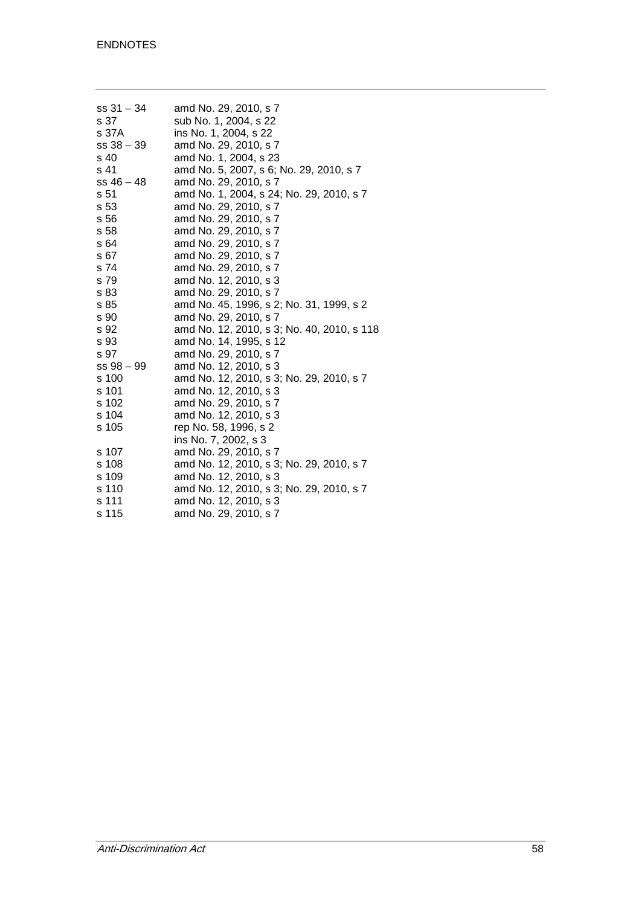| | |
|---|---|
| ss 31 – 34 | amd No. 29, 2010, s 7 |
| s 37 | sub No. 1, 2004, s 22 |
| s 37A | ins No. 1, 2004, s 22 |
| ss 38 – 39 | amd No. 29, 2010, s 7 |
| s 40 | amd No. 1, 2004, s 23 |
| s 41 | amd No. 5, 2007, s 6; No. 29, 2010, s 7 |
| ss 46 – 48 | amd No. 29, 2010, s 7 |
| s 51 | amd No. 1, 2004, s 24; No. 29, 2010, s 7 |
| s 53 | amd No. 29, 2010, s 7 |
| s 56 | amd No. 29, 2010, s 7 |
| s 58 | amd No. 29, 2010, s 7 |
| s 64 | amd No. 29, 2010, s 7 |
| s 67 | amd No. 29, 2010, s 7 |
| s 74 | amd No. 29, 2010, s 7 |
| s 79 | amd No. 12, 2010, s 3 |
| s 83 | amd No. 29, 2010, s 7 |
| s 85 | amd No. 45, 1996, s 2; No. 31, 1999, s 2 |
| s 90 | amd No. 29, 2010, s 7 |
| s 92 | amd No. 12, 2010, s 3; No. 40, 2010, s 118 |
| s 93 | amd No. 14, 1995, s 12 |
| s 97 | amd No. 29, 2010, s 7 |
| ss 98 – 99 | amd No. 12, 2010, s 3 |
| s 100 | amd No. 12, 2010, s 3; No. 29, 2010, s 7 |
| s 101 | amd No. 12, 2010, s 3 |
| s 102 | amd No. 29, 2010, s 7 |
| s 104 | amd No. 12, 2010, s 3 |
| s 105 | rep No. 58, 1996, s 2 |
| | ins No. 7, 2002, s 3 |
| s 107 | amd No. 29, 2010, s 7 |
| s 108 | amd No. 12, 2010, s 3; No. 29, 2010, s 7 |
| s 109 | amd No. 12, 2010, s 3 |
| s 110 | amd No. 12, 2010, s 3; No. 29, 2010, s 7 |
| s 111 | amd No. 12, 2010, s 3 |
| s 115 | amd No. 29, 2010, s 7 |